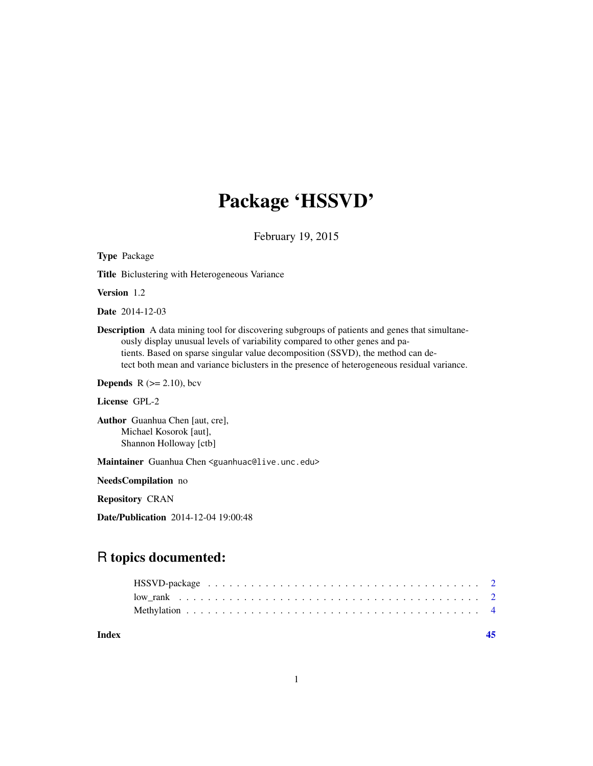# Package 'HSSVD'

February 19, 2015

**Type** Package

**Title** Biclustering with Heterogeneous Variance

**Version** 1.2

**Date** 2014-12-03

**Description** A data mining tool for discovering subgroups of patients and genes that simultaneously display unusual levels of variability compared to other genes and patients. Based on sparse singular value decomposition (SSVD), the method can detect both mean and variance biclusters in the presence of heterogeneous residual variance.

**Depends** R (>= 2.10), bcv

**License** GPL-2

**Author** Guanhua Chen [aut, cre],
Michael Kosorok [aut],
Shannon Holloway [ctb]

**Maintainer** Guanhua Chen <guanhuac@live.unc.edu>

**NeedsCompilation** no

**Repository** CRAN

**Date/Publication** 2014-12-04 19:00:48

## R topics documented:

- HSSVD-package . . . . . . . . . . . . . . . . . . . . . . . . . . . . . . . . . . . . 2
- low_rank . . . . . . . . . . . . . . . . . . . . . . . . . . . . . . . . . . . . 2
- Methylation . . . . . . . . . . . . . . . . . . . . . . . . . . . . . . . . . . . . 4

**Index** **45**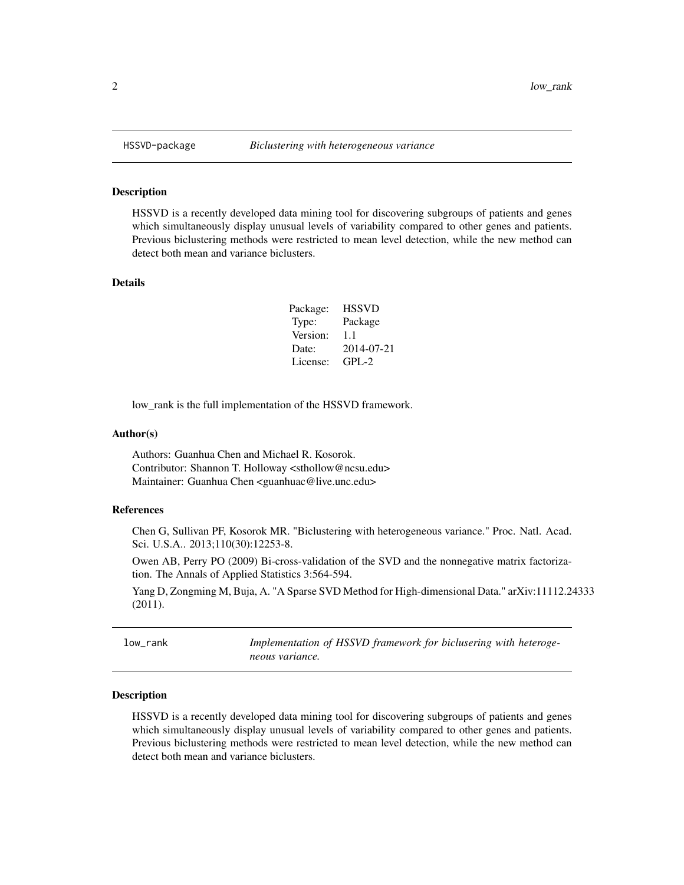## HSSVD-package *Biclustering with heterogeneous variance*

### Description

HSSVD is a recently developed data mining tool for discovering subgroups of patients and genes which simultaneously display unusual levels of variability compared to other genes and patients. Previous biclustering methods were restricted to mean level detection, while the new method can detect both mean and variance biclusters.

### Details

| | |
|---|---|
| Package: | HSSVD |
| Type: | Package |
| Version: | 1.1 |
| Date: | 2014-07-21 |
| License: | GPL-2 |

low_rank is the full implementation of the HSSVD framework.

### Author(s)

Authors: Guanhua Chen and Michael R. Kosorok.
Contributor: Shannon T. Holloway <sthollow@ncsu.edu>
Maintainer: Guanhua Chen <guanhuac@live.unc.edu>

### References

Chen G, Sullivan PF, Kosorok MR. "Biclustering with heterogeneous variance." Proc. Natl. Acad. Sci. U.S.A.. 2013;110(30):12253-8.

Owen AB, Perry PO (2009) Bi-cross-validation of the SVD and the nonnegative matrix factorization. The Annals of Applied Statistics 3:564-594.

Yang D, Zongming M, Buja, A. "A Sparse SVD Method for High-dimensional Data." arXiv:11112.24333 (2011).

## low_rank *Implementation of HSSVD framework for biclusering with heterogeneous variance.*

### Description

HSSVD is a recently developed data mining tool for discovering subgroups of patients and genes which simultaneously display unusual levels of variability compared to other genes and patients. Previous biclustering methods were restricted to mean level detection, while the new method can detect both mean and variance biclusters.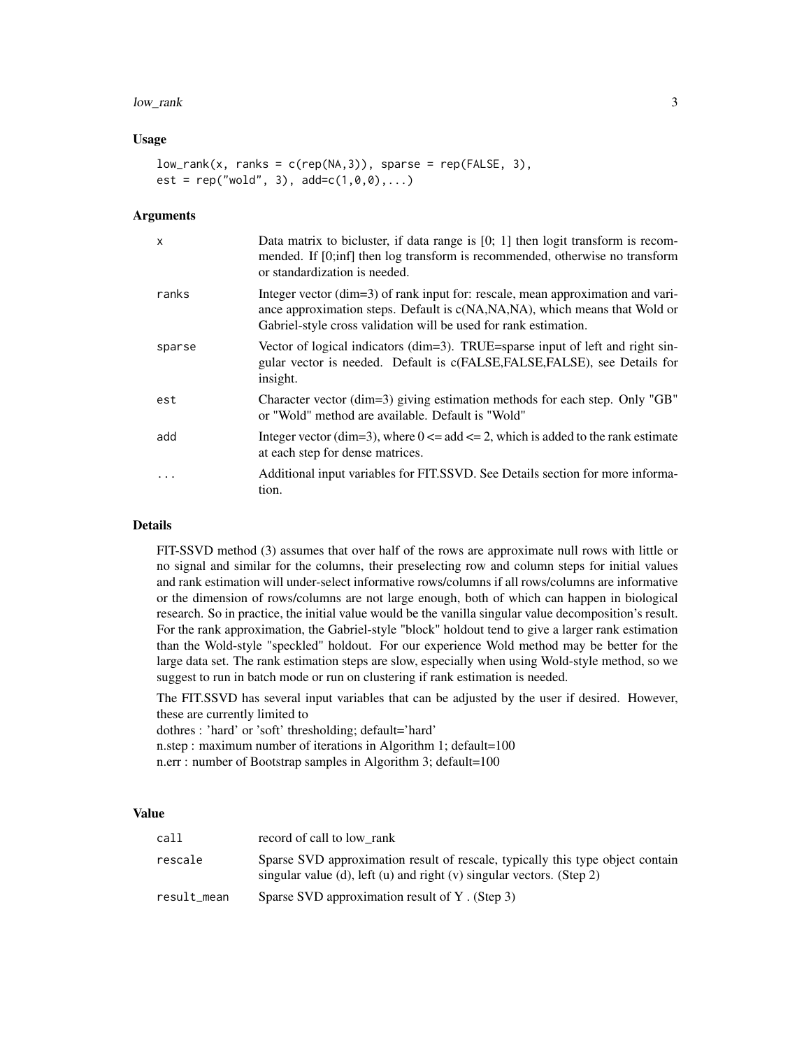### Usage

```
low_rank(x, ranks = c(rep(NA,3)), sparse = rep(FALSE, 3),
est = rep("wold", 3), add=c(1,0,0),...)
```

### Arguments

| | |
|---|---|
| x | Data matrix to bicluster, if data range is [0; 1] then logit transform is recommended. If [0;inf] then log transform is recommended, otherwise no transform or standardization is needed. |
| ranks | Integer vector (dim=3) of rank input for: rescale, mean approximation and variance approximation steps. Default is c(NA,NA,NA), which means that Wold or Gabriel-style cross validation will be used for rank estimation. |
| sparse | Vector of logical indicators (dim=3). TRUE=sparse input of left and right singular vector is needed. Default is c(FALSE,FALSE,FALSE), see Details for insight. |
| est | Character vector (dim=3) giving estimation methods for each step. Only "GB" or "Wold" method are available. Default is "Wold" |
| add | Integer vector (dim=3), where 0 <= add <= 2, which is added to the rank estimate at each step for dense matrices. |
| ... | Additional input variables for FIT.SSVD. See Details section for more information. |

### Details

FIT-SSVD method (3) assumes that over half of the rows are approximate null rows with little or no signal and similar for the columns, their preselecting row and column steps for initial values and rank estimation will under-select informative rows/columns if all rows/columns are informative or the dimension of rows/columns are not large enough, both of which can happen in biological research. So in practice, the initial value would be the vanilla singular value decomposition's result. For the rank approximation, the Gabriel-style "block" holdout tend to give a larger rank estimation than the Wold-style "speckled" holdout. For our experience Wold method may be better for the large data set. The rank estimation steps are slow, especially when using Wold-style method, so we suggest to run in batch mode or run on clustering if rank estimation is needed.

The FIT.SSVD has several input variables that can be adjusted by the user if desired. However, these are currently limited to
dothres : 'hard' or 'soft' thresholding; default='hard'
n.step : maximum number of iterations in Algorithm 1; default=100
n.err : number of Bootstrap samples in Algorithm 3; default=100

### Value

| | |
|---|---|
| call | record of call to low_rank |
| rescale | Sparse SVD approximation result of rescale, typically this type object contain singular value (d), left (u) and right (v) singular vectors. (Step 2) |
| result_mean | Sparse SVD approximation result of Y . (Step 3) |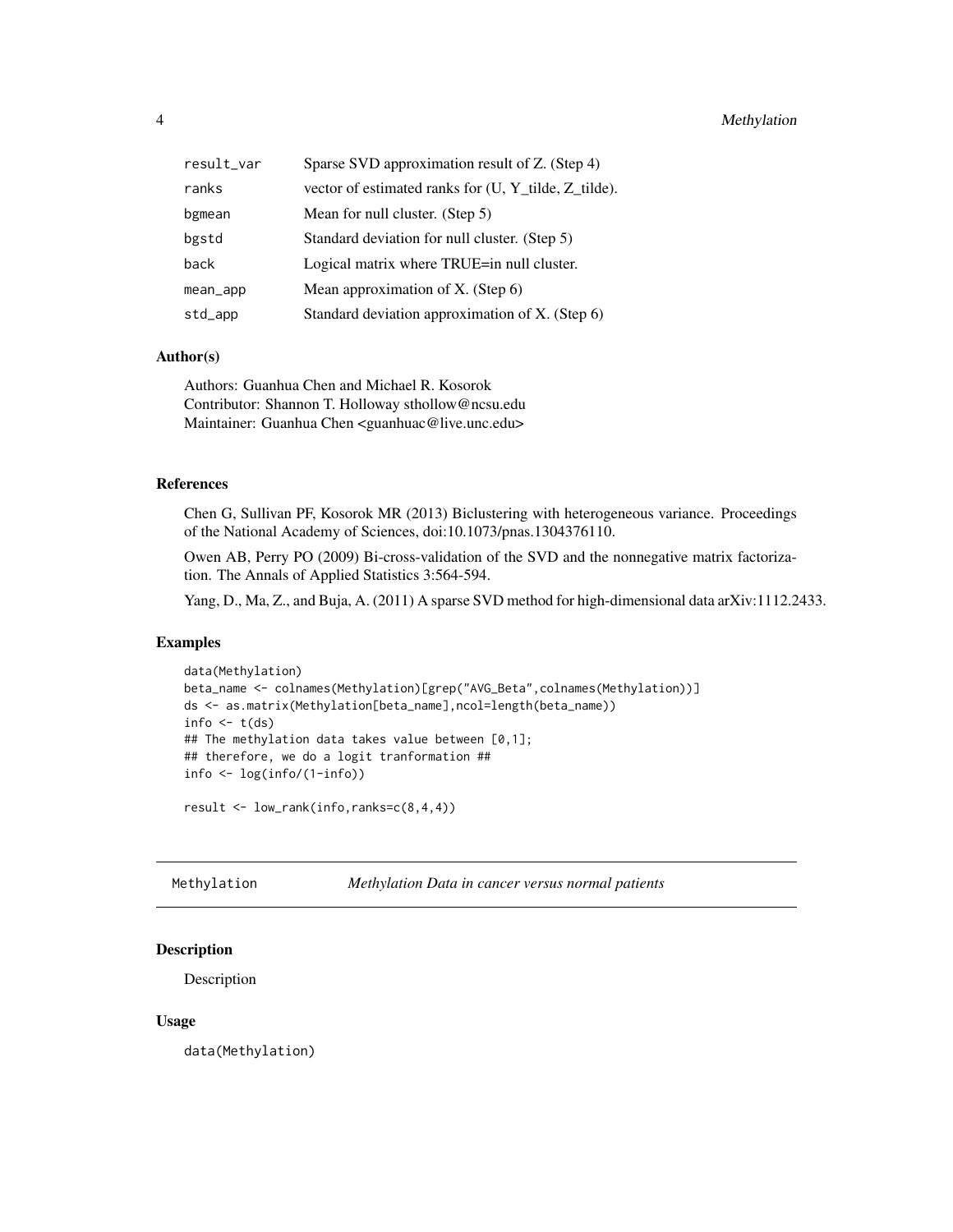| | |
|---|---|
| result_var | Sparse SVD approximation result of Z. (Step 4) |
| ranks | vector of estimated ranks for (U, Y_tilde, Z_tilde). |
| bgmean | Mean for null cluster. (Step 5) |
| bgstd | Standard deviation for null cluster. (Step 5) |
| back | Logical matrix where TRUE=in null cluster. |
| mean_app | Mean approximation of X. (Step 6) |
| std_app | Standard deviation approximation of X. (Step 6) |

### Author(s)

Authors: Guanhua Chen and Michael R. Kosorok
Contributor: Shannon T. Holloway sthollow@ncsu.edu
Maintainer: Guanhua Chen <guanhuac@live.unc.edu>

### References

Chen G, Sullivan PF, Kosorok MR (2013) Biclustering with heterogeneous variance. Proceedings of the National Academy of Sciences, doi:10.1073/pnas.1304376110.

Owen AB, Perry PO (2009) Bi-cross-validation of the SVD and the nonnegative matrix factorization. The Annals of Applied Statistics 3:564-594.

Yang, D., Ma, Z., and Buja, A. (2011) A sparse SVD method for high-dimensional data arXiv:1112.2433.

### Examples

```
data(Methylation)
beta_name <- colnames(Methylation)[grep("AVG_Beta",colnames(Methylation))]
ds <- as.matrix(Methylation[beta_name],ncol=length(beta_name))
info <- t(ds)
## The methylation data takes value between [0,1];
## therefore, we do a logit tranformation ##
info <- log(info/(1-info))

result <- low_rank(info,ranks=c(8,4,4))
```

---

## Methylation — *Methylation Data in cancer versus normal patients*

### Description

Description

### Usage

```
data(Methylation)
```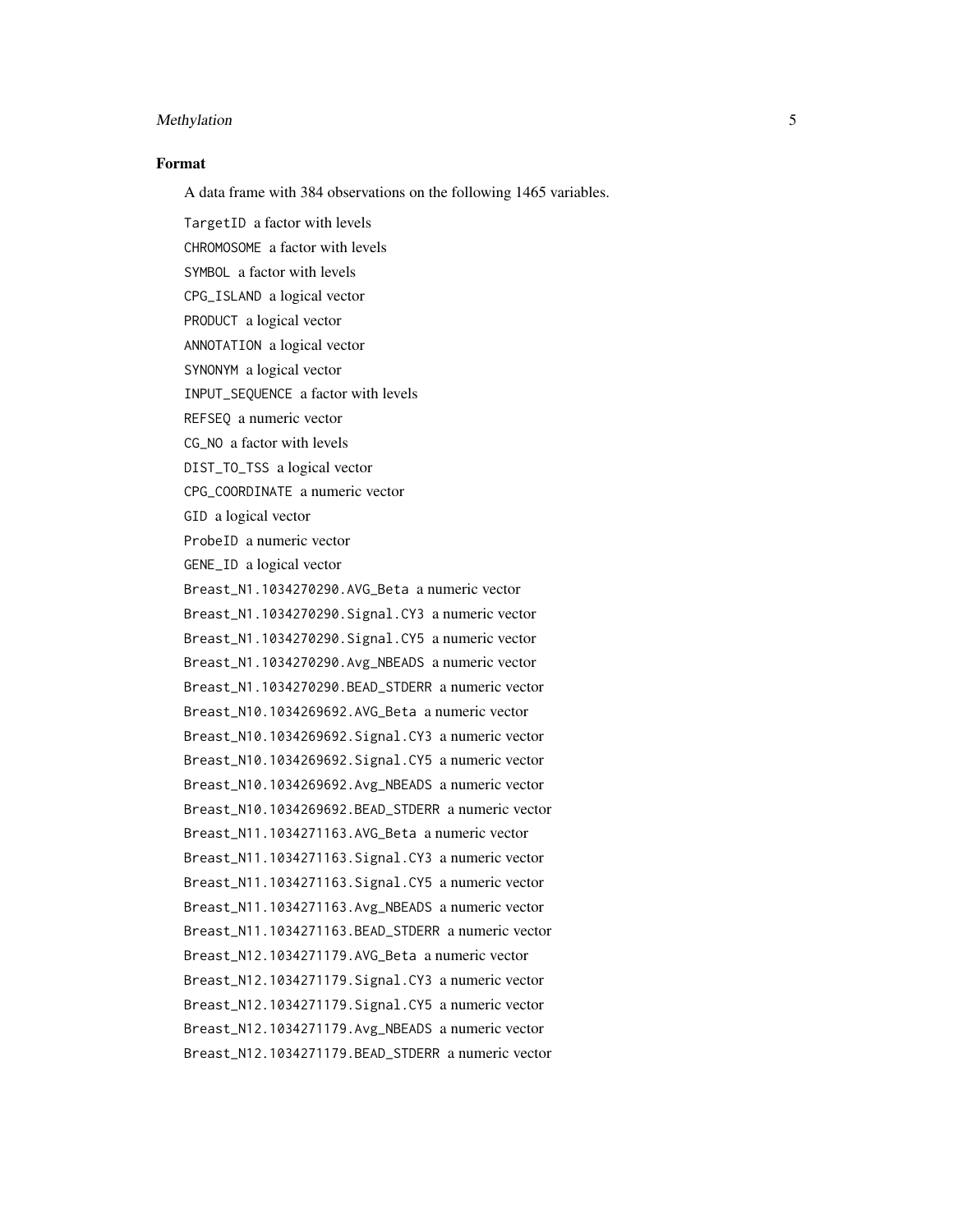### Format

A data frame with 384 observations on the following 1465 variables.

`TargetID` a factor with levels

`CHROMOSOME` a factor with levels

`SYMBOL` a factor with levels

`CPG_ISLAND` a logical vector

`PRODUCT` a logical vector

`ANNOTATION` a logical vector

`SYNONYM` a logical vector

`INPUT_SEQUENCE` a factor with levels

`REFSEQ` a numeric vector

`CG_NO` a factor with levels

`DIST_TO_TSS` a logical vector

`CPG_COORDINATE` a numeric vector

`GID` a logical vector

`ProbeID` a numeric vector

`GENE_ID` a logical vector

`Breast_N1.1034270290.AVG_Beta` a numeric vector

`Breast_N1.1034270290.Signal.CY3` a numeric vector

`Breast_N1.1034270290.Signal.CY5` a numeric vector

`Breast_N1.1034270290.Avg_NBEADS` a numeric vector

`Breast_N1.1034270290.BEAD_STDERR` a numeric vector

`Breast_N10.1034269692.AVG_Beta` a numeric vector

`Breast_N10.1034269692.Signal.CY3` a numeric vector

`Breast_N10.1034269692.Signal.CY5` a numeric vector

`Breast_N10.1034269692.Avg_NBEADS` a numeric vector

`Breast_N10.1034269692.BEAD_STDERR` a numeric vector

`Breast_N11.1034271163.AVG_Beta` a numeric vector

`Breast_N11.1034271163.Signal.CY3` a numeric vector

`Breast_N11.1034271163.Signal.CY5` a numeric vector

`Breast_N11.1034271163.Avg_NBEADS` a numeric vector

`Breast_N11.1034271163.BEAD_STDERR` a numeric vector

`Breast_N12.1034271179.AVG_Beta` a numeric vector

`Breast_N12.1034271179.Signal.CY3` a numeric vector

`Breast_N12.1034271179.Signal.CY5` a numeric vector

`Breast_N12.1034271179.Avg_NBEADS` a numeric vector

`Breast_N12.1034271179.BEAD_STDERR` a numeric vector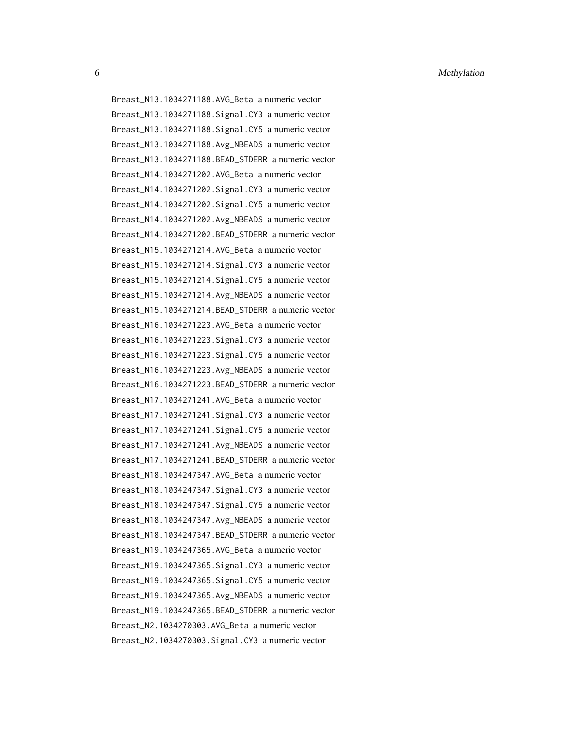Breast_N13.1034271188.AVG_Beta a numeric vector
Breast_N13.1034271188.Signal.CY3 a numeric vector
Breast_N13.1034271188.Signal.CY5 a numeric vector
Breast_N13.1034271188.Avg_NBEADS a numeric vector
Breast_N13.1034271188.BEAD_STDERR a numeric vector
Breast_N14.1034271202.AVG_Beta a numeric vector
Breast_N14.1034271202.Signal.CY3 a numeric vector
Breast_N14.1034271202.Signal.CY5 a numeric vector
Breast_N14.1034271202.Avg_NBEADS a numeric vector
Breast_N14.1034271202.BEAD_STDERR a numeric vector
Breast_N15.1034271214.AVG_Beta a numeric vector
Breast_N15.1034271214.Signal.CY3 a numeric vector
Breast_N15.1034271214.Signal.CY5 a numeric vector
Breast_N15.1034271214.Avg_NBEADS a numeric vector
Breast_N15.1034271214.BEAD_STDERR a numeric vector
Breast_N16.1034271223.AVG_Beta a numeric vector
Breast_N16.1034271223.Signal.CY3 a numeric vector
Breast_N16.1034271223.Signal.CY5 a numeric vector
Breast_N16.1034271223.Avg_NBEADS a numeric vector
Breast_N16.1034271223.BEAD_STDERR a numeric vector
Breast_N17.1034271241.AVG_Beta a numeric vector
Breast_N17.1034271241.Signal.CY3 a numeric vector
Breast_N17.1034271241.Signal.CY5 a numeric vector
Breast_N17.1034271241.Avg_NBEADS a numeric vector
Breast_N17.1034271241.BEAD_STDERR a numeric vector
Breast_N18.1034247347.AVG_Beta a numeric vector
Breast_N18.1034247347.Signal.CY3 a numeric vector
Breast_N18.1034247347.Signal.CY5 a numeric vector
Breast_N18.1034247347.Avg_NBEADS a numeric vector
Breast_N18.1034247347.BEAD_STDERR a numeric vector
Breast_N19.1034247365.AVG_Beta a numeric vector
Breast_N19.1034247365.Signal.CY3 a numeric vector
Breast_N19.1034247365.Signal.CY5 a numeric vector
Breast_N19.1034247365.Avg_NBEADS a numeric vector
Breast_N19.1034247365.BEAD_STDERR a numeric vector
Breast_N2.1034270303.AVG_Beta a numeric vector
Breast_N2.1034270303.Signal.CY3 a numeric vector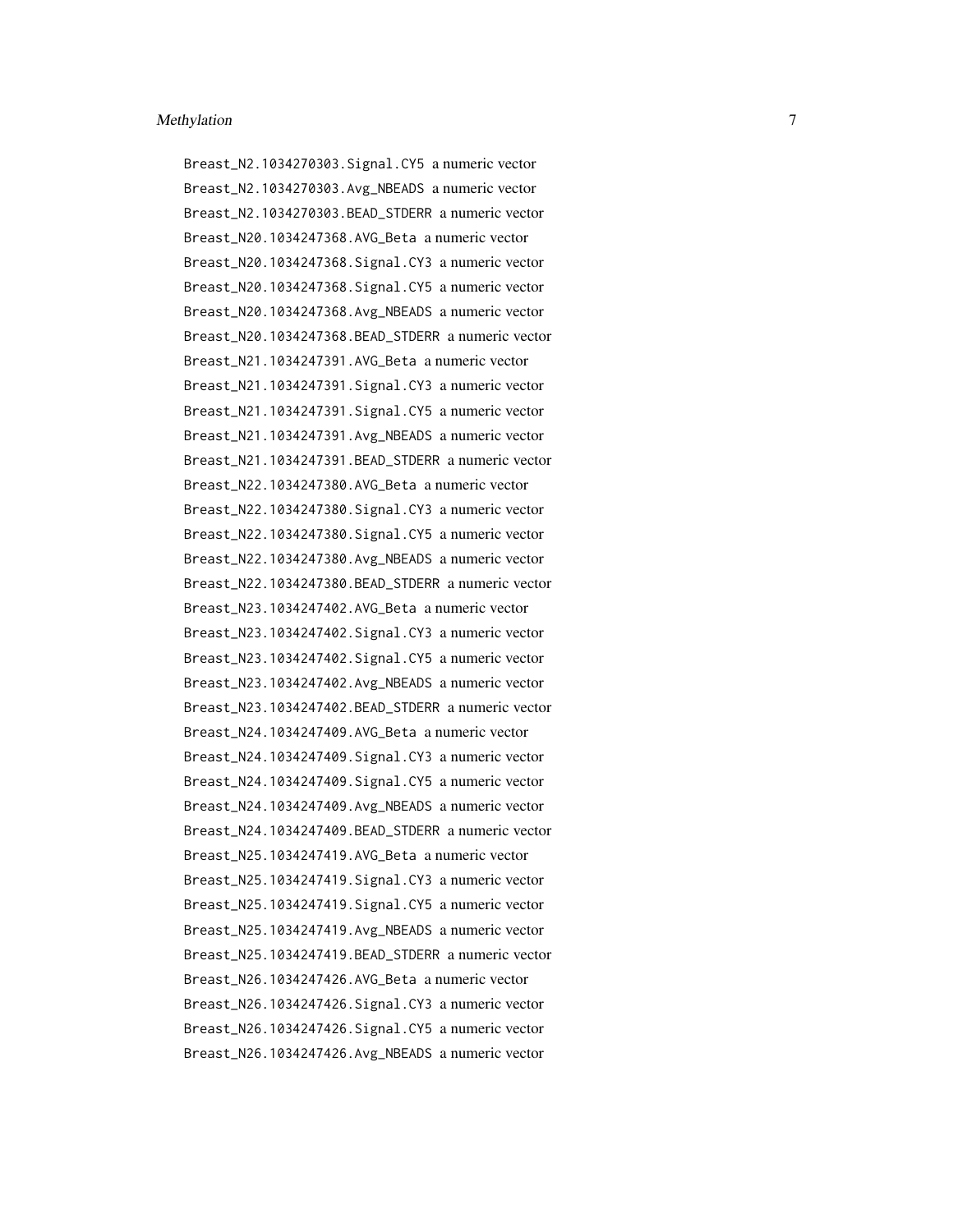Breast_N2.1034270303.Signal.CY5 a numeric vector
Breast_N2.1034270303.Avg_NBEADS a numeric vector
Breast_N2.1034270303.BEAD_STDERR a numeric vector
Breast_N20.1034247368.AVG_Beta a numeric vector
Breast_N20.1034247368.Signal.CY3 a numeric vector
Breast_N20.1034247368.Signal.CY5 a numeric vector
Breast_N20.1034247368.Avg_NBEADS a numeric vector
Breast_N20.1034247368.BEAD_STDERR a numeric vector
Breast_N21.1034247391.AVG_Beta a numeric vector
Breast_N21.1034247391.Signal.CY3 a numeric vector
Breast_N21.1034247391.Signal.CY5 a numeric vector
Breast_N21.1034247391.Avg_NBEADS a numeric vector
Breast_N21.1034247391.BEAD_STDERR a numeric vector
Breast_N22.1034247380.AVG_Beta a numeric vector
Breast_N22.1034247380.Signal.CY3 a numeric vector
Breast_N22.1034247380.Signal.CY5 a numeric vector
Breast_N22.1034247380.Avg_NBEADS a numeric vector
Breast_N22.1034247380.BEAD_STDERR a numeric vector
Breast_N23.1034247402.AVG_Beta a numeric vector
Breast_N23.1034247402.Signal.CY3 a numeric vector
Breast_N23.1034247402.Signal.CY5 a numeric vector
Breast_N23.1034247402.Avg_NBEADS a numeric vector
Breast_N23.1034247402.BEAD_STDERR a numeric vector
Breast_N24.1034247409.AVG_Beta a numeric vector
Breast_N24.1034247409.Signal.CY3 a numeric vector
Breast_N24.1034247409.Signal.CY5 a numeric vector
Breast_N24.1034247409.Avg_NBEADS a numeric vector
Breast_N24.1034247409.BEAD_STDERR a numeric vector
Breast_N25.1034247419.AVG_Beta a numeric vector
Breast_N25.1034247419.Signal.CY3 a numeric vector
Breast_N25.1034247419.Signal.CY5 a numeric vector
Breast_N25.1034247419.Avg_NBEADS a numeric vector
Breast_N25.1034247419.BEAD_STDERR a numeric vector
Breast_N26.1034247426.AVG_Beta a numeric vector
Breast_N26.1034247426.Signal.CY3 a numeric vector
Breast_N26.1034247426.Signal.CY5 a numeric vector
Breast_N26.1034247426.Avg_NBEADS a numeric vector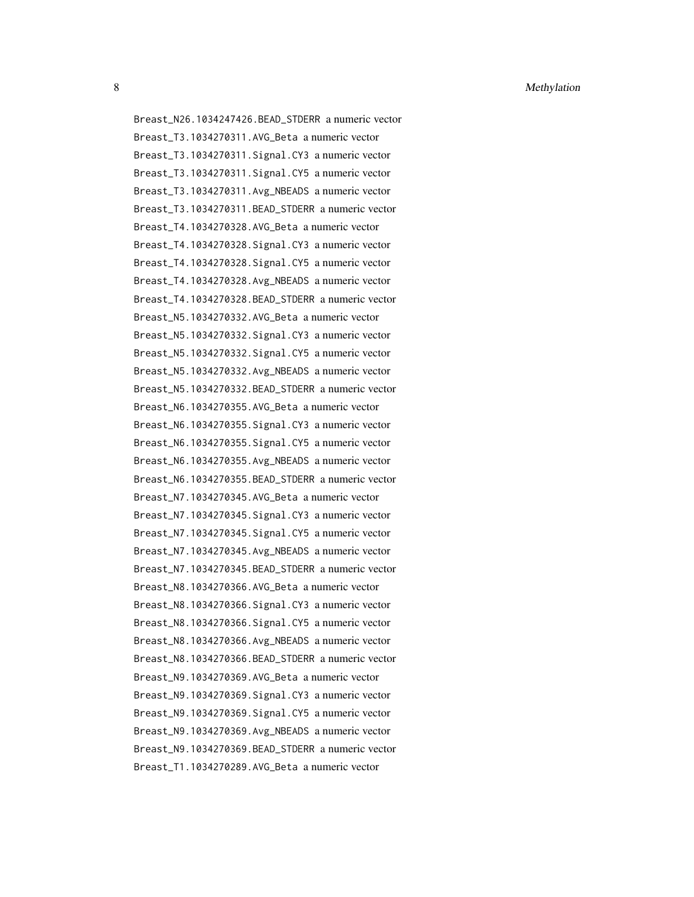Breast_N26.1034247426.BEAD_STDERR a numeric vector
Breast_T3.1034270311.AVG_Beta a numeric vector
Breast_T3.1034270311.Signal.CY3 a numeric vector
Breast_T3.1034270311.Signal.CY5 a numeric vector
Breast_T3.1034270311.Avg_NBEADS a numeric vector
Breast_T3.1034270311.BEAD_STDERR a numeric vector
Breast_T4.1034270328.AVG_Beta a numeric vector
Breast_T4.1034270328.Signal.CY3 a numeric vector
Breast_T4.1034270328.Signal.CY5 a numeric vector
Breast_T4.1034270328.Avg_NBEADS a numeric vector
Breast_T4.1034270328.BEAD_STDERR a numeric vector
Breast_N5.1034270332.AVG_Beta a numeric vector
Breast_N5.1034270332.Signal.CY3 a numeric vector
Breast_N5.1034270332.Signal.CY5 a numeric vector
Breast_N5.1034270332.Avg_NBEADS a numeric vector
Breast_N5.1034270332.BEAD_STDERR a numeric vector
Breast_N6.1034270355.AVG_Beta a numeric vector
Breast_N6.1034270355.Signal.CY3 a numeric vector
Breast_N6.1034270355.Signal.CY5 a numeric vector
Breast_N6.1034270355.Avg_NBEADS a numeric vector
Breast_N6.1034270355.BEAD_STDERR a numeric vector
Breast_N7.1034270345.AVG_Beta a numeric vector
Breast_N7.1034270345.Signal.CY3 a numeric vector
Breast_N7.1034270345.Signal.CY5 a numeric vector
Breast_N7.1034270345.Avg_NBEADS a numeric vector
Breast_N7.1034270345.BEAD_STDERR a numeric vector
Breast_N8.1034270366.AVG_Beta a numeric vector
Breast_N8.1034270366.Signal.CY3 a numeric vector
Breast_N8.1034270366.Signal.CY5 a numeric vector
Breast_N8.1034270366.Avg_NBEADS a numeric vector
Breast_N8.1034270366.BEAD_STDERR a numeric vector
Breast_N9.1034270369.AVG_Beta a numeric vector
Breast_N9.1034270369.Signal.CY3 a numeric vector
Breast_N9.1034270369.Signal.CY5 a numeric vector
Breast_N9.1034270369.Avg_NBEADS a numeric vector
Breast_N9.1034270369.BEAD_STDERR a numeric vector
Breast_T1.1034270289.AVG_Beta a numeric vector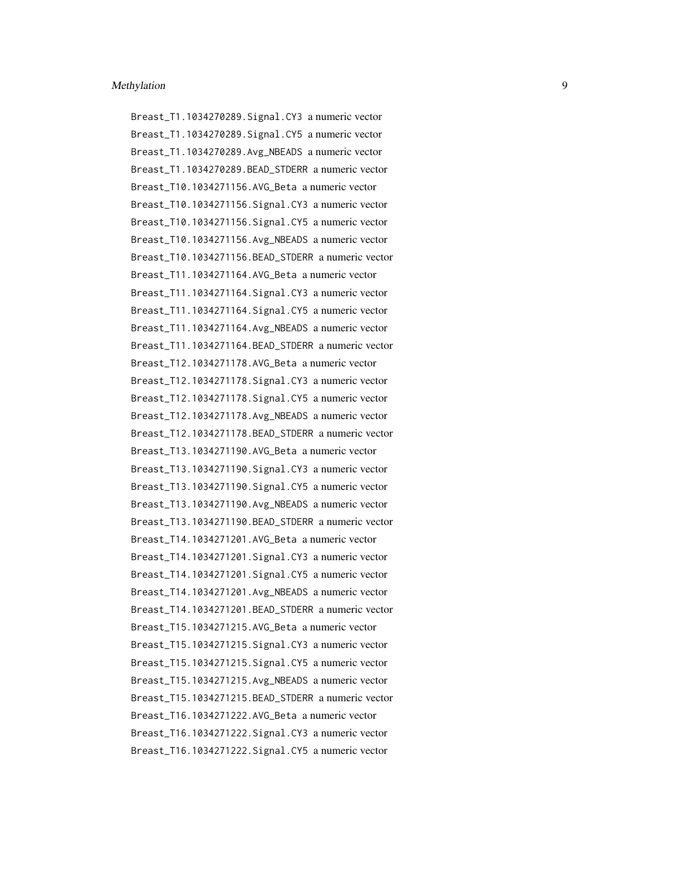Breast_T1.1034270289.Signal.CY3 a numeric vector
Breast_T1.1034270289.Signal.CY5 a numeric vector
Breast_T1.1034270289.Avg_NBEADS a numeric vector
Breast_T1.1034270289.BEAD_STDERR a numeric vector
Breast_T10.1034271156.AVG_Beta a numeric vector
Breast_T10.1034271156.Signal.CY3 a numeric vector
Breast_T10.1034271156.Signal.CY5 a numeric vector
Breast_T10.1034271156.Avg_NBEADS a numeric vector
Breast_T10.1034271156.BEAD_STDERR a numeric vector
Breast_T11.1034271164.AVG_Beta a numeric vector
Breast_T11.1034271164.Signal.CY3 a numeric vector
Breast_T11.1034271164.Signal.CY5 a numeric vector
Breast_T11.1034271164.Avg_NBEADS a numeric vector
Breast_T11.1034271164.BEAD_STDERR a numeric vector
Breast_T12.1034271178.AVG_Beta a numeric vector
Breast_T12.1034271178.Signal.CY3 a numeric vector
Breast_T12.1034271178.Signal.CY5 a numeric vector
Breast_T12.1034271178.Avg_NBEADS a numeric vector
Breast_T12.1034271178.BEAD_STDERR a numeric vector
Breast_T13.1034271190.AVG_Beta a numeric vector
Breast_T13.1034271190.Signal.CY3 a numeric vector
Breast_T13.1034271190.Signal.CY5 a numeric vector
Breast_T13.1034271190.Avg_NBEADS a numeric vector
Breast_T13.1034271190.BEAD_STDERR a numeric vector
Breast_T14.1034271201.AVG_Beta a numeric vector
Breast_T14.1034271201.Signal.CY3 a numeric vector
Breast_T14.1034271201.Signal.CY5 a numeric vector
Breast_T14.1034271201.Avg_NBEADS a numeric vector
Breast_T14.1034271201.BEAD_STDERR a numeric vector
Breast_T15.1034271215.AVG_Beta a numeric vector
Breast_T15.1034271215.Signal.CY3 a numeric vector
Breast_T15.1034271215.Signal.CY5 a numeric vector
Breast_T15.1034271215.Avg_NBEADS a numeric vector
Breast_T15.1034271215.BEAD_STDERR a numeric vector
Breast_T16.1034271222.AVG_Beta a numeric vector
Breast_T16.1034271222.Signal.CY3 a numeric vector
Breast_T16.1034271222.Signal.CY5 a numeric vector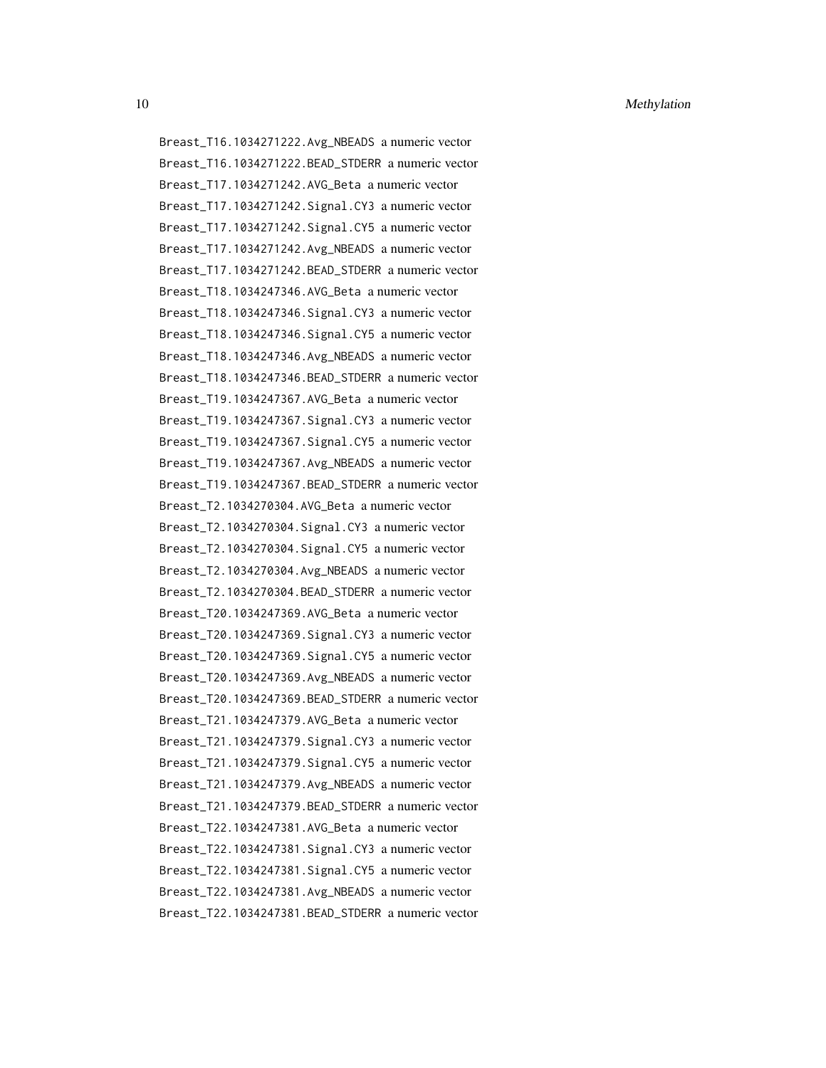Breast_T16.1034271222.Avg_NBEADS a numeric vector
Breast_T16.1034271222.BEAD_STDERR a numeric vector
Breast_T17.1034271242.AVG_Beta a numeric vector
Breast_T17.1034271242.Signal.CY3 a numeric vector
Breast_T17.1034271242.Signal.CY5 a numeric vector
Breast_T17.1034271242.Avg_NBEADS a numeric vector
Breast_T17.1034271242.BEAD_STDERR a numeric vector
Breast_T18.1034247346.AVG_Beta a numeric vector
Breast_T18.1034247346.Signal.CY3 a numeric vector
Breast_T18.1034247346.Signal.CY5 a numeric vector
Breast_T18.1034247346.Avg_NBEADS a numeric vector
Breast_T18.1034247346.BEAD_STDERR a numeric vector
Breast_T19.1034247367.AVG_Beta a numeric vector
Breast_T19.1034247367.Signal.CY3 a numeric vector
Breast_T19.1034247367.Signal.CY5 a numeric vector
Breast_T19.1034247367.Avg_NBEADS a numeric vector
Breast_T19.1034247367.BEAD_STDERR a numeric vector
Breast_T2.1034270304.AVG_Beta a numeric vector
Breast_T2.1034270304.Signal.CY3 a numeric vector
Breast_T2.1034270304.Signal.CY5 a numeric vector
Breast_T2.1034270304.Avg_NBEADS a numeric vector
Breast_T2.1034270304.BEAD_STDERR a numeric vector
Breast_T20.1034247369.AVG_Beta a numeric vector
Breast_T20.1034247369.Signal.CY3 a numeric vector
Breast_T20.1034247369.Signal.CY5 a numeric vector
Breast_T20.1034247369.Avg_NBEADS a numeric vector
Breast_T20.1034247369.BEAD_STDERR a numeric vector
Breast_T21.1034247379.AVG_Beta a numeric vector
Breast_T21.1034247379.Signal.CY3 a numeric vector
Breast_T21.1034247379.Signal.CY5 a numeric vector
Breast_T21.1034247379.Avg_NBEADS a numeric vector
Breast_T21.1034247379.BEAD_STDERR a numeric vector
Breast_T22.1034247381.AVG_Beta a numeric vector
Breast_T22.1034247381.Signal.CY3 a numeric vector
Breast_T22.1034247381.Signal.CY5 a numeric vector
Breast_T22.1034247381.Avg_NBEADS a numeric vector
Breast_T22.1034247381.BEAD_STDERR a numeric vector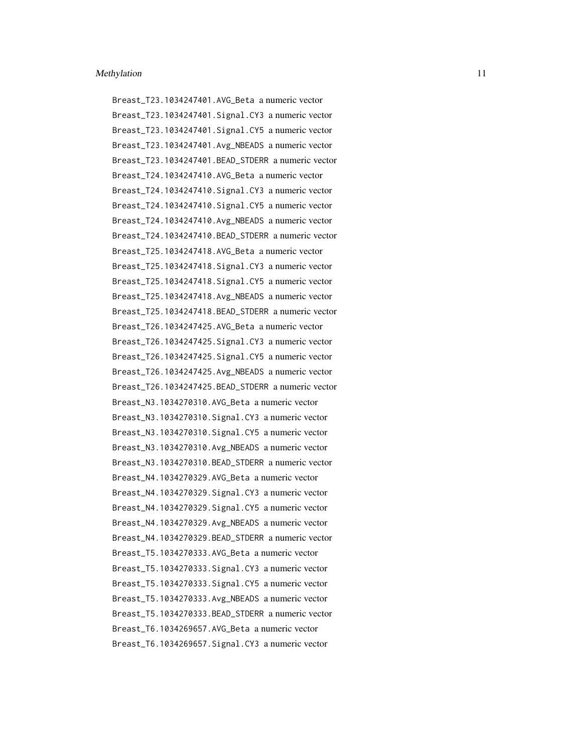Breast_T23.1034247401.AVG_Beta a numeric vector
Breast_T23.1034247401.Signal.CY3 a numeric vector
Breast_T23.1034247401.Signal.CY5 a numeric vector
Breast_T23.1034247401.Avg_NBEADS a numeric vector
Breast_T23.1034247401.BEAD_STDERR a numeric vector
Breast_T24.1034247410.AVG_Beta a numeric vector
Breast_T24.1034247410.Signal.CY3 a numeric vector
Breast_T24.1034247410.Signal.CY5 a numeric vector
Breast_T24.1034247410.Avg_NBEADS a numeric vector
Breast_T24.1034247410.BEAD_STDERR a numeric vector
Breast_T25.1034247418.AVG_Beta a numeric vector
Breast_T25.1034247418.Signal.CY3 a numeric vector
Breast_T25.1034247418.Signal.CY5 a numeric vector
Breast_T25.1034247418.Avg_NBEADS a numeric vector
Breast_T25.1034247418.BEAD_STDERR a numeric vector
Breast_T26.1034247425.AVG_Beta a numeric vector
Breast_T26.1034247425.Signal.CY3 a numeric vector
Breast_T26.1034247425.Signal.CY5 a numeric vector
Breast_T26.1034247425.Avg_NBEADS a numeric vector
Breast_T26.1034247425.BEAD_STDERR a numeric vector
Breast_N3.1034270310.AVG_Beta a numeric vector
Breast_N3.1034270310.Signal.CY3 a numeric vector
Breast_N3.1034270310.Signal.CY5 a numeric vector
Breast_N3.1034270310.Avg_NBEADS a numeric vector
Breast_N3.1034270310.BEAD_STDERR a numeric vector
Breast_N4.1034270329.AVG_Beta a numeric vector
Breast_N4.1034270329.Signal.CY3 a numeric vector
Breast_N4.1034270329.Signal.CY5 a numeric vector
Breast_N4.1034270329.Avg_NBEADS a numeric vector
Breast_N4.1034270329.BEAD_STDERR a numeric vector
Breast_T5.1034270333.AVG_Beta a numeric vector
Breast_T5.1034270333.Signal.CY3 a numeric vector
Breast_T5.1034270333.Signal.CY5 a numeric vector
Breast_T5.1034270333.Avg_NBEADS a numeric vector
Breast_T5.1034270333.BEAD_STDERR a numeric vector
Breast_T6.1034269657.AVG_Beta a numeric vector
Breast_T6.1034269657.Signal.CY3 a numeric vector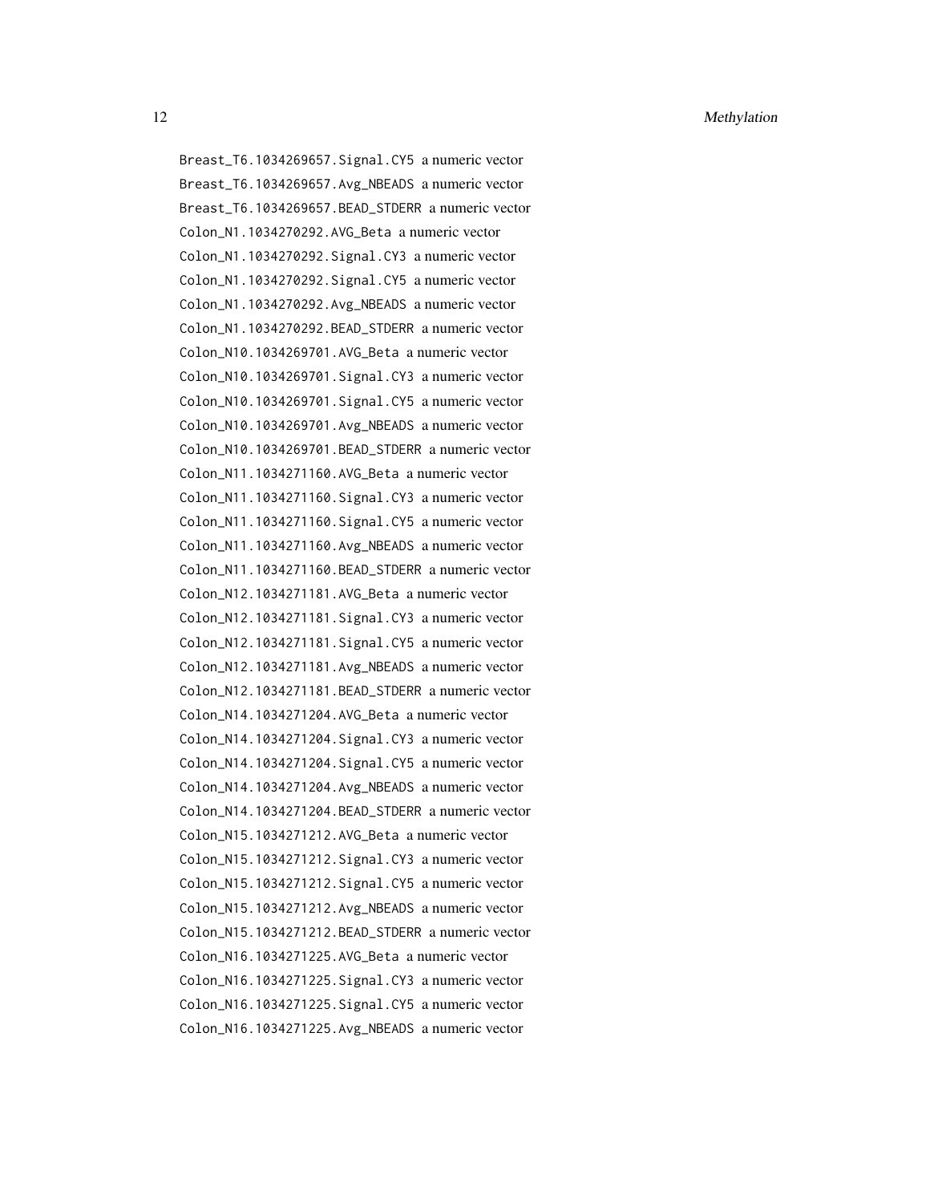Breast_T6.1034269657.Signal.CY5 a numeric vector
Breast_T6.1034269657.Avg_NBEADS a numeric vector
Breast_T6.1034269657.BEAD_STDERR a numeric vector
Colon_N1.1034270292.AVG_Beta a numeric vector
Colon_N1.1034270292.Signal.CY3 a numeric vector
Colon_N1.1034270292.Signal.CY5 a numeric vector
Colon_N1.1034270292.Avg_NBEADS a numeric vector
Colon_N1.1034270292.BEAD_STDERR a numeric vector
Colon_N10.1034269701.AVG_Beta a numeric vector
Colon_N10.1034269701.Signal.CY3 a numeric vector
Colon_N10.1034269701.Signal.CY5 a numeric vector
Colon_N10.1034269701.Avg_NBEADS a numeric vector
Colon_N10.1034269701.BEAD_STDERR a numeric vector
Colon_N11.1034271160.AVG_Beta a numeric vector
Colon_N11.1034271160.Signal.CY3 a numeric vector
Colon_N11.1034271160.Signal.CY5 a numeric vector
Colon_N11.1034271160.Avg_NBEADS a numeric vector
Colon_N11.1034271160.BEAD_STDERR a numeric vector
Colon_N12.1034271181.AVG_Beta a numeric vector
Colon_N12.1034271181.Signal.CY3 a numeric vector
Colon_N12.1034271181.Signal.CY5 a numeric vector
Colon_N12.1034271181.Avg_NBEADS a numeric vector
Colon_N12.1034271181.BEAD_STDERR a numeric vector
Colon_N14.1034271204.AVG_Beta a numeric vector
Colon_N14.1034271204.Signal.CY3 a numeric vector
Colon_N14.1034271204.Signal.CY5 a numeric vector
Colon_N14.1034271204.Avg_NBEADS a numeric vector
Colon_N14.1034271204.BEAD_STDERR a numeric vector
Colon_N15.1034271212.AVG_Beta a numeric vector
Colon_N15.1034271212.Signal.CY3 a numeric vector
Colon_N15.1034271212.Signal.CY5 a numeric vector
Colon_N15.1034271212.Avg_NBEADS a numeric vector
Colon_N15.1034271212.BEAD_STDERR a numeric vector
Colon_N16.1034271225.AVG_Beta a numeric vector
Colon_N16.1034271225.Signal.CY3 a numeric vector
Colon_N16.1034271225.Signal.CY5 a numeric vector
Colon_N16.1034271225.Avg_NBEADS a numeric vector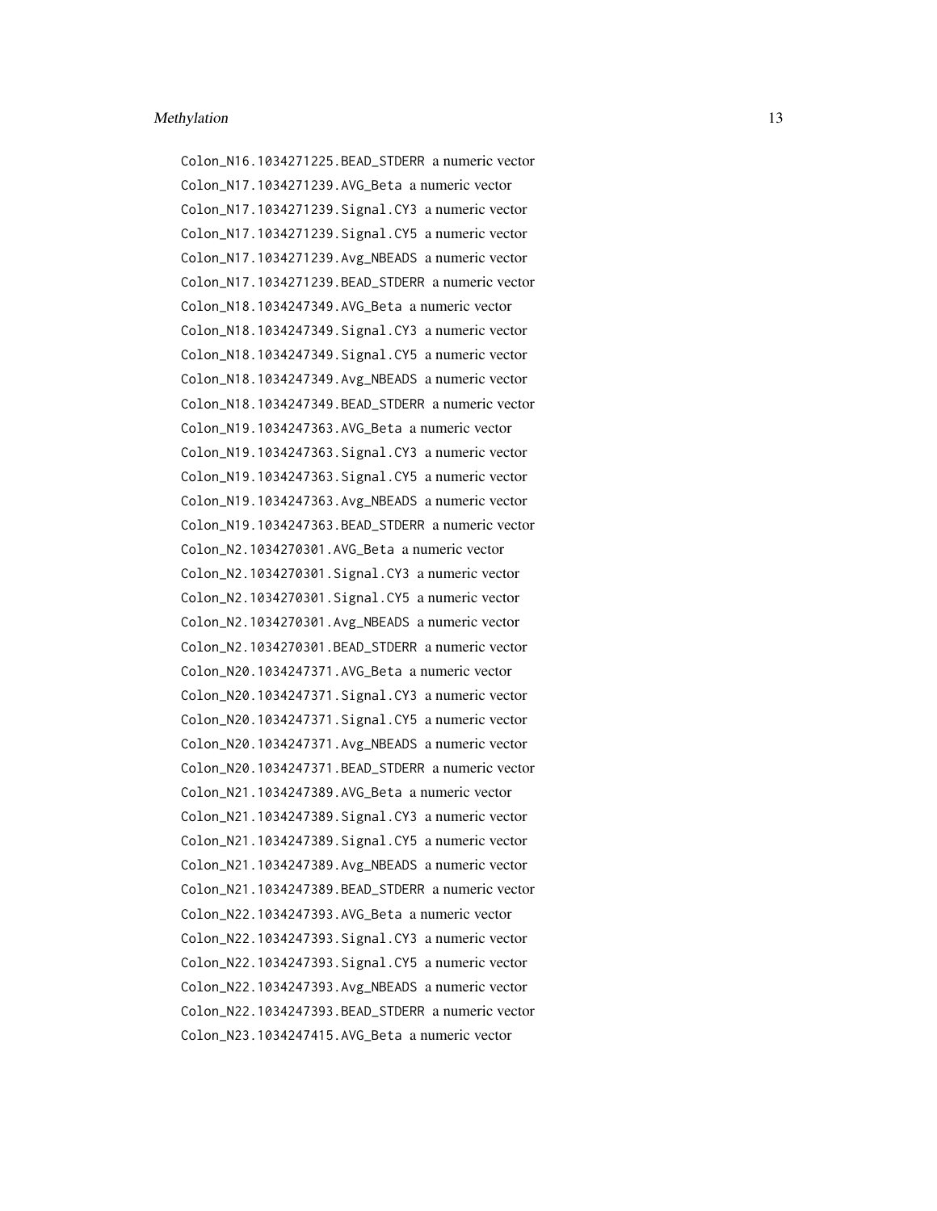Colon_N16.1034271225.BEAD_STDERR a numeric vector
Colon_N17.1034271239.AVG_Beta a numeric vector
Colon_N17.1034271239.Signal.CY3 a numeric vector
Colon_N17.1034271239.Signal.CY5 a numeric vector
Colon_N17.1034271239.Avg_NBEADS a numeric vector
Colon_N17.1034271239.BEAD_STDERR a numeric vector
Colon_N18.1034247349.AVG_Beta a numeric vector
Colon_N18.1034247349.Signal.CY3 a numeric vector
Colon_N18.1034247349.Signal.CY5 a numeric vector
Colon_N18.1034247349.Avg_NBEADS a numeric vector
Colon_N18.1034247349.BEAD_STDERR a numeric vector
Colon_N19.1034247363.AVG_Beta a numeric vector
Colon_N19.1034247363.Signal.CY3 a numeric vector
Colon_N19.1034247363.Signal.CY5 a numeric vector
Colon_N19.1034247363.Avg_NBEADS a numeric vector
Colon_N19.1034247363.BEAD_STDERR a numeric vector
Colon_N2.1034270301.AVG_Beta a numeric vector
Colon_N2.1034270301.Signal.CY3 a numeric vector
Colon_N2.1034270301.Signal.CY5 a numeric vector
Colon_N2.1034270301.Avg_NBEADS a numeric vector
Colon_N2.1034270301.BEAD_STDERR a numeric vector
Colon_N20.1034247371.AVG_Beta a numeric vector
Colon_N20.1034247371.Signal.CY3 a numeric vector
Colon_N20.1034247371.Signal.CY5 a numeric vector
Colon_N20.1034247371.Avg_NBEADS a numeric vector
Colon_N20.1034247371.BEAD_STDERR a numeric vector
Colon_N21.1034247389.AVG_Beta a numeric vector
Colon_N21.1034247389.Signal.CY3 a numeric vector
Colon_N21.1034247389.Signal.CY5 a numeric vector
Colon_N21.1034247389.Avg_NBEADS a numeric vector
Colon_N21.1034247389.BEAD_STDERR a numeric vector
Colon_N22.1034247393.AVG_Beta a numeric vector
Colon_N22.1034247393.Signal.CY3 a numeric vector
Colon_N22.1034247393.Signal.CY5 a numeric vector
Colon_N22.1034247393.Avg_NBEADS a numeric vector
Colon_N22.1034247393.BEAD_STDERR a numeric vector
Colon_N23.1034247415.AVG_Beta a numeric vector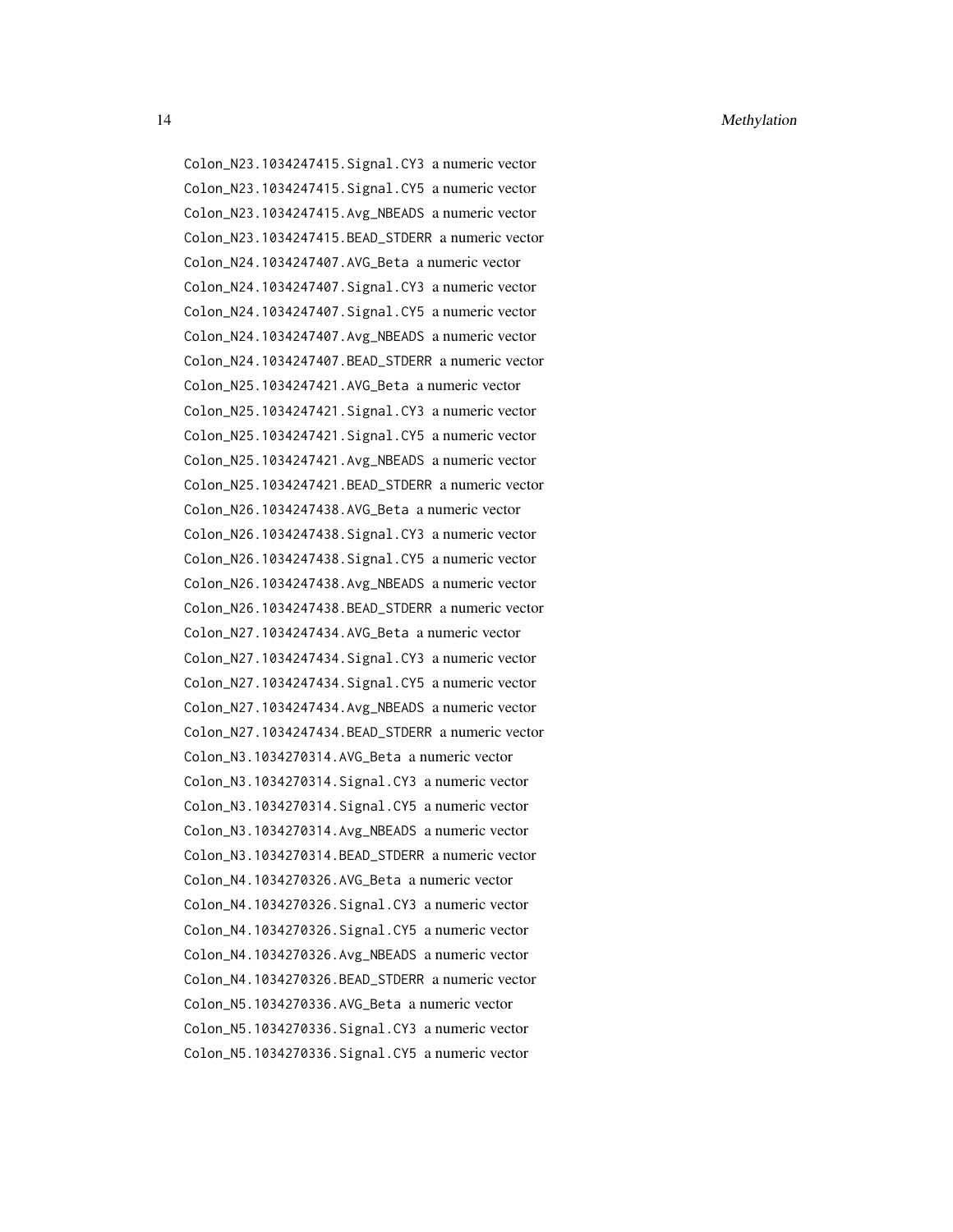Colon_N23.1034247415.Signal.CY3 a numeric vector
Colon_N23.1034247415.Signal.CY5 a numeric vector
Colon_N23.1034247415.Avg_NBEADS a numeric vector
Colon_N23.1034247415.BEAD_STDERR a numeric vector
Colon_N24.1034247407.AVG_Beta a numeric vector
Colon_N24.1034247407.Signal.CY3 a numeric vector
Colon_N24.1034247407.Signal.CY5 a numeric vector
Colon_N24.1034247407.Avg_NBEADS a numeric vector
Colon_N24.1034247407.BEAD_STDERR a numeric vector
Colon_N25.1034247421.AVG_Beta a numeric vector
Colon_N25.1034247421.Signal.CY3 a numeric vector
Colon_N25.1034247421.Signal.CY5 a numeric vector
Colon_N25.1034247421.Avg_NBEADS a numeric vector
Colon_N25.1034247421.BEAD_STDERR a numeric vector
Colon_N26.1034247438.AVG_Beta a numeric vector
Colon_N26.1034247438.Signal.CY3 a numeric vector
Colon_N26.1034247438.Signal.CY5 a numeric vector
Colon_N26.1034247438.Avg_NBEADS a numeric vector
Colon_N26.1034247438.BEAD_STDERR a numeric vector
Colon_N27.1034247434.AVG_Beta a numeric vector
Colon_N27.1034247434.Signal.CY3 a numeric vector
Colon_N27.1034247434.Signal.CY5 a numeric vector
Colon_N27.1034247434.Avg_NBEADS a numeric vector
Colon_N27.1034247434.BEAD_STDERR a numeric vector
Colon_N3.1034270314.AVG_Beta a numeric vector
Colon_N3.1034270314.Signal.CY3 a numeric vector
Colon_N3.1034270314.Signal.CY5 a numeric vector
Colon_N3.1034270314.Avg_NBEADS a numeric vector
Colon_N3.1034270314.BEAD_STDERR a numeric vector
Colon_N4.1034270326.AVG_Beta a numeric vector
Colon_N4.1034270326.Signal.CY3 a numeric vector
Colon_N4.1034270326.Signal.CY5 a numeric vector
Colon_N4.1034270326.Avg_NBEADS a numeric vector
Colon_N4.1034270326.BEAD_STDERR a numeric vector
Colon_N5.1034270336.AVG_Beta a numeric vector
Colon_N5.1034270336.Signal.CY3 a numeric vector
Colon_N5.1034270336.Signal.CY5 a numeric vector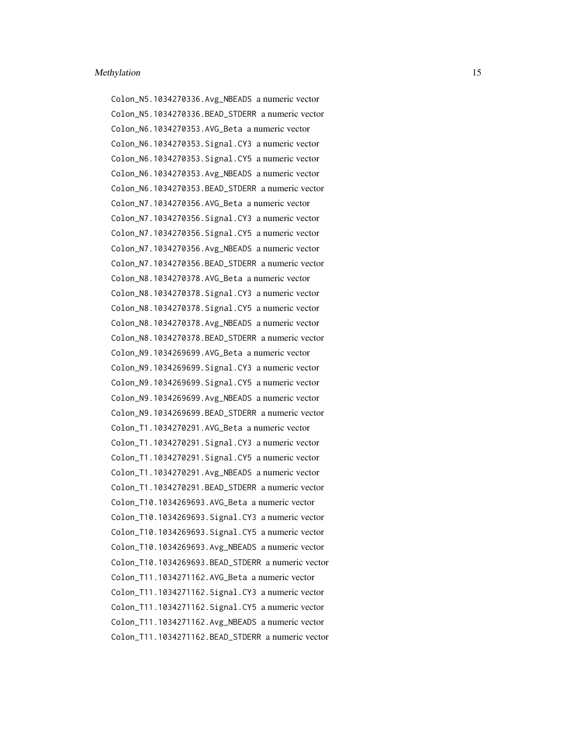Colon_N5.1034270336.Avg_NBEADS a numeric vector
Colon_N5.1034270336.BEAD_STDERR a numeric vector
Colon_N6.1034270353.AVG_Beta a numeric vector
Colon_N6.1034270353.Signal.CY3 a numeric vector
Colon_N6.1034270353.Signal.CY5 a numeric vector
Colon_N6.1034270353.Avg_NBEADS a numeric vector
Colon_N6.1034270353.BEAD_STDERR a numeric vector
Colon_N7.1034270356.AVG_Beta a numeric vector
Colon_N7.1034270356.Signal.CY3 a numeric vector
Colon_N7.1034270356.Signal.CY5 a numeric vector
Colon_N7.1034270356.Avg_NBEADS a numeric vector
Colon_N7.1034270356.BEAD_STDERR a numeric vector
Colon_N8.1034270378.AVG_Beta a numeric vector
Colon_N8.1034270378.Signal.CY3 a numeric vector
Colon_N8.1034270378.Signal.CY5 a numeric vector
Colon_N8.1034270378.Avg_NBEADS a numeric vector
Colon_N8.1034270378.BEAD_STDERR a numeric vector
Colon_N9.1034269699.AVG_Beta a numeric vector
Colon_N9.1034269699.Signal.CY3 a numeric vector
Colon_N9.1034269699.Signal.CY5 a numeric vector
Colon_N9.1034269699.Avg_NBEADS a numeric vector
Colon_N9.1034269699.BEAD_STDERR a numeric vector
Colon_T1.1034270291.AVG_Beta a numeric vector
Colon_T1.1034270291.Signal.CY3 a numeric vector
Colon_T1.1034270291.Signal.CY5 a numeric vector
Colon_T1.1034270291.Avg_NBEADS a numeric vector
Colon_T1.1034270291.BEAD_STDERR a numeric vector
Colon_T10.1034269693.AVG_Beta a numeric vector
Colon_T10.1034269693.Signal.CY3 a numeric vector
Colon_T10.1034269693.Signal.CY5 a numeric vector
Colon_T10.1034269693.Avg_NBEADS a numeric vector
Colon_T10.1034269693.BEAD_STDERR a numeric vector
Colon_T11.1034271162.AVG_Beta a numeric vector
Colon_T11.1034271162.Signal.CY3 a numeric vector
Colon_T11.1034271162.Signal.CY5 a numeric vector
Colon_T11.1034271162.Avg_NBEADS a numeric vector
Colon_T11.1034271162.BEAD_STDERR a numeric vector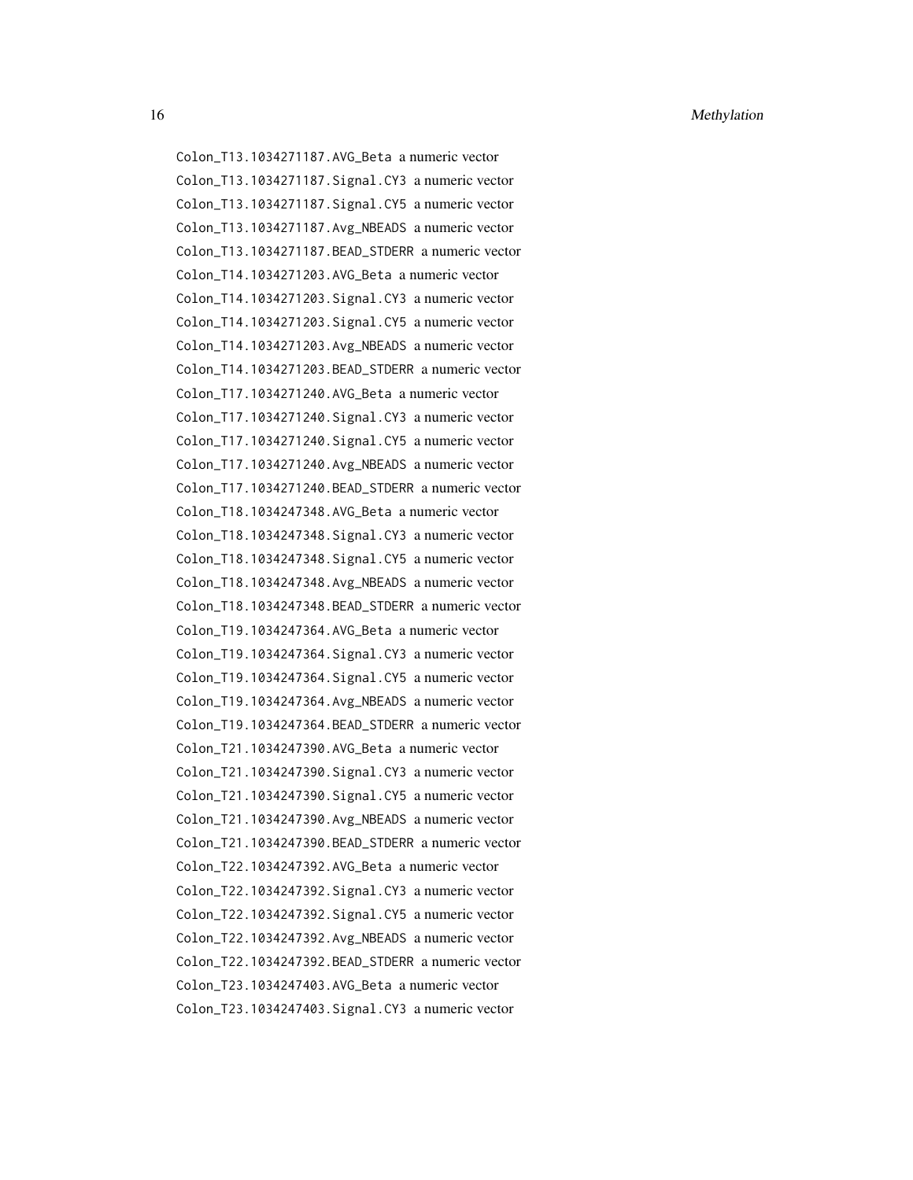Colon_T13.1034271187.AVG_Beta a numeric vector
Colon_T13.1034271187.Signal.CY3 a numeric vector
Colon_T13.1034271187.Signal.CY5 a numeric vector
Colon_T13.1034271187.Avg_NBEADS a numeric vector
Colon_T13.1034271187.BEAD_STDERR a numeric vector
Colon_T14.1034271203.AVG_Beta a numeric vector
Colon_T14.1034271203.Signal.CY3 a numeric vector
Colon_T14.1034271203.Signal.CY5 a numeric vector
Colon_T14.1034271203.Avg_NBEADS a numeric vector
Colon_T14.1034271203.BEAD_STDERR a numeric vector
Colon_T17.1034271240.AVG_Beta a numeric vector
Colon_T17.1034271240.Signal.CY3 a numeric vector
Colon_T17.1034271240.Signal.CY5 a numeric vector
Colon_T17.1034271240.Avg_NBEADS a numeric vector
Colon_T17.1034271240.BEAD_STDERR a numeric vector
Colon_T18.1034247348.AVG_Beta a numeric vector
Colon_T18.1034247348.Signal.CY3 a numeric vector
Colon_T18.1034247348.Signal.CY5 a numeric vector
Colon_T18.1034247348.Avg_NBEADS a numeric vector
Colon_T18.1034247348.BEAD_STDERR a numeric vector
Colon_T19.1034247364.AVG_Beta a numeric vector
Colon_T19.1034247364.Signal.CY3 a numeric vector
Colon_T19.1034247364.Signal.CY5 a numeric vector
Colon_T19.1034247364.Avg_NBEADS a numeric vector
Colon_T19.1034247364.BEAD_STDERR a numeric vector
Colon_T21.1034247390.AVG_Beta a numeric vector
Colon_T21.1034247390.Signal.CY3 a numeric vector
Colon_T21.1034247390.Signal.CY5 a numeric vector
Colon_T21.1034247390.Avg_NBEADS a numeric vector
Colon_T21.1034247390.BEAD_STDERR a numeric vector
Colon_T22.1034247392.AVG_Beta a numeric vector
Colon_T22.1034247392.Signal.CY3 a numeric vector
Colon_T22.1034247392.Signal.CY5 a numeric vector
Colon_T22.1034247392.Avg_NBEADS a numeric vector
Colon_T22.1034247392.BEAD_STDERR a numeric vector
Colon_T23.1034247403.AVG_Beta a numeric vector
Colon_T23.1034247403.Signal.CY3 a numeric vector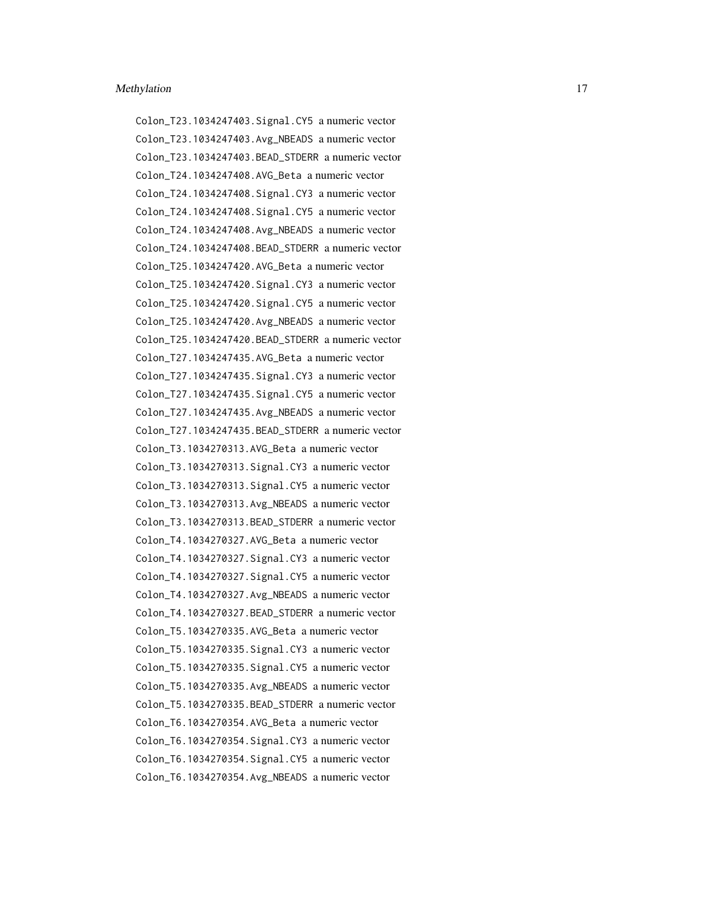Colon_T23.1034247403.Signal.CY5 a numeric vector

Colon_T23.1034247403.Avg_NBEADS a numeric vector

Colon_T23.1034247403.BEAD_STDERR a numeric vector

Colon_T24.1034247408.AVG_Beta a numeric vector

Colon_T24.1034247408.Signal.CY3 a numeric vector

Colon_T24.1034247408.Signal.CY5 a numeric vector

Colon_T24.1034247408.Avg_NBEADS a numeric vector

Colon_T24.1034247408.BEAD_STDERR a numeric vector

Colon_T25.1034247420.AVG_Beta a numeric vector

Colon_T25.1034247420.Signal.CY3 a numeric vector

Colon_T25.1034247420.Signal.CY5 a numeric vector

Colon_T25.1034247420.Avg_NBEADS a numeric vector

Colon_T25.1034247420.BEAD_STDERR a numeric vector

Colon_T27.1034247435.AVG_Beta a numeric vector

Colon_T27.1034247435.Signal.CY3 a numeric vector

Colon_T27.1034247435.Signal.CY5 a numeric vector

Colon_T27.1034247435.Avg_NBEADS a numeric vector

Colon_T27.1034247435.BEAD_STDERR a numeric vector

Colon_T3.1034270313.AVG_Beta a numeric vector

Colon_T3.1034270313.Signal.CY3 a numeric vector

Colon_T3.1034270313.Signal.CY5 a numeric vector

Colon_T3.1034270313.Avg_NBEADS a numeric vector

Colon_T3.1034270313.BEAD_STDERR a numeric vector

Colon_T4.1034270327.AVG_Beta a numeric vector

Colon_T4.1034270327.Signal.CY3 a numeric vector

Colon_T4.1034270327.Signal.CY5 a numeric vector

Colon_T4.1034270327.Avg_NBEADS a numeric vector

Colon_T4.1034270327.BEAD_STDERR a numeric vector

Colon_T5.1034270335.AVG_Beta a numeric vector

Colon_T5.1034270335.Signal.CY3 a numeric vector

Colon_T5.1034270335.Signal.CY5 a numeric vector

Colon_T5.1034270335.Avg_NBEADS a numeric vector

Colon_T5.1034270335.BEAD_STDERR a numeric vector

Colon_T6.1034270354.AVG_Beta a numeric vector

Colon_T6.1034270354.Signal.CY3 a numeric vector

Colon_T6.1034270354.Signal.CY5 a numeric vector

Colon_T6.1034270354.Avg_NBEADS a numeric vector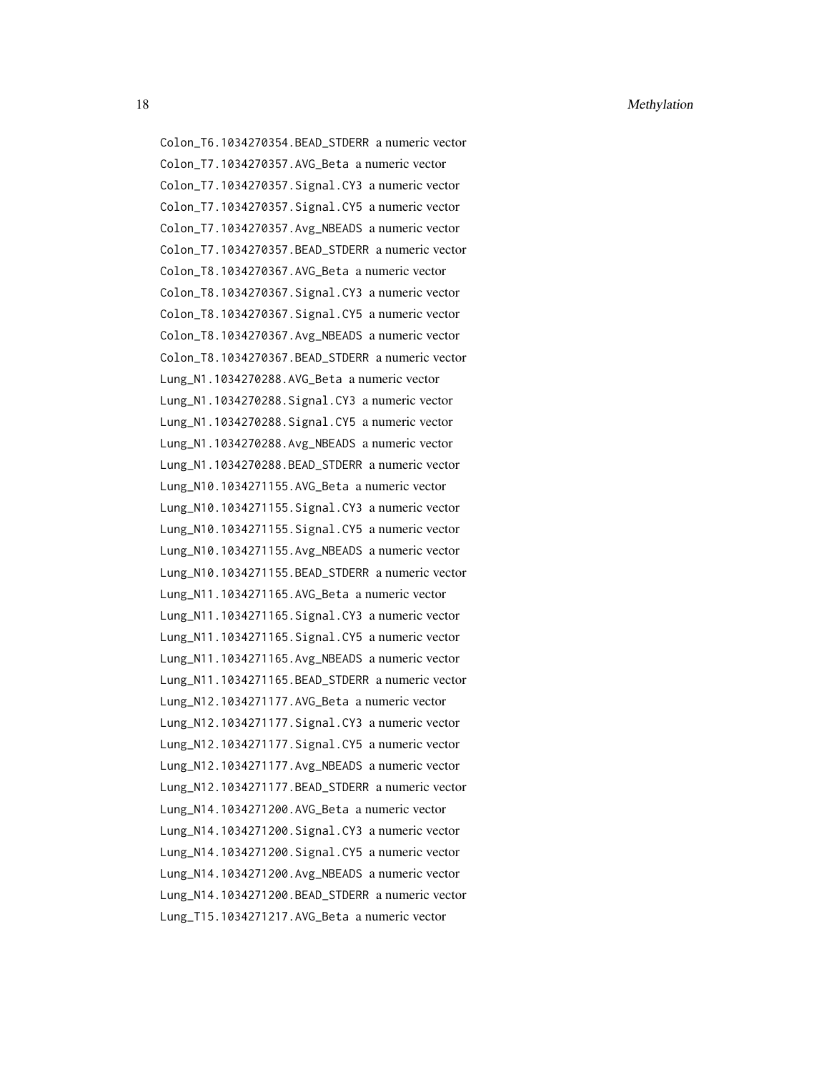`Colon_T6.1034270354.BEAD_STDERR` a numeric vector
`Colon_T7.1034270357.AVG_Beta` a numeric vector
`Colon_T7.1034270357.Signal.CY3` a numeric vector
`Colon_T7.1034270357.Signal.CY5` a numeric vector
`Colon_T7.1034270357.Avg_NBEADS` a numeric vector
`Colon_T7.1034270357.BEAD_STDERR` a numeric vector
`Colon_T8.1034270367.AVG_Beta` a numeric vector
`Colon_T8.1034270367.Signal.CY3` a numeric vector
`Colon_T8.1034270367.Signal.CY5` a numeric vector
`Colon_T8.1034270367.Avg_NBEADS` a numeric vector
`Colon_T8.1034270367.BEAD_STDERR` a numeric vector
`Lung_N1.1034270288.AVG_Beta` a numeric vector
`Lung_N1.1034270288.Signal.CY3` a numeric vector
`Lung_N1.1034270288.Signal.CY5` a numeric vector
`Lung_N1.1034270288.Avg_NBEADS` a numeric vector
`Lung_N1.1034270288.BEAD_STDERR` a numeric vector
`Lung_N10.1034271155.AVG_Beta` a numeric vector
`Lung_N10.1034271155.Signal.CY3` a numeric vector
`Lung_N10.1034271155.Signal.CY5` a numeric vector
`Lung_N10.1034271155.Avg_NBEADS` a numeric vector
`Lung_N10.1034271155.BEAD_STDERR` a numeric vector
`Lung_N11.1034271165.AVG_Beta` a numeric vector
`Lung_N11.1034271165.Signal.CY3` a numeric vector
`Lung_N11.1034271165.Signal.CY5` a numeric vector
`Lung_N11.1034271165.Avg_NBEADS` a numeric vector
`Lung_N11.1034271165.BEAD_STDERR` a numeric vector
`Lung_N12.1034271177.AVG_Beta` a numeric vector
`Lung_N12.1034271177.Signal.CY3` a numeric vector
`Lung_N12.1034271177.Signal.CY5` a numeric vector
`Lung_N12.1034271177.Avg_NBEADS` a numeric vector
`Lung_N12.1034271177.BEAD_STDERR` a numeric vector
`Lung_N14.1034271200.AVG_Beta` a numeric vector
`Lung_N14.1034271200.Signal.CY3` a numeric vector
`Lung_N14.1034271200.Signal.CY5` a numeric vector
`Lung_N14.1034271200.Avg_NBEADS` a numeric vector
`Lung_N14.1034271200.BEAD_STDERR` a numeric vector
`Lung_T15.1034271217.AVG_Beta` a numeric vector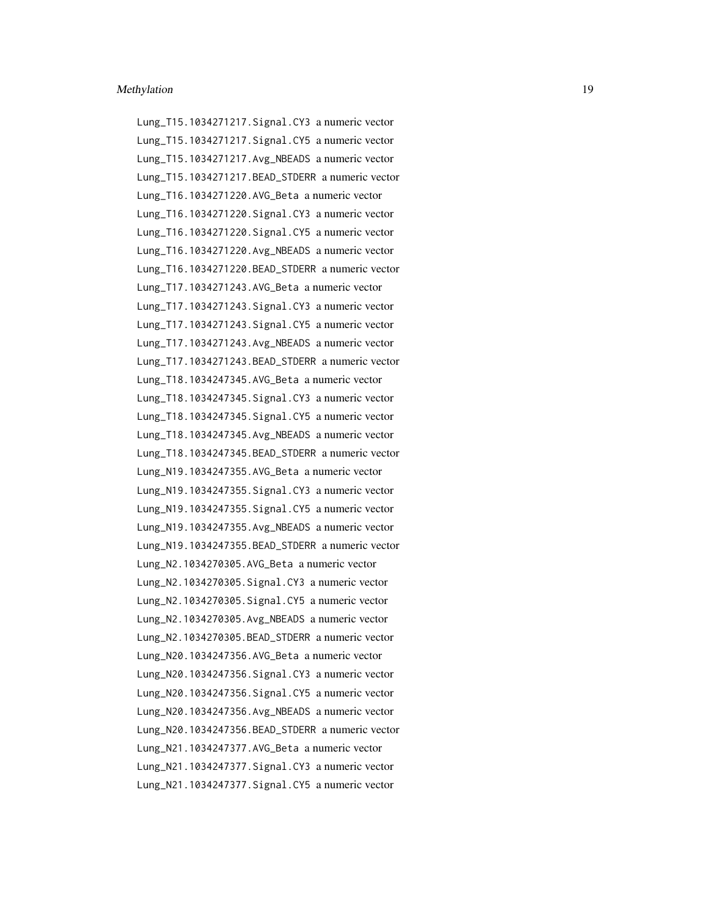`Lung_T15.1034271217.Signal.CY3` a numeric vector

`Lung_T15.1034271217.Signal.CY5` a numeric vector

`Lung_T15.1034271217.Avg_NBEADS` a numeric vector

`Lung_T15.1034271217.BEAD_STDERR` a numeric vector

`Lung_T16.1034271220.AVG_Beta` a numeric vector

`Lung_T16.1034271220.Signal.CY3` a numeric vector

`Lung_T16.1034271220.Signal.CY5` a numeric vector

`Lung_T16.1034271220.Avg_NBEADS` a numeric vector

`Lung_T16.1034271220.BEAD_STDERR` a numeric vector

`Lung_T17.1034271243.AVG_Beta` a numeric vector

`Lung_T17.1034271243.Signal.CY3` a numeric vector

`Lung_T17.1034271243.Signal.CY5` a numeric vector

`Lung_T17.1034271243.Avg_NBEADS` a numeric vector

`Lung_T17.1034271243.BEAD_STDERR` a numeric vector

`Lung_T18.1034247345.AVG_Beta` a numeric vector

`Lung_T18.1034247345.Signal.CY3` a numeric vector

`Lung_T18.1034247345.Signal.CY5` a numeric vector

`Lung_T18.1034247345.Avg_NBEADS` a numeric vector

`Lung_T18.1034247345.BEAD_STDERR` a numeric vector

`Lung_N19.1034247355.AVG_Beta` a numeric vector

`Lung_N19.1034247355.Signal.CY3` a numeric vector

`Lung_N19.1034247355.Signal.CY5` a numeric vector

`Lung_N19.1034247355.Avg_NBEADS` a numeric vector

`Lung_N19.1034247355.BEAD_STDERR` a numeric vector

`Lung_N2.1034270305.AVG_Beta` a numeric vector

`Lung_N2.1034270305.Signal.CY3` a numeric vector

`Lung_N2.1034270305.Signal.CY5` a numeric vector

`Lung_N2.1034270305.Avg_NBEADS` a numeric vector

`Lung_N2.1034270305.BEAD_STDERR` a numeric vector

`Lung_N20.1034247356.AVG_Beta` a numeric vector

`Lung_N20.1034247356.Signal.CY3` a numeric vector

`Lung_N20.1034247356.Signal.CY5` a numeric vector

`Lung_N20.1034247356.Avg_NBEADS` a numeric vector

`Lung_N20.1034247356.BEAD_STDERR` a numeric vector

`Lung_N21.1034247377.AVG_Beta` a numeric vector

`Lung_N21.1034247377.Signal.CY3` a numeric vector

`Lung_N21.1034247377.Signal.CY5` a numeric vector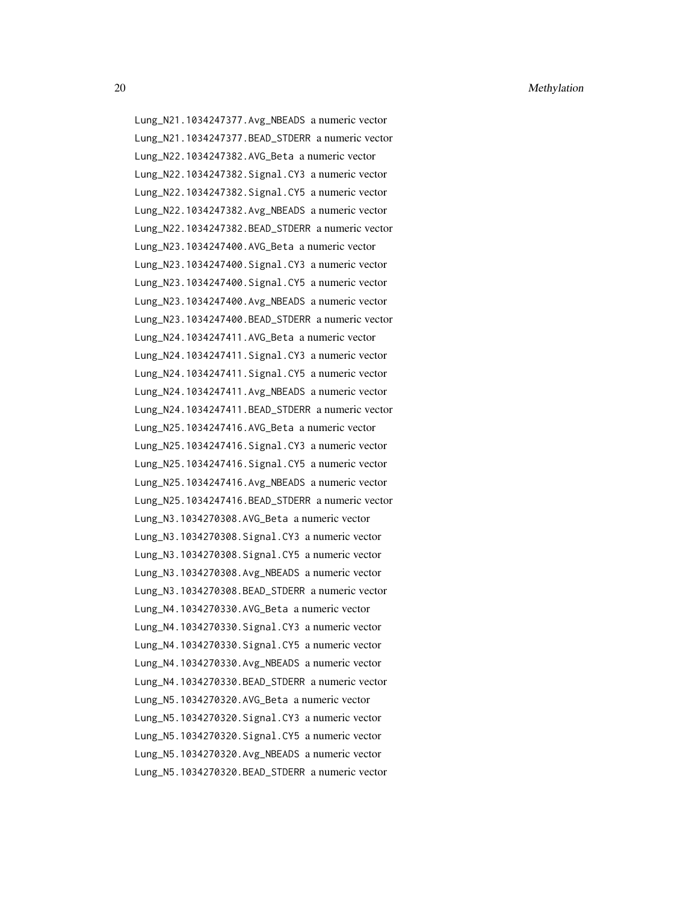Lung_N21.1034247377.Avg_NBEADS a numeric vector
Lung_N21.1034247377.BEAD_STDERR a numeric vector
Lung_N22.1034247382.AVG_Beta a numeric vector
Lung_N22.1034247382.Signal.CY3 a numeric vector
Lung_N22.1034247382.Signal.CY5 a numeric vector
Lung_N22.1034247382.Avg_NBEADS a numeric vector
Lung_N22.1034247382.BEAD_STDERR a numeric vector
Lung_N23.1034247400.AVG_Beta a numeric vector
Lung_N23.1034247400.Signal.CY3 a numeric vector
Lung_N23.1034247400.Signal.CY5 a numeric vector
Lung_N23.1034247400.Avg_NBEADS a numeric vector
Lung_N23.1034247400.BEAD_STDERR a numeric vector
Lung_N24.1034247411.AVG_Beta a numeric vector
Lung_N24.1034247411.Signal.CY3 a numeric vector
Lung_N24.1034247411.Signal.CY5 a numeric vector
Lung_N24.1034247411.Avg_NBEADS a numeric vector
Lung_N24.1034247411.BEAD_STDERR a numeric vector
Lung_N25.1034247416.AVG_Beta a numeric vector
Lung_N25.1034247416.Signal.CY3 a numeric vector
Lung_N25.1034247416.Signal.CY5 a numeric vector
Lung_N25.1034247416.Avg_NBEADS a numeric vector
Lung_N25.1034247416.BEAD_STDERR a numeric vector
Lung_N3.1034270308.AVG_Beta a numeric vector
Lung_N3.1034270308.Signal.CY3 a numeric vector
Lung_N3.1034270308.Signal.CY5 a numeric vector
Lung_N3.1034270308.Avg_NBEADS a numeric vector
Lung_N3.1034270308.BEAD_STDERR a numeric vector
Lung_N4.1034270330.AVG_Beta a numeric vector
Lung_N4.1034270330.Signal.CY3 a numeric vector
Lung_N4.1034270330.Signal.CY5 a numeric vector
Lung_N4.1034270330.Avg_NBEADS a numeric vector
Lung_N4.1034270330.BEAD_STDERR a numeric vector
Lung_N5.1034270320.AVG_Beta a numeric vector
Lung_N5.1034270320.Signal.CY3 a numeric vector
Lung_N5.1034270320.Signal.CY5 a numeric vector
Lung_N5.1034270320.Avg_NBEADS a numeric vector
Lung_N5.1034270320.BEAD_STDERR a numeric vector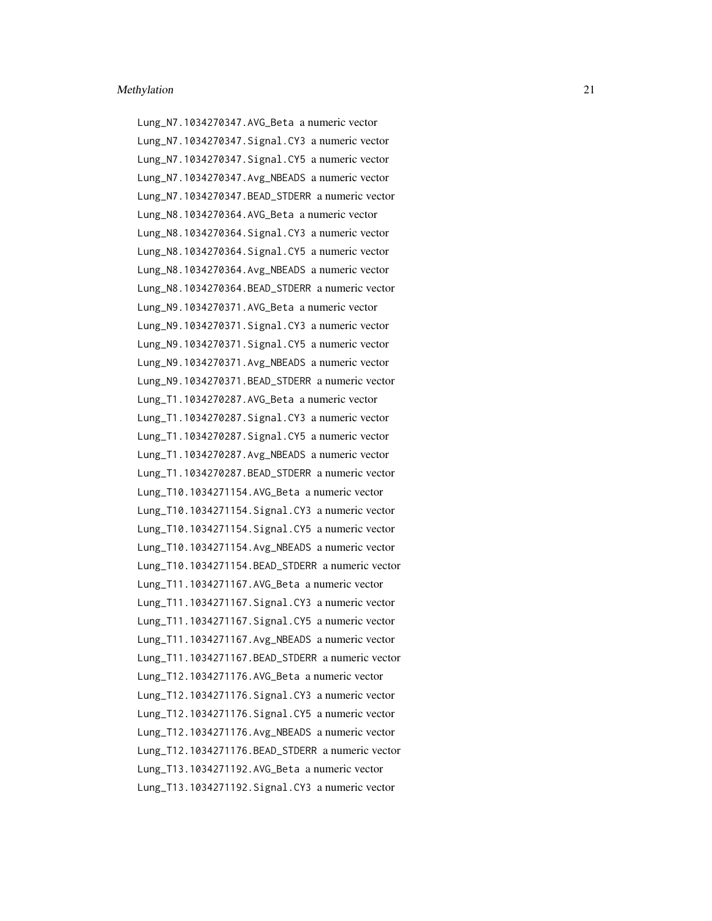Lung_N7.1034270347.AVG_Beta a numeric vector
Lung_N7.1034270347.Signal.CY3 a numeric vector
Lung_N7.1034270347.Signal.CY5 a numeric vector
Lung_N7.1034270347.Avg_NBEADS a numeric vector
Lung_N7.1034270347.BEAD_STDERR a numeric vector
Lung_N8.1034270364.AVG_Beta a numeric vector
Lung_N8.1034270364.Signal.CY3 a numeric vector
Lung_N8.1034270364.Signal.CY5 a numeric vector
Lung_N8.1034270364.Avg_NBEADS a numeric vector
Lung_N8.1034270364.BEAD_STDERR a numeric vector
Lung_N9.1034270371.AVG_Beta a numeric vector
Lung_N9.1034270371.Signal.CY3 a numeric vector
Lung_N9.1034270371.Signal.CY5 a numeric vector
Lung_N9.1034270371.Avg_NBEADS a numeric vector
Lung_N9.1034270371.BEAD_STDERR a numeric vector
Lung_T1.1034270287.AVG_Beta a numeric vector
Lung_T1.1034270287.Signal.CY3 a numeric vector
Lung_T1.1034270287.Signal.CY5 a numeric vector
Lung_T1.1034270287.Avg_NBEADS a numeric vector
Lung_T1.1034270287.BEAD_STDERR a numeric vector
Lung_T10.1034271154.AVG_Beta a numeric vector
Lung_T10.1034271154.Signal.CY3 a numeric vector
Lung_T10.1034271154.Signal.CY5 a numeric vector
Lung_T10.1034271154.Avg_NBEADS a numeric vector
Lung_T10.1034271154.BEAD_STDERR a numeric vector
Lung_T11.1034271167.AVG_Beta a numeric vector
Lung_T11.1034271167.Signal.CY3 a numeric vector
Lung_T11.1034271167.Signal.CY5 a numeric vector
Lung_T11.1034271167.Avg_NBEADS a numeric vector
Lung_T11.1034271167.BEAD_STDERR a numeric vector
Lung_T12.1034271176.AVG_Beta a numeric vector
Lung_T12.1034271176.Signal.CY3 a numeric vector
Lung_T12.1034271176.Signal.CY5 a numeric vector
Lung_T12.1034271176.Avg_NBEADS a numeric vector
Lung_T12.1034271176.BEAD_STDERR a numeric vector
Lung_T13.1034271192.AVG_Beta a numeric vector
Lung_T13.1034271192.Signal.CY3 a numeric vector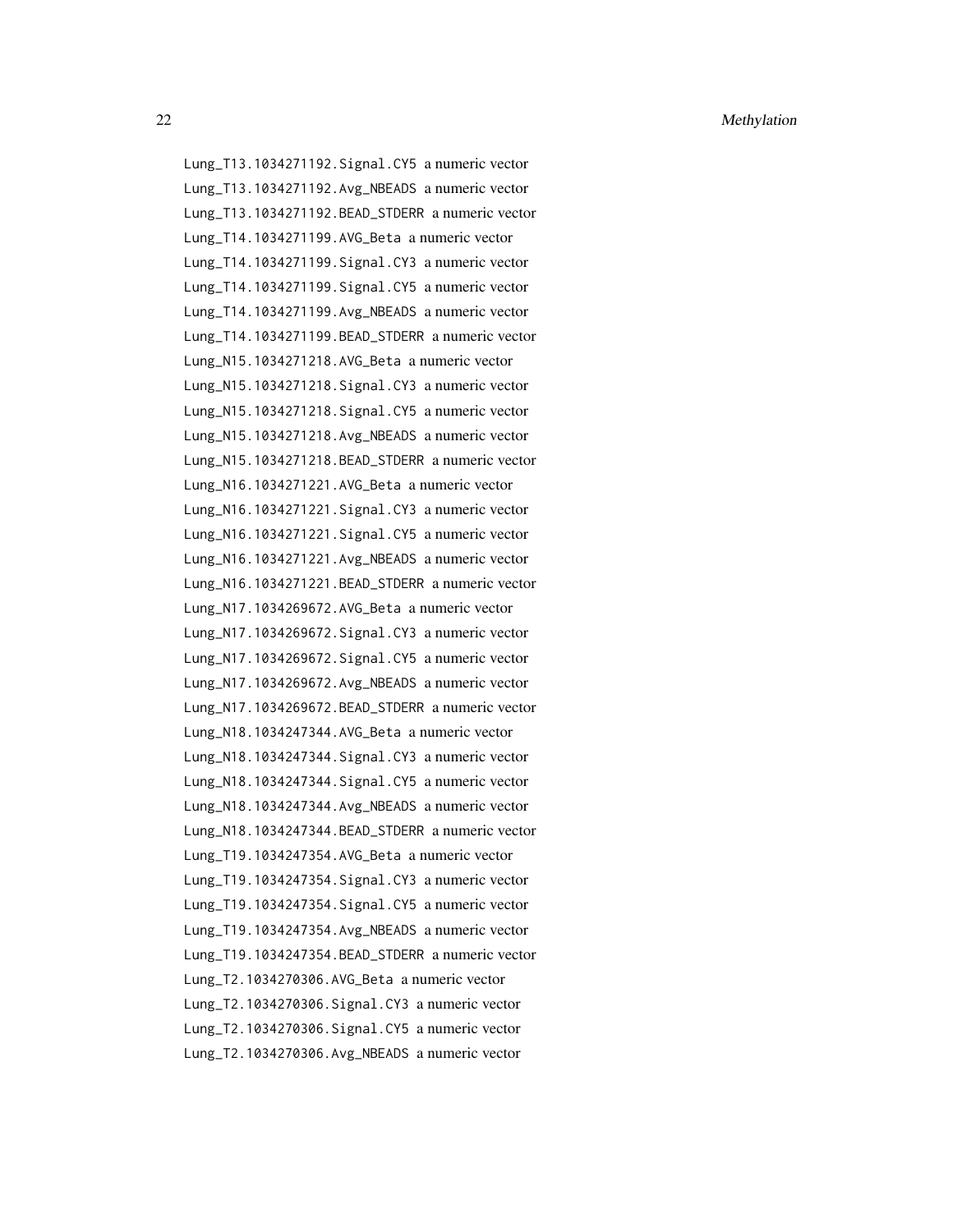`Lung_T13.1034271192.Signal.CY5` a numeric vector

`Lung_T13.1034271192.Avg_NBEADS` a numeric vector

`Lung_T13.1034271192.BEAD_STDERR` a numeric vector

`Lung_T14.1034271199.AVG_Beta` a numeric vector

`Lung_T14.1034271199.Signal.CY3` a numeric vector

`Lung_T14.1034271199.Signal.CY5` a numeric vector

`Lung_T14.1034271199.Avg_NBEADS` a numeric vector

`Lung_T14.1034271199.BEAD_STDERR` a numeric vector

`Lung_N15.1034271218.AVG_Beta` a numeric vector

`Lung_N15.1034271218.Signal.CY3` a numeric vector

`Lung_N15.1034271218.Signal.CY5` a numeric vector

`Lung_N15.1034271218.Avg_NBEADS` a numeric vector

`Lung_N15.1034271218.BEAD_STDERR` a numeric vector

`Lung_N16.1034271221.AVG_Beta` a numeric vector

`Lung_N16.1034271221.Signal.CY3` a numeric vector

`Lung_N16.1034271221.Signal.CY5` a numeric vector

`Lung_N16.1034271221.Avg_NBEADS` a numeric vector

`Lung_N16.1034271221.BEAD_STDERR` a numeric vector

`Lung_N17.1034269672.AVG_Beta` a numeric vector

`Lung_N17.1034269672.Signal.CY3` a numeric vector

`Lung_N17.1034269672.Signal.CY5` a numeric vector

`Lung_N17.1034269672.Avg_NBEADS` a numeric vector

`Lung_N17.1034269672.BEAD_STDERR` a numeric vector

`Lung_N18.1034247344.AVG_Beta` a numeric vector

`Lung_N18.1034247344.Signal.CY3` a numeric vector

`Lung_N18.1034247344.Signal.CY5` a numeric vector

`Lung_N18.1034247344.Avg_NBEADS` a numeric vector

`Lung_N18.1034247344.BEAD_STDERR` a numeric vector

`Lung_T19.1034247354.AVG_Beta` a numeric vector

`Lung_T19.1034247354.Signal.CY3` a numeric vector

`Lung_T19.1034247354.Signal.CY5` a numeric vector

`Lung_T19.1034247354.Avg_NBEADS` a numeric vector

`Lung_T19.1034247354.BEAD_STDERR` a numeric vector

`Lung_T2.1034270306.AVG_Beta` a numeric vector

`Lung_T2.1034270306.Signal.CY3` a numeric vector

`Lung_T2.1034270306.Signal.CY5` a numeric vector

`Lung_T2.1034270306.Avg_NBEADS` a numeric vector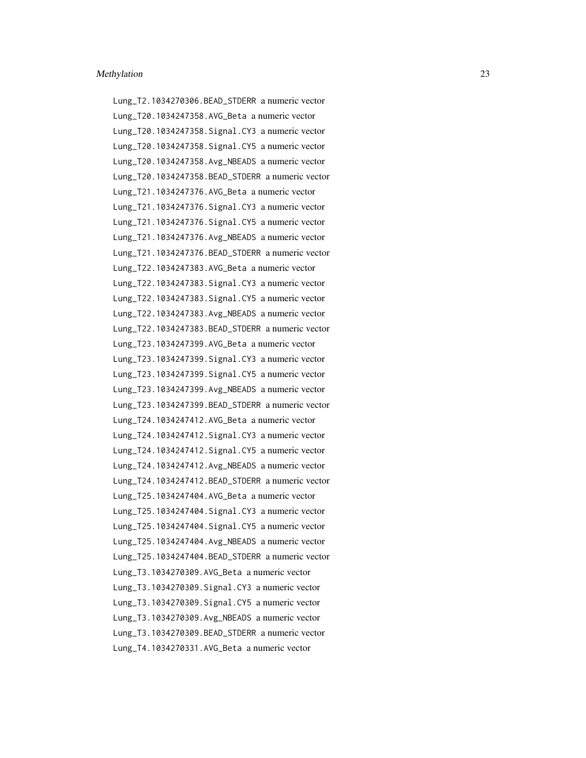Lung_T2.1034270306.BEAD_STDERR a numeric vector
Lung_T20.1034247358.AVG_Beta a numeric vector
Lung_T20.1034247358.Signal.CY3 a numeric vector
Lung_T20.1034247358.Signal.CY5 a numeric vector
Lung_T20.1034247358.Avg_NBEADS a numeric vector
Lung_T20.1034247358.BEAD_STDERR a numeric vector
Lung_T21.1034247376.AVG_Beta a numeric vector
Lung_T21.1034247376.Signal.CY3 a numeric vector
Lung_T21.1034247376.Signal.CY5 a numeric vector
Lung_T21.1034247376.Avg_NBEADS a numeric vector
Lung_T21.1034247376.BEAD_STDERR a numeric vector
Lung_T22.1034247383.AVG_Beta a numeric vector
Lung_T22.1034247383.Signal.CY3 a numeric vector
Lung_T22.1034247383.Signal.CY5 a numeric vector
Lung_T22.1034247383.Avg_NBEADS a numeric vector
Lung_T22.1034247383.BEAD_STDERR a numeric vector
Lung_T23.1034247399.AVG_Beta a numeric vector
Lung_T23.1034247399.Signal.CY3 a numeric vector
Lung_T23.1034247399.Signal.CY5 a numeric vector
Lung_T23.1034247399.Avg_NBEADS a numeric vector
Lung_T23.1034247399.BEAD_STDERR a numeric vector
Lung_T24.1034247412.AVG_Beta a numeric vector
Lung_T24.1034247412.Signal.CY3 a numeric vector
Lung_T24.1034247412.Signal.CY5 a numeric vector
Lung_T24.1034247412.Avg_NBEADS a numeric vector
Lung_T24.1034247412.BEAD_STDERR a numeric vector
Lung_T25.1034247404.AVG_Beta a numeric vector
Lung_T25.1034247404.Signal.CY3 a numeric vector
Lung_T25.1034247404.Signal.CY5 a numeric vector
Lung_T25.1034247404.Avg_NBEADS a numeric vector
Lung_T25.1034247404.BEAD_STDERR a numeric vector
Lung_T3.1034270309.AVG_Beta a numeric vector
Lung_T3.1034270309.Signal.CY3 a numeric vector
Lung_T3.1034270309.Signal.CY5 a numeric vector
Lung_T3.1034270309.Avg_NBEADS a numeric vector
Lung_T3.1034270309.BEAD_STDERR a numeric vector
Lung_T4.1034270331.AVG_Beta a numeric vector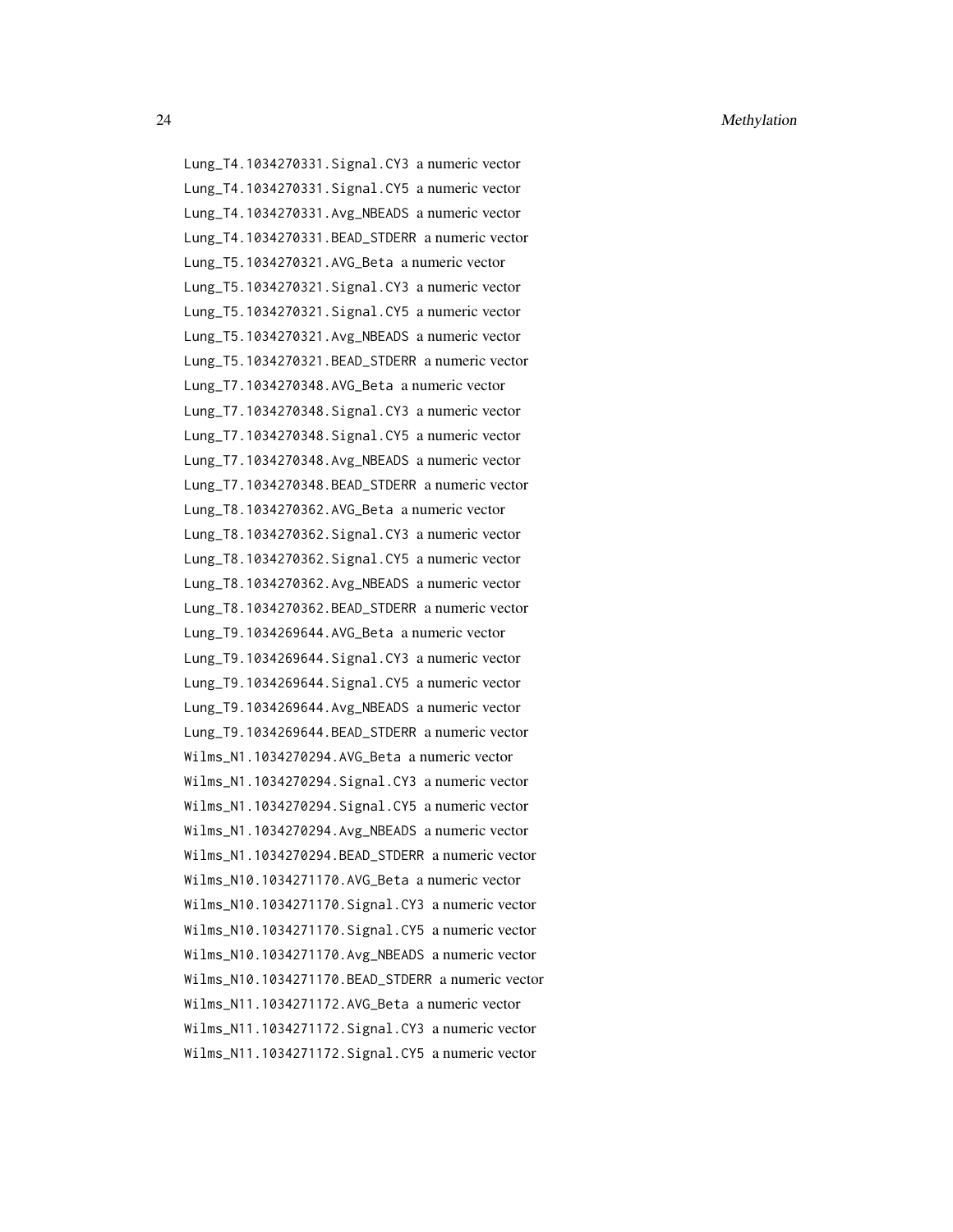Lung_T4.1034270331.Signal.CY3 a numeric vector
Lung_T4.1034270331.Signal.CY5 a numeric vector
Lung_T4.1034270331.Avg_NBEADS a numeric vector
Lung_T4.1034270331.BEAD_STDERR a numeric vector
Lung_T5.1034270321.AVG_Beta a numeric vector
Lung_T5.1034270321.Signal.CY3 a numeric vector
Lung_T5.1034270321.Signal.CY5 a numeric vector
Lung_T5.1034270321.Avg_NBEADS a numeric vector
Lung_T5.1034270321.BEAD_STDERR a numeric vector
Lung_T7.1034270348.AVG_Beta a numeric vector
Lung_T7.1034270348.Signal.CY3 a numeric vector
Lung_T7.1034270348.Signal.CY5 a numeric vector
Lung_T7.1034270348.Avg_NBEADS a numeric vector
Lung_T7.1034270348.BEAD_STDERR a numeric vector
Lung_T8.1034270362.AVG_Beta a numeric vector
Lung_T8.1034270362.Signal.CY3 a numeric vector
Lung_T8.1034270362.Signal.CY5 a numeric vector
Lung_T8.1034270362.Avg_NBEADS a numeric vector
Lung_T8.1034270362.BEAD_STDERR a numeric vector
Lung_T9.1034269644.AVG_Beta a numeric vector
Lung_T9.1034269644.Signal.CY3 a numeric vector
Lung_T9.1034269644.Signal.CY5 a numeric vector
Lung_T9.1034269644.Avg_NBEADS a numeric vector
Lung_T9.1034269644.BEAD_STDERR a numeric vector
Wilms_N1.1034270294.AVG_Beta a numeric vector
Wilms_N1.1034270294.Signal.CY3 a numeric vector
Wilms_N1.1034270294.Signal.CY5 a numeric vector
Wilms_N1.1034270294.Avg_NBEADS a numeric vector
Wilms_N1.1034270294.BEAD_STDERR a numeric vector
Wilms_N10.1034271170.AVG_Beta a numeric vector
Wilms_N10.1034271170.Signal.CY3 a numeric vector
Wilms_N10.1034271170.Signal.CY5 a numeric vector
Wilms_N10.1034271170.Avg_NBEADS a numeric vector
Wilms_N10.1034271170.BEAD_STDERR a numeric vector
Wilms_N11.1034271172.AVG_Beta a numeric vector
Wilms_N11.1034271172.Signal.CY3 a numeric vector
Wilms_N11.1034271172.Signal.CY5 a numeric vector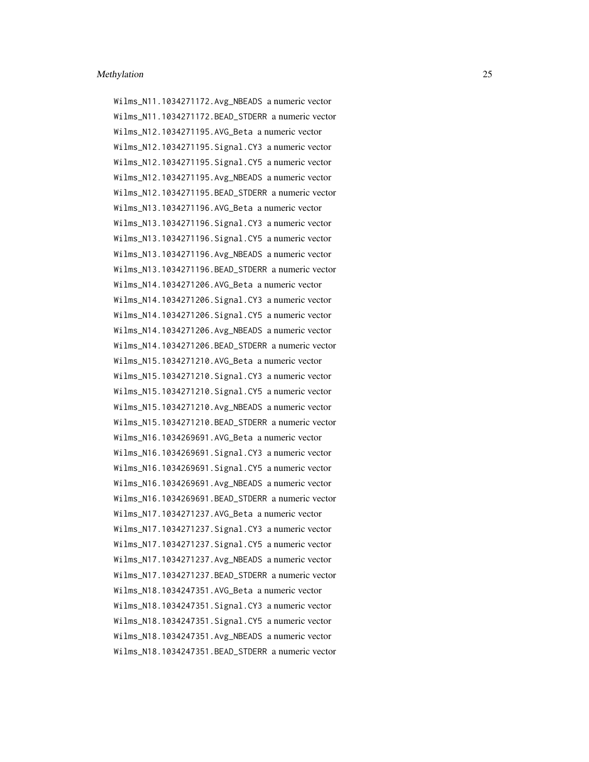Wilms_N11.1034271172.Avg_NBEADS a numeric vector
Wilms_N11.1034271172.BEAD_STDERR a numeric vector
Wilms_N12.1034271195.AVG_Beta a numeric vector
Wilms_N12.1034271195.Signal.CY3 a numeric vector
Wilms_N12.1034271195.Signal.CY5 a numeric vector
Wilms_N12.1034271195.Avg_NBEADS a numeric vector
Wilms_N12.1034271195.BEAD_STDERR a numeric vector
Wilms_N13.1034271196.AVG_Beta a numeric vector
Wilms_N13.1034271196.Signal.CY3 a numeric vector
Wilms_N13.1034271196.Signal.CY5 a numeric vector
Wilms_N13.1034271196.Avg_NBEADS a numeric vector
Wilms_N13.1034271196.BEAD_STDERR a numeric vector
Wilms_N14.1034271206.AVG_Beta a numeric vector
Wilms_N14.1034271206.Signal.CY3 a numeric vector
Wilms_N14.1034271206.Signal.CY5 a numeric vector
Wilms_N14.1034271206.Avg_NBEADS a numeric vector
Wilms_N14.1034271206.BEAD_STDERR a numeric vector
Wilms_N15.1034271210.AVG_Beta a numeric vector
Wilms_N15.1034271210.Signal.CY3 a numeric vector
Wilms_N15.1034271210.Signal.CY5 a numeric vector
Wilms_N15.1034271210.Avg_NBEADS a numeric vector
Wilms_N15.1034271210.BEAD_STDERR a numeric vector
Wilms_N16.1034269691.AVG_Beta a numeric vector
Wilms_N16.1034269691.Signal.CY3 a numeric vector
Wilms_N16.1034269691.Signal.CY5 a numeric vector
Wilms_N16.1034269691.Avg_NBEADS a numeric vector
Wilms_N16.1034269691.BEAD_STDERR a numeric vector
Wilms_N17.1034271237.AVG_Beta a numeric vector
Wilms_N17.1034271237.Signal.CY3 a numeric vector
Wilms_N17.1034271237.Signal.CY5 a numeric vector
Wilms_N17.1034271237.Avg_NBEADS a numeric vector
Wilms_N17.1034271237.BEAD_STDERR a numeric vector
Wilms_N18.1034247351.AVG_Beta a numeric vector
Wilms_N18.1034247351.Signal.CY3 a numeric vector
Wilms_N18.1034247351.Signal.CY5 a numeric vector
Wilms_N18.1034247351.Avg_NBEADS a numeric vector
Wilms_N18.1034247351.BEAD_STDERR a numeric vector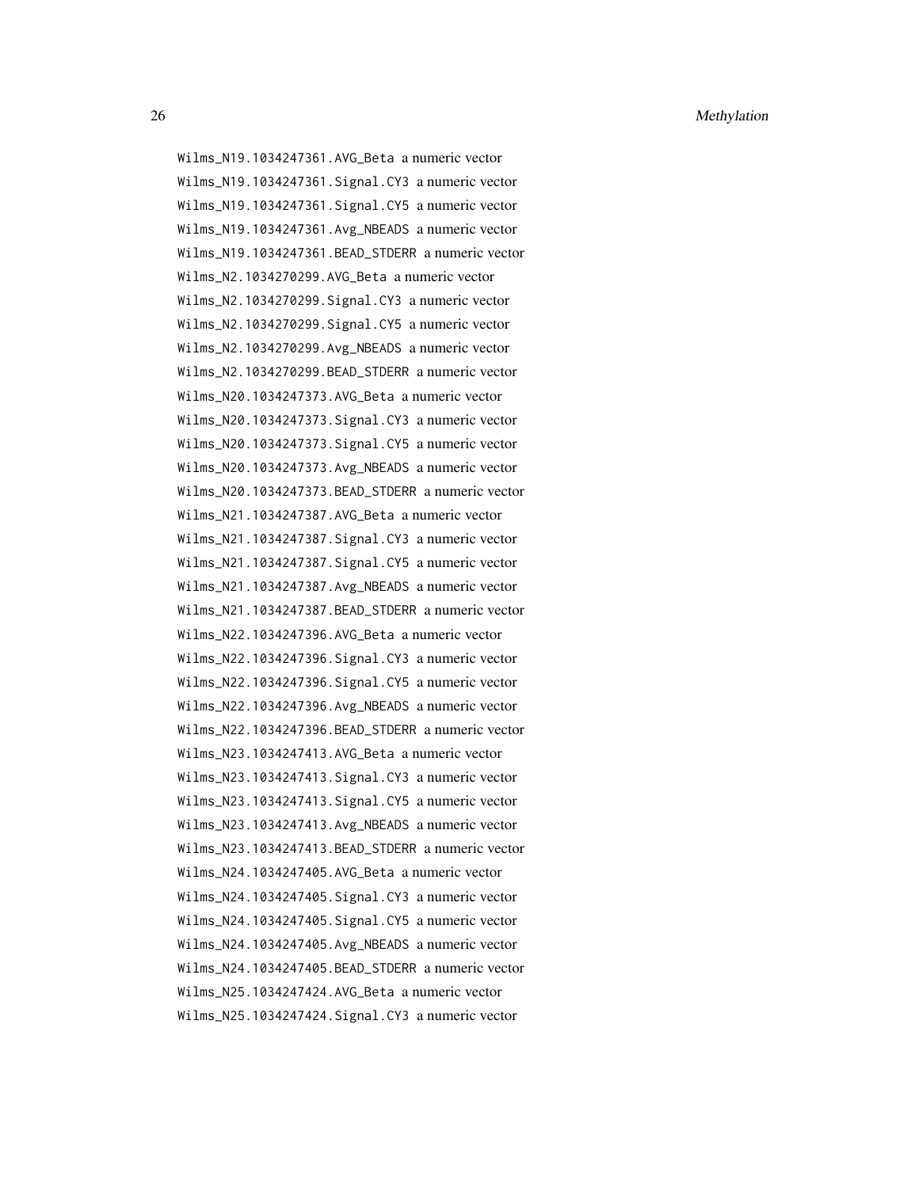Wilms_N19.1034247361.AVG_Beta a numeric vector
Wilms_N19.1034247361.Signal.CY3 a numeric vector
Wilms_N19.1034247361.Signal.CY5 a numeric vector
Wilms_N19.1034247361.Avg_NBEADS a numeric vector
Wilms_N19.1034247361.BEAD_STDERR a numeric vector
Wilms_N2.1034270299.AVG_Beta a numeric vector
Wilms_N2.1034270299.Signal.CY3 a numeric vector
Wilms_N2.1034270299.Signal.CY5 a numeric vector
Wilms_N2.1034270299.Avg_NBEADS a numeric vector
Wilms_N2.1034270299.BEAD_STDERR a numeric vector
Wilms_N20.1034247373.AVG_Beta a numeric vector
Wilms_N20.1034247373.Signal.CY3 a numeric vector
Wilms_N20.1034247373.Signal.CY5 a numeric vector
Wilms_N20.1034247373.Avg_NBEADS a numeric vector
Wilms_N20.1034247373.BEAD_STDERR a numeric vector
Wilms_N21.1034247387.AVG_Beta a numeric vector
Wilms_N21.1034247387.Signal.CY3 a numeric vector
Wilms_N21.1034247387.Signal.CY5 a numeric vector
Wilms_N21.1034247387.Avg_NBEADS a numeric vector
Wilms_N21.1034247387.BEAD_STDERR a numeric vector
Wilms_N22.1034247396.AVG_Beta a numeric vector
Wilms_N22.1034247396.Signal.CY3 a numeric vector
Wilms_N22.1034247396.Signal.CY5 a numeric vector
Wilms_N22.1034247396.Avg_NBEADS a numeric vector
Wilms_N22.1034247396.BEAD_STDERR a numeric vector
Wilms_N23.1034247413.AVG_Beta a numeric vector
Wilms_N23.1034247413.Signal.CY3 a numeric vector
Wilms_N23.1034247413.Signal.CY5 a numeric vector
Wilms_N23.1034247413.Avg_NBEADS a numeric vector
Wilms_N23.1034247413.BEAD_STDERR a numeric vector
Wilms_N24.1034247405.AVG_Beta a numeric vector
Wilms_N24.1034247405.Signal.CY3 a numeric vector
Wilms_N24.1034247405.Signal.CY5 a numeric vector
Wilms_N24.1034247405.Avg_NBEADS a numeric vector
Wilms_N24.1034247405.BEAD_STDERR a numeric vector
Wilms_N25.1034247424.AVG_Beta a numeric vector
Wilms_N25.1034247424.Signal.CY3 a numeric vector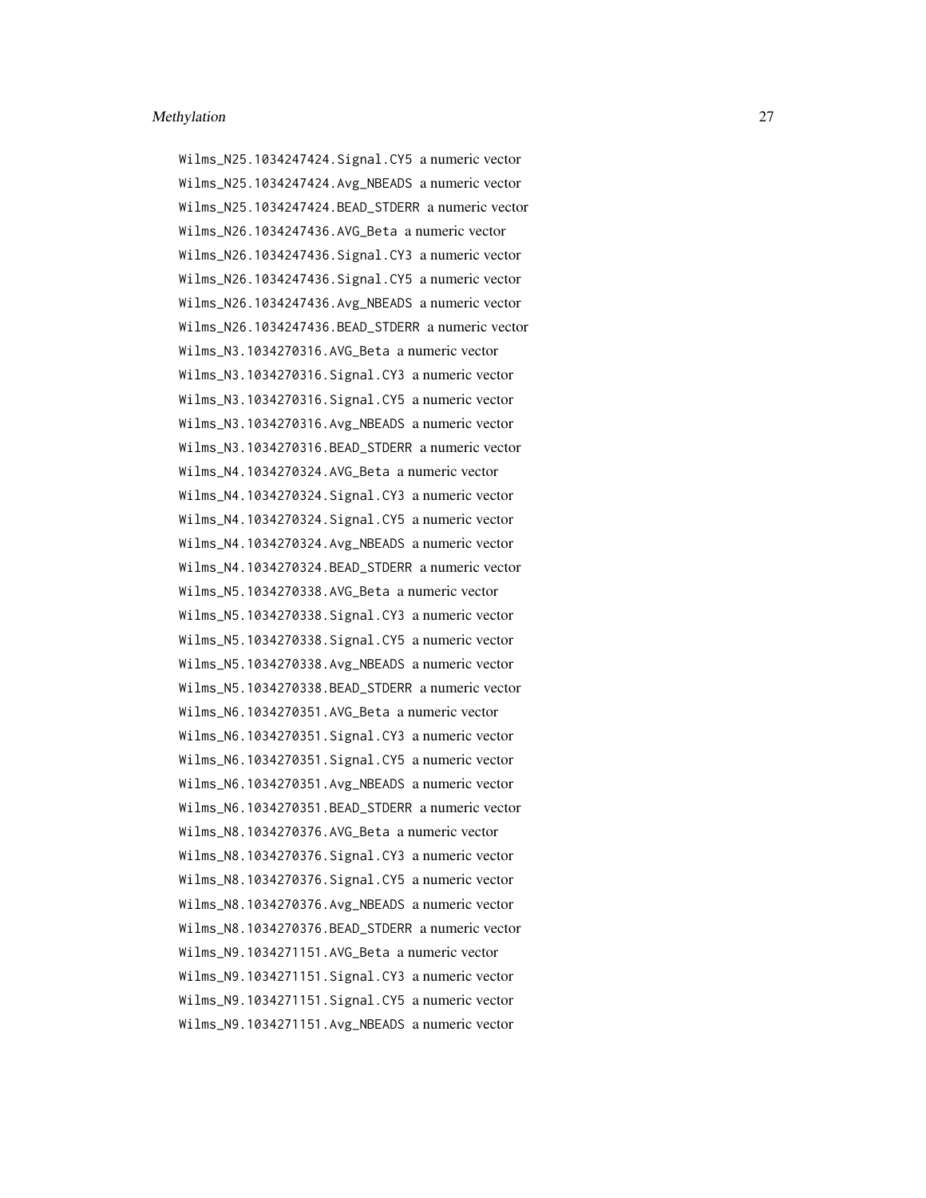Wilms_N25.1034247424.Signal.CY5 a numeric vector
Wilms_N25.1034247424.Avg_NBEADS a numeric vector
Wilms_N25.1034247424.BEAD_STDERR a numeric vector
Wilms_N26.1034247436.AVG_Beta a numeric vector
Wilms_N26.1034247436.Signal.CY3 a numeric vector
Wilms_N26.1034247436.Signal.CY5 a numeric vector
Wilms_N26.1034247436.Avg_NBEADS a numeric vector
Wilms_N26.1034247436.BEAD_STDERR a numeric vector
Wilms_N3.1034270316.AVG_Beta a numeric vector
Wilms_N3.1034270316.Signal.CY3 a numeric vector
Wilms_N3.1034270316.Signal.CY5 a numeric vector
Wilms_N3.1034270316.Avg_NBEADS a numeric vector
Wilms_N3.1034270316.BEAD_STDERR a numeric vector
Wilms_N4.1034270324.AVG_Beta a numeric vector
Wilms_N4.1034270324.Signal.CY3 a numeric vector
Wilms_N4.1034270324.Signal.CY5 a numeric vector
Wilms_N4.1034270324.Avg_NBEADS a numeric vector
Wilms_N4.1034270324.BEAD_STDERR a numeric vector
Wilms_N5.1034270338.AVG_Beta a numeric vector
Wilms_N5.1034270338.Signal.CY3 a numeric vector
Wilms_N5.1034270338.Signal.CY5 a numeric vector
Wilms_N5.1034270338.Avg_NBEADS a numeric vector
Wilms_N5.1034270338.BEAD_STDERR a numeric vector
Wilms_N6.1034270351.AVG_Beta a numeric vector
Wilms_N6.1034270351.Signal.CY3 a numeric vector
Wilms_N6.1034270351.Signal.CY5 a numeric vector
Wilms_N6.1034270351.Avg_NBEADS a numeric vector
Wilms_N6.1034270351.BEAD_STDERR a numeric vector
Wilms_N8.1034270376.AVG_Beta a numeric vector
Wilms_N8.1034270376.Signal.CY3 a numeric vector
Wilms_N8.1034270376.Signal.CY5 a numeric vector
Wilms_N8.1034270376.Avg_NBEADS a numeric vector
Wilms_N8.1034270376.BEAD_STDERR a numeric vector
Wilms_N9.1034271151.AVG_Beta a numeric vector
Wilms_N9.1034271151.Signal.CY3 a numeric vector
Wilms_N9.1034271151.Signal.CY5 a numeric vector
Wilms_N9.1034271151.Avg_NBEADS a numeric vector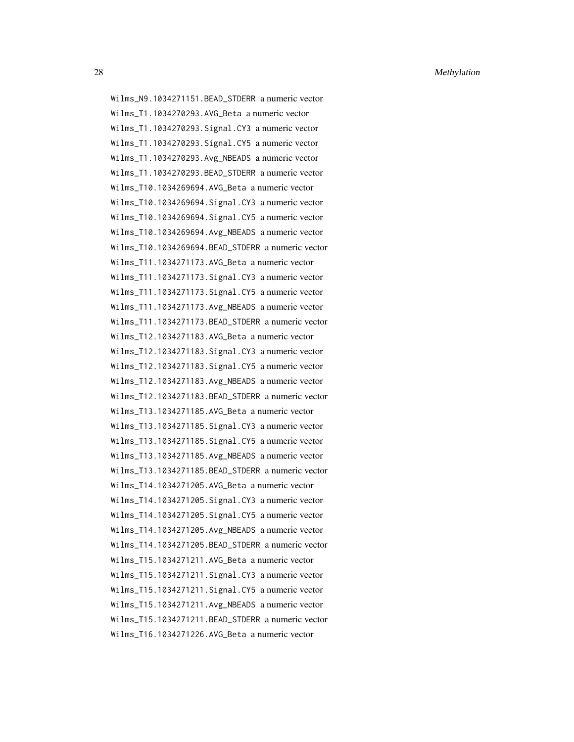Wilms_N9.1034271151.BEAD_STDERR a numeric vector
Wilms_T1.1034270293.AVG_Beta a numeric vector
Wilms_T1.1034270293.Signal.CY3 a numeric vector
Wilms_T1.1034270293.Signal.CY5 a numeric vector
Wilms_T1.1034270293.Avg_NBEADS a numeric vector
Wilms_T1.1034270293.BEAD_STDERR a numeric vector
Wilms_T10.1034269694.AVG_Beta a numeric vector
Wilms_T10.1034269694.Signal.CY3 a numeric vector
Wilms_T10.1034269694.Signal.CY5 a numeric vector
Wilms_T10.1034269694.Avg_NBEADS a numeric vector
Wilms_T10.1034269694.BEAD_STDERR a numeric vector
Wilms_T11.1034271173.AVG_Beta a numeric vector
Wilms_T11.1034271173.Signal.CY3 a numeric vector
Wilms_T11.1034271173.Signal.CY5 a numeric vector
Wilms_T11.1034271173.Avg_NBEADS a numeric vector
Wilms_T11.1034271173.BEAD_STDERR a numeric vector
Wilms_T12.1034271183.AVG_Beta a numeric vector
Wilms_T12.1034271183.Signal.CY3 a numeric vector
Wilms_T12.1034271183.Signal.CY5 a numeric vector
Wilms_T12.1034271183.Avg_NBEADS a numeric vector
Wilms_T12.1034271183.BEAD_STDERR a numeric vector
Wilms_T13.1034271185.AVG_Beta a numeric vector
Wilms_T13.1034271185.Signal.CY3 a numeric vector
Wilms_T13.1034271185.Signal.CY5 a numeric vector
Wilms_T13.1034271185.Avg_NBEADS a numeric vector
Wilms_T13.1034271185.BEAD_STDERR a numeric vector
Wilms_T14.1034271205.AVG_Beta a numeric vector
Wilms_T14.1034271205.Signal.CY3 a numeric vector
Wilms_T14.1034271205.Signal.CY5 a numeric vector
Wilms_T14.1034271205.Avg_NBEADS a numeric vector
Wilms_T14.1034271205.BEAD_STDERR a numeric vector
Wilms_T15.1034271211.AVG_Beta a numeric vector
Wilms_T15.1034271211.Signal.CY3 a numeric vector
Wilms_T15.1034271211.Signal.CY5 a numeric vector
Wilms_T15.1034271211.Avg_NBEADS a numeric vector
Wilms_T15.1034271211.BEAD_STDERR a numeric vector
Wilms_T16.1034271226.AVG_Beta a numeric vector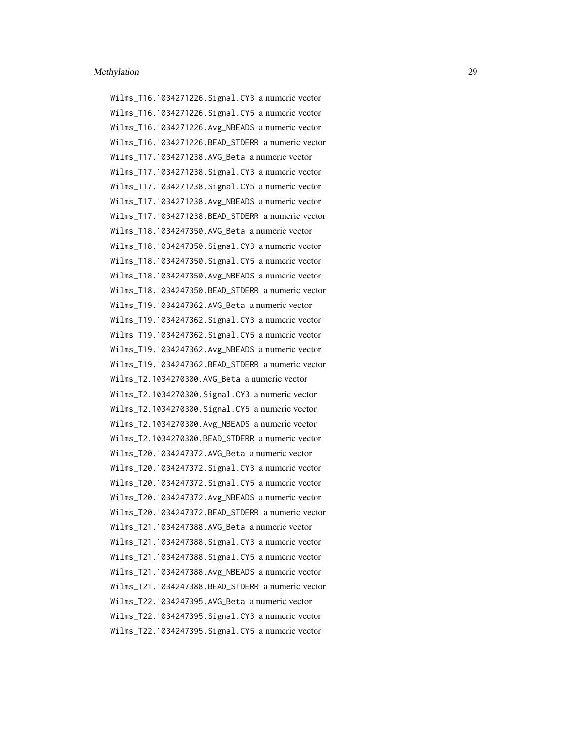Wilms_T16.1034271226.Signal.CY3 a numeric vector
Wilms_T16.1034271226.Signal.CY5 a numeric vector
Wilms_T16.1034271226.Avg_NBEADS a numeric vector
Wilms_T16.1034271226.BEAD_STDERR a numeric vector
Wilms_T17.1034271238.AVG_Beta a numeric vector
Wilms_T17.1034271238.Signal.CY3 a numeric vector
Wilms_T17.1034271238.Signal.CY5 a numeric vector
Wilms_T17.1034271238.Avg_NBEADS a numeric vector
Wilms_T17.1034271238.BEAD_STDERR a numeric vector
Wilms_T18.1034247350.AVG_Beta a numeric vector
Wilms_T18.1034247350.Signal.CY3 a numeric vector
Wilms_T18.1034247350.Signal.CY5 a numeric vector
Wilms_T18.1034247350.Avg_NBEADS a numeric vector
Wilms_T18.1034247350.BEAD_STDERR a numeric vector
Wilms_T19.1034247362.AVG_Beta a numeric vector
Wilms_T19.1034247362.Signal.CY3 a numeric vector
Wilms_T19.1034247362.Signal.CY5 a numeric vector
Wilms_T19.1034247362.Avg_NBEADS a numeric vector
Wilms_T19.1034247362.BEAD_STDERR a numeric vector
Wilms_T2.1034270300.AVG_Beta a numeric vector
Wilms_T2.1034270300.Signal.CY3 a numeric vector
Wilms_T2.1034270300.Signal.CY5 a numeric vector
Wilms_T2.1034270300.Avg_NBEADS a numeric vector
Wilms_T2.1034270300.BEAD_STDERR a numeric vector
Wilms_T20.1034247372.AVG_Beta a numeric vector
Wilms_T20.1034247372.Signal.CY3 a numeric vector
Wilms_T20.1034247372.Signal.CY5 a numeric vector
Wilms_T20.1034247372.Avg_NBEADS a numeric vector
Wilms_T20.1034247372.BEAD_STDERR a numeric vector
Wilms_T21.1034247388.AVG_Beta a numeric vector
Wilms_T21.1034247388.Signal.CY3 a numeric vector
Wilms_T21.1034247388.Signal.CY5 a numeric vector
Wilms_T21.1034247388.Avg_NBEADS a numeric vector
Wilms_T21.1034247388.BEAD_STDERR a numeric vector
Wilms_T22.1034247395.AVG_Beta a numeric vector
Wilms_T22.1034247395.Signal.CY3 a numeric vector
Wilms_T22.1034247395.Signal.CY5 a numeric vector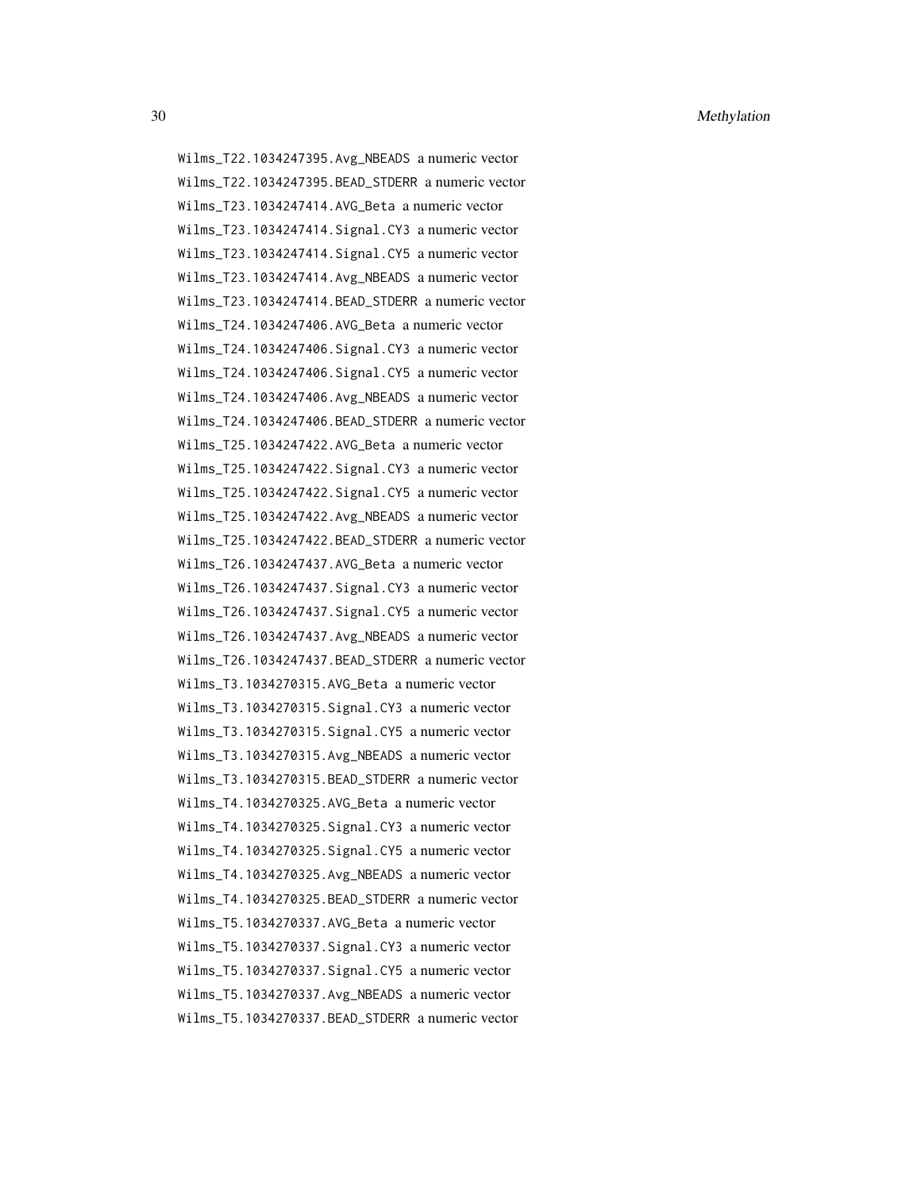Wilms_T22.1034247395.Avg_NBEADS a numeric vector
Wilms_T22.1034247395.BEAD_STDERR a numeric vector
Wilms_T23.1034247414.AVG_Beta a numeric vector
Wilms_T23.1034247414.Signal.CY3 a numeric vector
Wilms_T23.1034247414.Signal.CY5 a numeric vector
Wilms_T23.1034247414.Avg_NBEADS a numeric vector
Wilms_T23.1034247414.BEAD_STDERR a numeric vector
Wilms_T24.1034247406.AVG_Beta a numeric vector
Wilms_T24.1034247406.Signal.CY3 a numeric vector
Wilms_T24.1034247406.Signal.CY5 a numeric vector
Wilms_T24.1034247406.Avg_NBEADS a numeric vector
Wilms_T24.1034247406.BEAD_STDERR a numeric vector
Wilms_T25.1034247422.AVG_Beta a numeric vector
Wilms_T25.1034247422.Signal.CY3 a numeric vector
Wilms_T25.1034247422.Signal.CY5 a numeric vector
Wilms_T25.1034247422.Avg_NBEADS a numeric vector
Wilms_T25.1034247422.BEAD_STDERR a numeric vector
Wilms_T26.1034247437.AVG_Beta a numeric vector
Wilms_T26.1034247437.Signal.CY3 a numeric vector
Wilms_T26.1034247437.Signal.CY5 a numeric vector
Wilms_T26.1034247437.Avg_NBEADS a numeric vector
Wilms_T26.1034247437.BEAD_STDERR a numeric vector
Wilms_T3.1034270315.AVG_Beta a numeric vector
Wilms_T3.1034270315.Signal.CY3 a numeric vector
Wilms_T3.1034270315.Signal.CY5 a numeric vector
Wilms_T3.1034270315.Avg_NBEADS a numeric vector
Wilms_T3.1034270315.BEAD_STDERR a numeric vector
Wilms_T4.1034270325.AVG_Beta a numeric vector
Wilms_T4.1034270325.Signal.CY3 a numeric vector
Wilms_T4.1034270325.Signal.CY5 a numeric vector
Wilms_T4.1034270325.Avg_NBEADS a numeric vector
Wilms_T4.1034270325.BEAD_STDERR a numeric vector
Wilms_T5.1034270337.AVG_Beta a numeric vector
Wilms_T5.1034270337.Signal.CY3 a numeric vector
Wilms_T5.1034270337.Signal.CY5 a numeric vector
Wilms_T5.1034270337.Avg_NBEADS a numeric vector
Wilms_T5.1034270337.BEAD_STDERR a numeric vector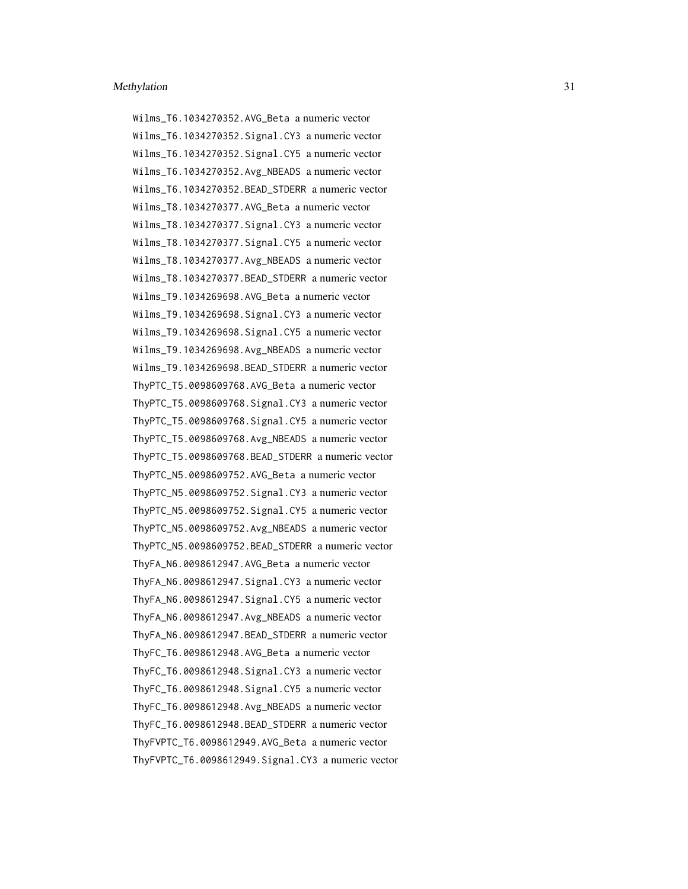Wilms_T6.1034270352.AVG_Beta a numeric vector
Wilms_T6.1034270352.Signal.CY3 a numeric vector
Wilms_T6.1034270352.Signal.CY5 a numeric vector
Wilms_T6.1034270352.Avg_NBEADS a numeric vector
Wilms_T6.1034270352.BEAD_STDERR a numeric vector
Wilms_T8.1034270377.AVG_Beta a numeric vector
Wilms_T8.1034270377.Signal.CY3 a numeric vector
Wilms_T8.1034270377.Signal.CY5 a numeric vector
Wilms_T8.1034270377.Avg_NBEADS a numeric vector
Wilms_T8.1034270377.BEAD_STDERR a numeric vector
Wilms_T9.1034269698.AVG_Beta a numeric vector
Wilms_T9.1034269698.Signal.CY3 a numeric vector
Wilms_T9.1034269698.Signal.CY5 a numeric vector
Wilms_T9.1034269698.Avg_NBEADS a numeric vector
Wilms_T9.1034269698.BEAD_STDERR a numeric vector
ThyPTC_T5.0098609768.AVG_Beta a numeric vector
ThyPTC_T5.0098609768.Signal.CY3 a numeric vector
ThyPTC_T5.0098609768.Signal.CY5 a numeric vector
ThyPTC_T5.0098609768.Avg_NBEADS a numeric vector
ThyPTC_T5.0098609768.BEAD_STDERR a numeric vector
ThyPTC_N5.0098609752.AVG_Beta a numeric vector
ThyPTC_N5.0098609752.Signal.CY3 a numeric vector
ThyPTC_N5.0098609752.Signal.CY5 a numeric vector
ThyPTC_N5.0098609752.Avg_NBEADS a numeric vector
ThyPTC_N5.0098609752.BEAD_STDERR a numeric vector
ThyFA_N6.0098612947.AVG_Beta a numeric vector
ThyFA_N6.0098612947.Signal.CY3 a numeric vector
ThyFA_N6.0098612947.Signal.CY5 a numeric vector
ThyFA_N6.0098612947.Avg_NBEADS a numeric vector
ThyFA_N6.0098612947.BEAD_STDERR a numeric vector
ThyFC_T6.0098612948.AVG_Beta a numeric vector
ThyFC_T6.0098612948.Signal.CY3 a numeric vector
ThyFC_T6.0098612948.Signal.CY5 a numeric vector
ThyFC_T6.0098612948.Avg_NBEADS a numeric vector
ThyFC_T6.0098612948.BEAD_STDERR a numeric vector
ThyFVPTC_T6.0098612949.AVG_Beta a numeric vector
ThyFVPTC_T6.0098612949.Signal.CY3 a numeric vector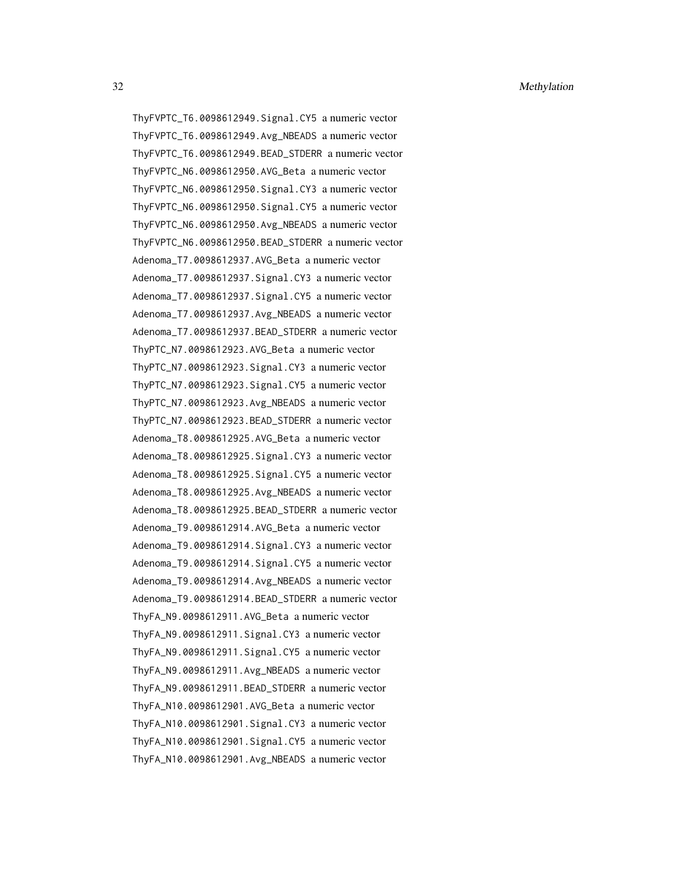ThyFVPTC_T6.0098612949.Signal.CY5 a numeric vector
ThyFVPTC_T6.0098612949.Avg_NBEADS a numeric vector
ThyFVPTC_T6.0098612949.BEAD_STDERR a numeric vector
ThyFVPTC_N6.0098612950.AVG_Beta a numeric vector
ThyFVPTC_N6.0098612950.Signal.CY3 a numeric vector
ThyFVPTC_N6.0098612950.Signal.CY5 a numeric vector
ThyFVPTC_N6.0098612950.Avg_NBEADS a numeric vector
ThyFVPTC_N6.0098612950.BEAD_STDERR a numeric vector
Adenoma_T7.0098612937.AVG_Beta a numeric vector
Adenoma_T7.0098612937.Signal.CY3 a numeric vector
Adenoma_T7.0098612937.Signal.CY5 a numeric vector
Adenoma_T7.0098612937.Avg_NBEADS a numeric vector
Adenoma_T7.0098612937.BEAD_STDERR a numeric vector
ThyPTC_N7.0098612923.AVG_Beta a numeric vector
ThyPTC_N7.0098612923.Signal.CY3 a numeric vector
ThyPTC_N7.0098612923.Signal.CY5 a numeric vector
ThyPTC_N7.0098612923.Avg_NBEADS a numeric vector
ThyPTC_N7.0098612923.BEAD_STDERR a numeric vector
Adenoma_T8.0098612925.AVG_Beta a numeric vector
Adenoma_T8.0098612925.Signal.CY3 a numeric vector
Adenoma_T8.0098612925.Signal.CY5 a numeric vector
Adenoma_T8.0098612925.Avg_NBEADS a numeric vector
Adenoma_T8.0098612925.BEAD_STDERR a numeric vector
Adenoma_T9.0098612914.AVG_Beta a numeric vector
Adenoma_T9.0098612914.Signal.CY3 a numeric vector
Adenoma_T9.0098612914.Signal.CY5 a numeric vector
Adenoma_T9.0098612914.Avg_NBEADS a numeric vector
Adenoma_T9.0098612914.BEAD_STDERR a numeric vector
ThyFA_N9.0098612911.AVG_Beta a numeric vector
ThyFA_N9.0098612911.Signal.CY3 a numeric vector
ThyFA_N9.0098612911.Signal.CY5 a numeric vector
ThyFA_N9.0098612911.Avg_NBEADS a numeric vector
ThyFA_N9.0098612911.BEAD_STDERR a numeric vector
ThyFA_N10.0098612901.AVG_Beta a numeric vector
ThyFA_N10.0098612901.Signal.CY3 a numeric vector
ThyFA_N10.0098612901.Signal.CY5 a numeric vector
ThyFA_N10.0098612901.Avg_NBEADS a numeric vector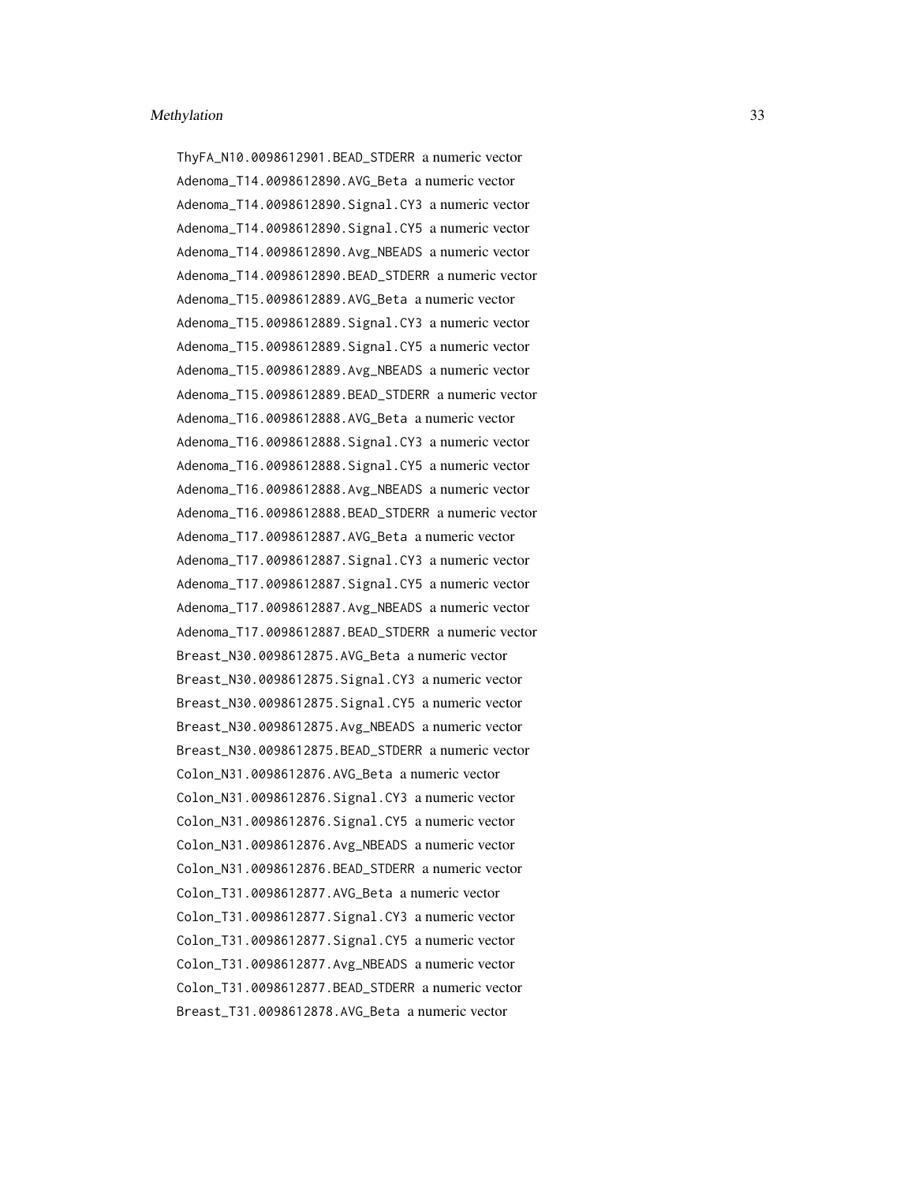ThyFA_N10.0098612901.BEAD_STDERR a numeric vector

Adenoma_T14.0098612890.AVG_Beta a numeric vector

Adenoma_T14.0098612890.Signal.CY3 a numeric vector

Adenoma_T14.0098612890.Signal.CY5 a numeric vector

Adenoma_T14.0098612890.Avg_NBEADS a numeric vector

Adenoma_T14.0098612890.BEAD_STDERR a numeric vector

Adenoma_T15.0098612889.AVG_Beta a numeric vector

Adenoma_T15.0098612889.Signal.CY3 a numeric vector

Adenoma_T15.0098612889.Signal.CY5 a numeric vector

Adenoma_T15.0098612889.Avg_NBEADS a numeric vector

Adenoma_T15.0098612889.BEAD_STDERR a numeric vector

Adenoma_T16.0098612888.AVG_Beta a numeric vector

Adenoma_T16.0098612888.Signal.CY3 a numeric vector

Adenoma_T16.0098612888.Signal.CY5 a numeric vector

Adenoma_T16.0098612888.Avg_NBEADS a numeric vector

Adenoma_T16.0098612888.BEAD_STDERR a numeric vector

Adenoma_T17.0098612887.AVG_Beta a numeric vector

Adenoma_T17.0098612887.Signal.CY3 a numeric vector

Adenoma_T17.0098612887.Signal.CY5 a numeric vector

Adenoma_T17.0098612887.Avg_NBEADS a numeric vector

Adenoma_T17.0098612887.BEAD_STDERR a numeric vector

Breast_N30.0098612875.AVG_Beta a numeric vector

Breast_N30.0098612875.Signal.CY3 a numeric vector

Breast_N30.0098612875.Signal.CY5 a numeric vector

Breast_N30.0098612875.Avg_NBEADS a numeric vector

Breast_N30.0098612875.BEAD_STDERR a numeric vector

Colon_N31.0098612876.AVG_Beta a numeric vector

Colon_N31.0098612876.Signal.CY3 a numeric vector

Colon_N31.0098612876.Signal.CY5 a numeric vector

Colon_N31.0098612876.Avg_NBEADS a numeric vector

Colon_N31.0098612876.BEAD_STDERR a numeric vector

Colon_T31.0098612877.AVG_Beta a numeric vector

Colon_T31.0098612877.Signal.CY3 a numeric vector

Colon_T31.0098612877.Signal.CY5 a numeric vector

Colon_T31.0098612877.Avg_NBEADS a numeric vector

Colon_T31.0098612877.BEAD_STDERR a numeric vector

Breast_T31.0098612878.AVG_Beta a numeric vector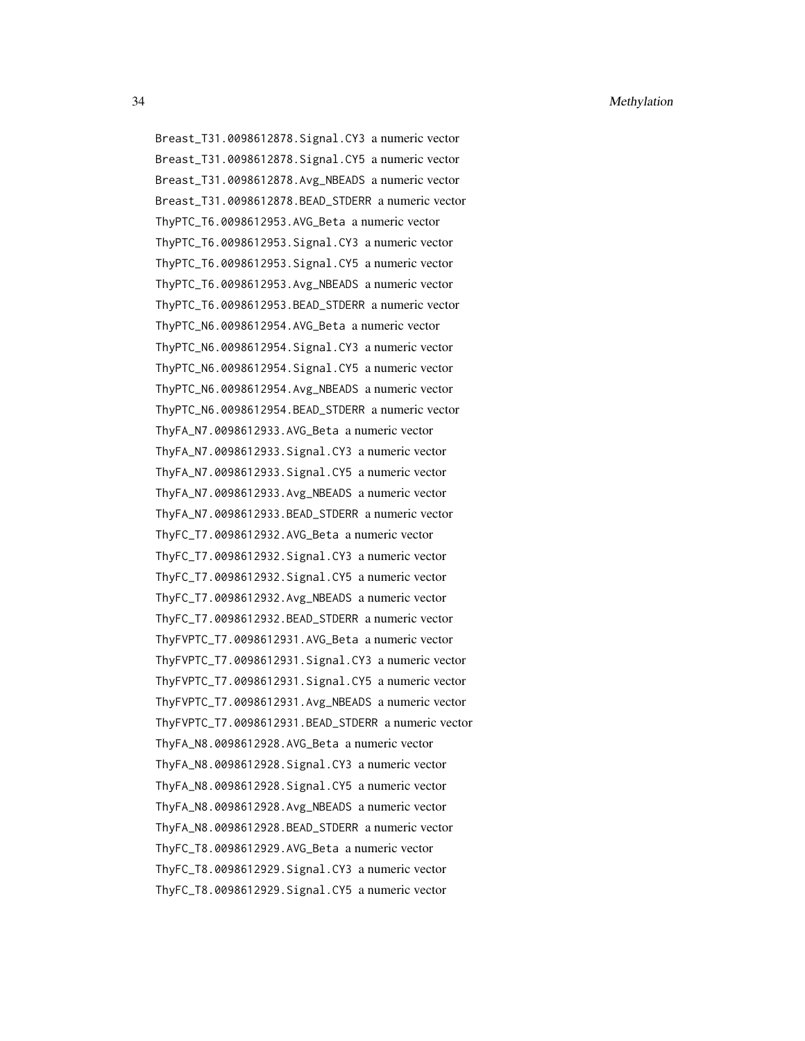Breast_T31.0098612878.Signal.CY3 a numeric vector
Breast_T31.0098612878.Signal.CY5 a numeric vector
Breast_T31.0098612878.Avg_NBEADS a numeric vector
Breast_T31.0098612878.BEAD_STDERR a numeric vector
ThyPTC_T6.0098612953.AVG_Beta a numeric vector
ThyPTC_T6.0098612953.Signal.CY3 a numeric vector
ThyPTC_T6.0098612953.Signal.CY5 a numeric vector
ThyPTC_T6.0098612953.Avg_NBEADS a numeric vector
ThyPTC_T6.0098612953.BEAD_STDERR a numeric vector
ThyPTC_N6.0098612954.AVG_Beta a numeric vector
ThyPTC_N6.0098612954.Signal.CY3 a numeric vector
ThyPTC_N6.0098612954.Signal.CY5 a numeric vector
ThyPTC_N6.0098612954.Avg_NBEADS a numeric vector
ThyPTC_N6.0098612954.BEAD_STDERR a numeric vector
ThyFA_N7.0098612933.AVG_Beta a numeric vector
ThyFA_N7.0098612933.Signal.CY3 a numeric vector
ThyFA_N7.0098612933.Signal.CY5 a numeric vector
ThyFA_N7.0098612933.Avg_NBEADS a numeric vector
ThyFA_N7.0098612933.BEAD_STDERR a numeric vector
ThyFC_T7.0098612932.AVG_Beta a numeric vector
ThyFC_T7.0098612932.Signal.CY3 a numeric vector
ThyFC_T7.0098612932.Signal.CY5 a numeric vector
ThyFC_T7.0098612932.Avg_NBEADS a numeric vector
ThyFC_T7.0098612932.BEAD_STDERR a numeric vector
ThyFVPTC_T7.0098612931.AVG_Beta a numeric vector
ThyFVPTC_T7.0098612931.Signal.CY3 a numeric vector
ThyFVPTC_T7.0098612931.Signal.CY5 a numeric vector
ThyFVPTC_T7.0098612931.Avg_NBEADS a numeric vector
ThyFVPTC_T7.0098612931.BEAD_STDERR a numeric vector
ThyFA_N8.0098612928.AVG_Beta a numeric vector
ThyFA_N8.0098612928.Signal.CY3 a numeric vector
ThyFA_N8.0098612928.Signal.CY5 a numeric vector
ThyFA_N8.0098612928.Avg_NBEADS a numeric vector
ThyFA_N8.0098612928.BEAD_STDERR a numeric vector
ThyFC_T8.0098612929.AVG_Beta a numeric vector
ThyFC_T8.0098612929.Signal.CY3 a numeric vector
ThyFC_T8.0098612929.Signal.CY5 a numeric vector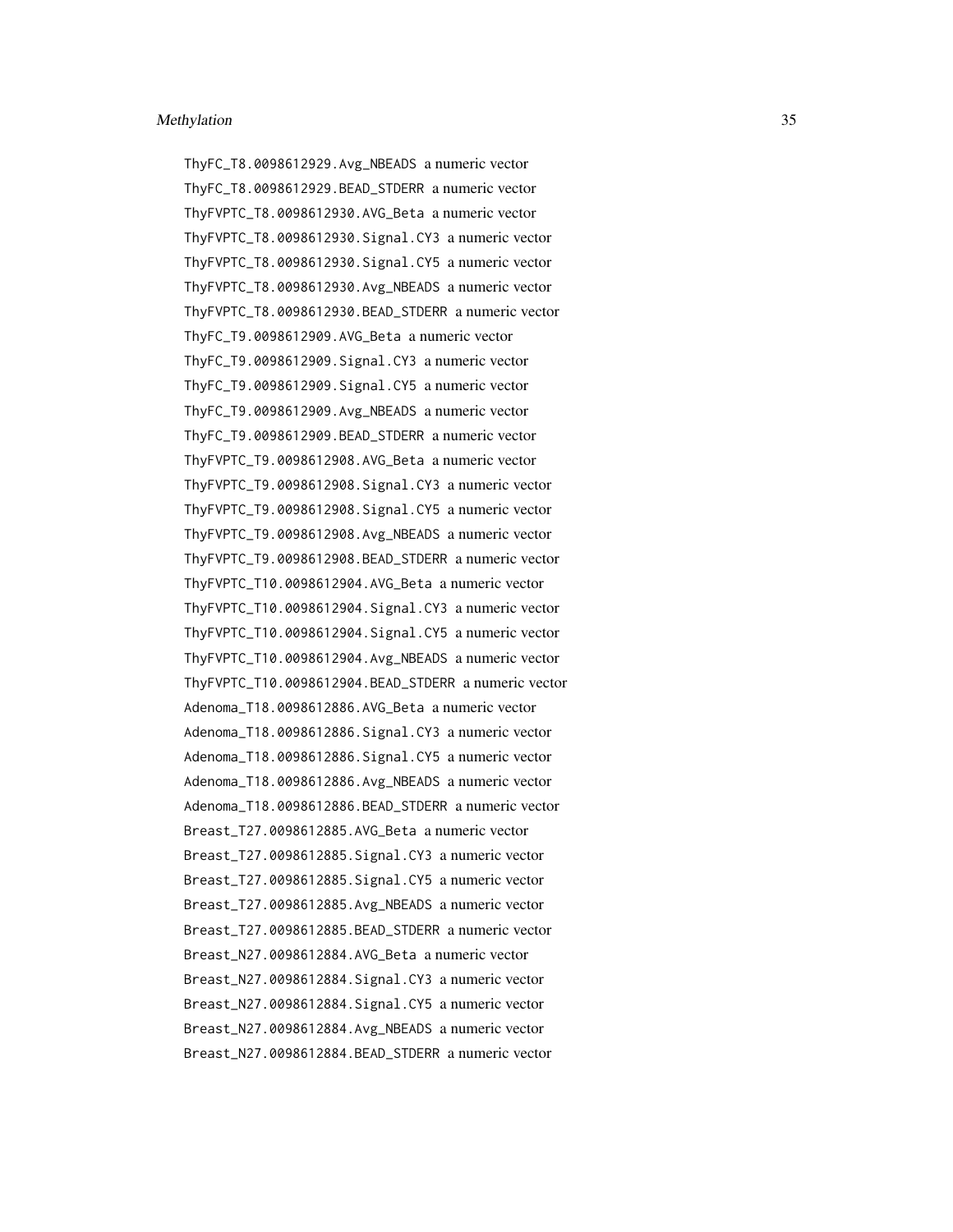ThyFC_T8.0098612929.Avg_NBEADS a numeric vector
ThyFC_T8.0098612929.BEAD_STDERR a numeric vector
ThyFVPTC_T8.0098612930.AVG_Beta a numeric vector
ThyFVPTC_T8.0098612930.Signal.CY3 a numeric vector
ThyFVPTC_T8.0098612930.Signal.CY5 a numeric vector
ThyFVPTC_T8.0098612930.Avg_NBEADS a numeric vector
ThyFVPTC_T8.0098612930.BEAD_STDERR a numeric vector
ThyFC_T9.0098612909.AVG_Beta a numeric vector
ThyFC_T9.0098612909.Signal.CY3 a numeric vector
ThyFC_T9.0098612909.Signal.CY5 a numeric vector
ThyFC_T9.0098612909.Avg_NBEADS a numeric vector
ThyFC_T9.0098612909.BEAD_STDERR a numeric vector
ThyFVPTC_T9.0098612908.AVG_Beta a numeric vector
ThyFVPTC_T9.0098612908.Signal.CY3 a numeric vector
ThyFVPTC_T9.0098612908.Signal.CY5 a numeric vector
ThyFVPTC_T9.0098612908.Avg_NBEADS a numeric vector
ThyFVPTC_T9.0098612908.BEAD_STDERR a numeric vector
ThyFVPTC_T10.0098612904.AVG_Beta a numeric vector
ThyFVPTC_T10.0098612904.Signal.CY3 a numeric vector
ThyFVPTC_T10.0098612904.Signal.CY5 a numeric vector
ThyFVPTC_T10.0098612904.Avg_NBEADS a numeric vector
ThyFVPTC_T10.0098612904.BEAD_STDERR a numeric vector
Adenoma_T18.0098612886.AVG_Beta a numeric vector
Adenoma_T18.0098612886.Signal.CY3 a numeric vector
Adenoma_T18.0098612886.Signal.CY5 a numeric vector
Adenoma_T18.0098612886.Avg_NBEADS a numeric vector
Adenoma_T18.0098612886.BEAD_STDERR a numeric vector
Breast_T27.0098612885.AVG_Beta a numeric vector
Breast_T27.0098612885.Signal.CY3 a numeric vector
Breast_T27.0098612885.Signal.CY5 a numeric vector
Breast_T27.0098612885.Avg_NBEADS a numeric vector
Breast_T27.0098612885.BEAD_STDERR a numeric vector
Breast_N27.0098612884.AVG_Beta a numeric vector
Breast_N27.0098612884.Signal.CY3 a numeric vector
Breast_N27.0098612884.Signal.CY5 a numeric vector
Breast_N27.0098612884.Avg_NBEADS a numeric vector
Breast_N27.0098612884.BEAD_STDERR a numeric vector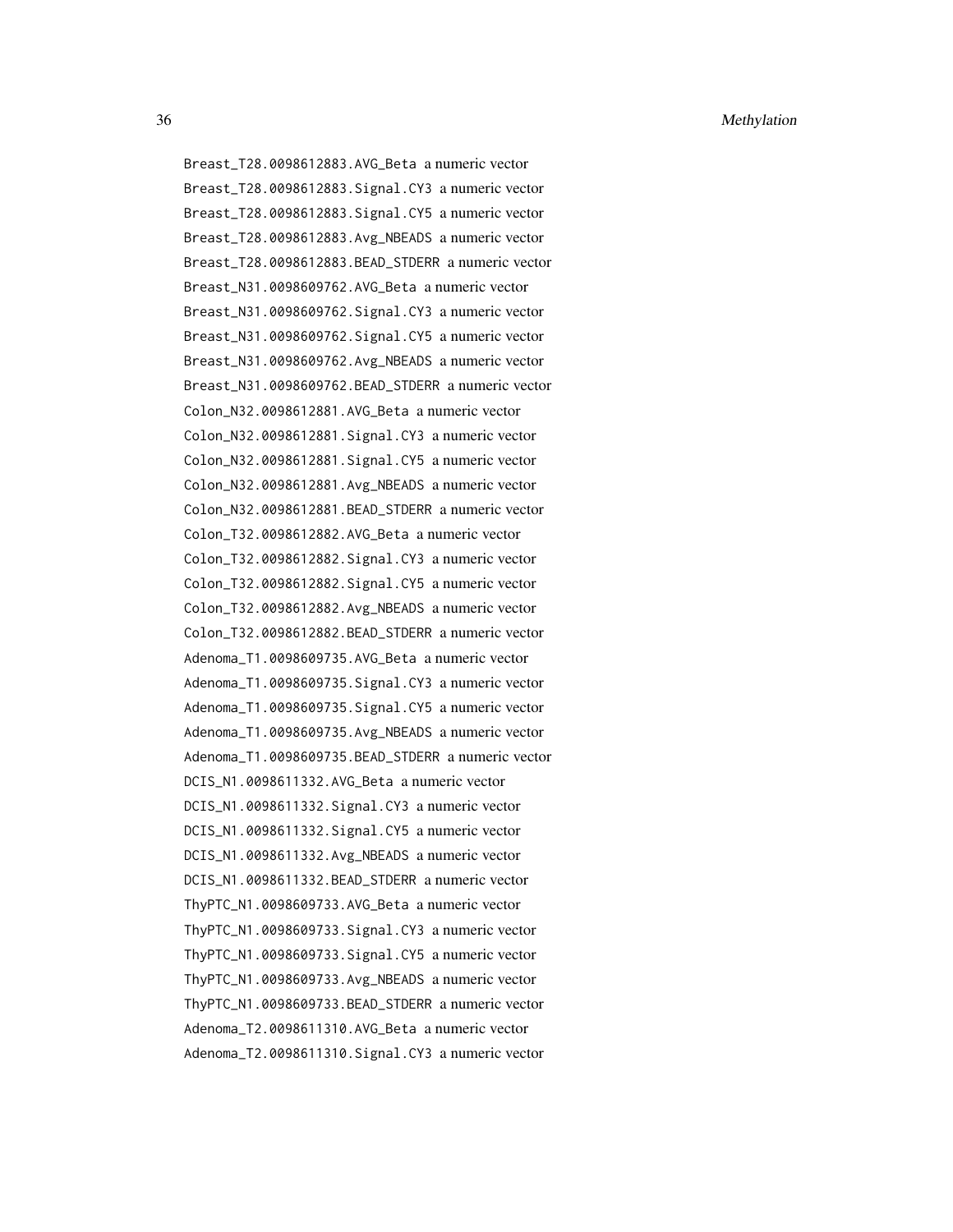Breast_T28.0098612883.AVG_Beta a numeric vector
Breast_T28.0098612883.Signal.CY3 a numeric vector
Breast_T28.0098612883.Signal.CY5 a numeric vector
Breast_T28.0098612883.Avg_NBEADS a numeric vector
Breast_T28.0098612883.BEAD_STDERR a numeric vector
Breast_N31.0098609762.AVG_Beta a numeric vector
Breast_N31.0098609762.Signal.CY3 a numeric vector
Breast_N31.0098609762.Signal.CY5 a numeric vector
Breast_N31.0098609762.Avg_NBEADS a numeric vector
Breast_N31.0098609762.BEAD_STDERR a numeric vector
Colon_N32.0098612881.AVG_Beta a numeric vector
Colon_N32.0098612881.Signal.CY3 a numeric vector
Colon_N32.0098612881.Signal.CY5 a numeric vector
Colon_N32.0098612881.Avg_NBEADS a numeric vector
Colon_N32.0098612881.BEAD_STDERR a numeric vector
Colon_T32.0098612882.AVG_Beta a numeric vector
Colon_T32.0098612882.Signal.CY3 a numeric vector
Colon_T32.0098612882.Signal.CY5 a numeric vector
Colon_T32.0098612882.Avg_NBEADS a numeric vector
Colon_T32.0098612882.BEAD_STDERR a numeric vector
Adenoma_T1.0098609735.AVG_Beta a numeric vector
Adenoma_T1.0098609735.Signal.CY3 a numeric vector
Adenoma_T1.0098609735.Signal.CY5 a numeric vector
Adenoma_T1.0098609735.Avg_NBEADS a numeric vector
Adenoma_T1.0098609735.BEAD_STDERR a numeric vector
DCIS_N1.0098611332.AVG_Beta a numeric vector
DCIS_N1.0098611332.Signal.CY3 a numeric vector
DCIS_N1.0098611332.Signal.CY5 a numeric vector
DCIS_N1.0098611332.Avg_NBEADS a numeric vector
DCIS_N1.0098611332.BEAD_STDERR a numeric vector
ThyPTC_N1.0098609733.AVG_Beta a numeric vector
ThyPTC_N1.0098609733.Signal.CY3 a numeric vector
ThyPTC_N1.0098609733.Signal.CY5 a numeric vector
ThyPTC_N1.0098609733.Avg_NBEADS a numeric vector
ThyPTC_N1.0098609733.BEAD_STDERR a numeric vector
Adenoma_T2.0098611310.AVG_Beta a numeric vector
Adenoma_T2.0098611310.Signal.CY3 a numeric vector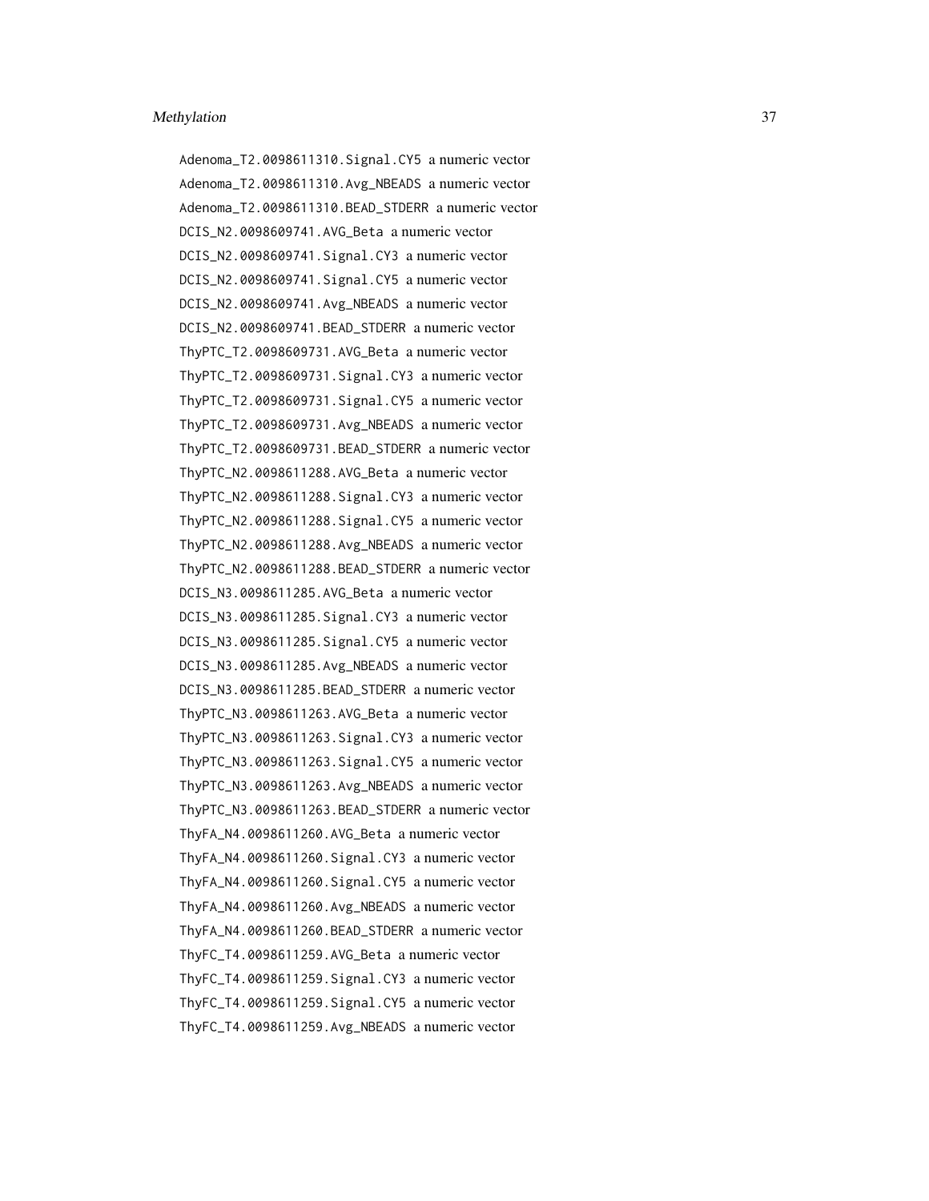Adenoma_T2.0098611310.Signal.CY5 a numeric vector
Adenoma_T2.0098611310.Avg_NBEADS a numeric vector
Adenoma_T2.0098611310.BEAD_STDERR a numeric vector
DCIS_N2.0098609741.AVG_Beta a numeric vector
DCIS_N2.0098609741.Signal.CY3 a numeric vector
DCIS_N2.0098609741.Signal.CY5 a numeric vector
DCIS_N2.0098609741.Avg_NBEADS a numeric vector
DCIS_N2.0098609741.BEAD_STDERR a numeric vector
ThyPTC_T2.0098609731.AVG_Beta a numeric vector
ThyPTC_T2.0098609731.Signal.CY3 a numeric vector
ThyPTC_T2.0098609731.Signal.CY5 a numeric vector
ThyPTC_T2.0098609731.Avg_NBEADS a numeric vector
ThyPTC_T2.0098609731.BEAD_STDERR a numeric vector
ThyPTC_N2.0098611288.AVG_Beta a numeric vector
ThyPTC_N2.0098611288.Signal.CY3 a numeric vector
ThyPTC_N2.0098611288.Signal.CY5 a numeric vector
ThyPTC_N2.0098611288.Avg_NBEADS a numeric vector
ThyPTC_N2.0098611288.BEAD_STDERR a numeric vector
DCIS_N3.0098611285.AVG_Beta a numeric vector
DCIS_N3.0098611285.Signal.CY3 a numeric vector
DCIS_N3.0098611285.Signal.CY5 a numeric vector
DCIS_N3.0098611285.Avg_NBEADS a numeric vector
DCIS_N3.0098611285.BEAD_STDERR a numeric vector
ThyPTC_N3.0098611263.AVG_Beta a numeric vector
ThyPTC_N3.0098611263.Signal.CY3 a numeric vector
ThyPTC_N3.0098611263.Signal.CY5 a numeric vector
ThyPTC_N3.0098611263.Avg_NBEADS a numeric vector
ThyPTC_N3.0098611263.BEAD_STDERR a numeric vector
ThyFA_N4.0098611260.AVG_Beta a numeric vector
ThyFA_N4.0098611260.Signal.CY3 a numeric vector
ThyFA_N4.0098611260.Signal.CY5 a numeric vector
ThyFA_N4.0098611260.Avg_NBEADS a numeric vector
ThyFA_N4.0098611260.BEAD_STDERR a numeric vector
ThyFC_T4.0098611259.AVG_Beta a numeric vector
ThyFC_T4.0098611259.Signal.CY3 a numeric vector
ThyFC_T4.0098611259.Signal.CY5 a numeric vector
ThyFC_T4.0098611259.Avg_NBEADS a numeric vector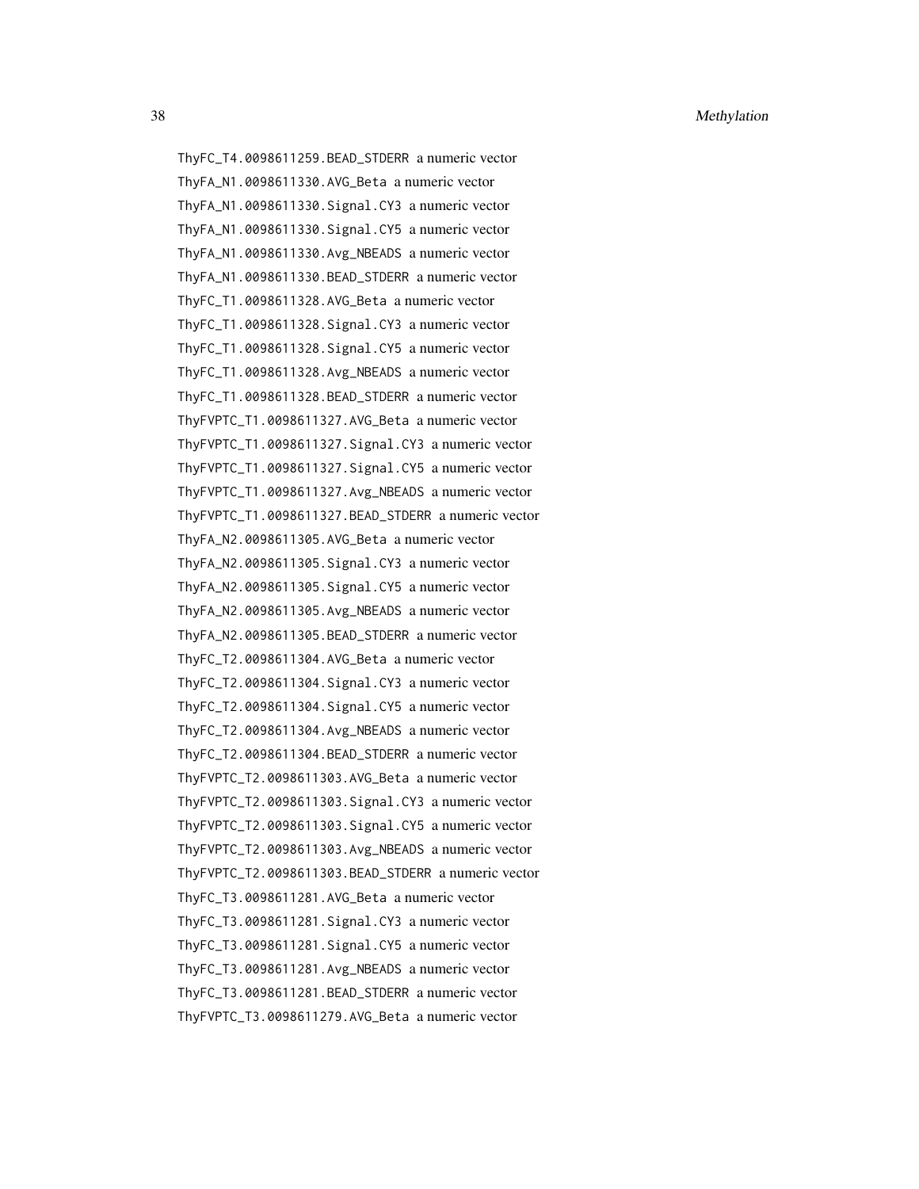ThyFC_T4.0098611259.BEAD_STDERR a numeric vector
ThyFA_N1.0098611330.AVG_Beta a numeric vector
ThyFA_N1.0098611330.Signal.CY3 a numeric vector
ThyFA_N1.0098611330.Signal.CY5 a numeric vector
ThyFA_N1.0098611330.Avg_NBEADS a numeric vector
ThyFA_N1.0098611330.BEAD_STDERR a numeric vector
ThyFC_T1.0098611328.AVG_Beta a numeric vector
ThyFC_T1.0098611328.Signal.CY3 a numeric vector
ThyFC_T1.0098611328.Signal.CY5 a numeric vector
ThyFC_T1.0098611328.Avg_NBEADS a numeric vector
ThyFC_T1.0098611328.BEAD_STDERR a numeric vector
ThyFVPTC_T1.0098611327.AVG_Beta a numeric vector
ThyFVPTC_T1.0098611327.Signal.CY3 a numeric vector
ThyFVPTC_T1.0098611327.Signal.CY5 a numeric vector
ThyFVPTC_T1.0098611327.Avg_NBEADS a numeric vector
ThyFVPTC_T1.0098611327.BEAD_STDERR a numeric vector
ThyFA_N2.0098611305.AVG_Beta a numeric vector
ThyFA_N2.0098611305.Signal.CY3 a numeric vector
ThyFA_N2.0098611305.Signal.CY5 a numeric vector
ThyFA_N2.0098611305.Avg_NBEADS a numeric vector
ThyFA_N2.0098611305.BEAD_STDERR a numeric vector
ThyFC_T2.0098611304.AVG_Beta a numeric vector
ThyFC_T2.0098611304.Signal.CY3 a numeric vector
ThyFC_T2.0098611304.Signal.CY5 a numeric vector
ThyFC_T2.0098611304.Avg_NBEADS a numeric vector
ThyFC_T2.0098611304.BEAD_STDERR a numeric vector
ThyFVPTC_T2.0098611303.AVG_Beta a numeric vector
ThyFVPTC_T2.0098611303.Signal.CY3 a numeric vector
ThyFVPTC_T2.0098611303.Signal.CY5 a numeric vector
ThyFVPTC_T2.0098611303.Avg_NBEADS a numeric vector
ThyFVPTC_T2.0098611303.BEAD_STDERR a numeric vector
ThyFC_T3.0098611281.AVG_Beta a numeric vector
ThyFC_T3.0098611281.Signal.CY3 a numeric vector
ThyFC_T3.0098611281.Signal.CY5 a numeric vector
ThyFC_T3.0098611281.Avg_NBEADS a numeric vector
ThyFC_T3.0098611281.BEAD_STDERR a numeric vector
ThyFVPTC_T3.0098611279.AVG_Beta a numeric vector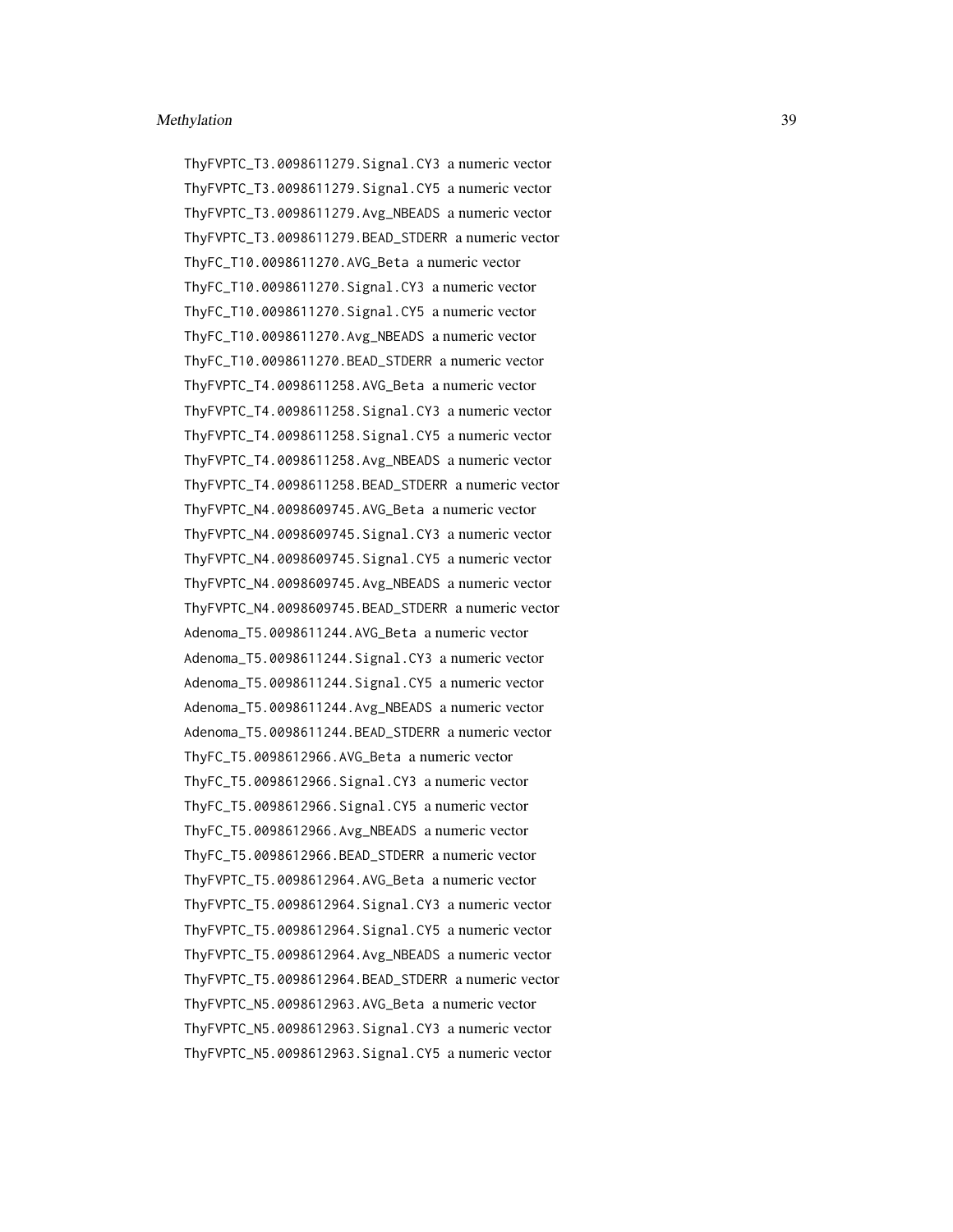ThyFVPTC_T3.0098611279.Signal.CY3 a numeric vector
ThyFVPTC_T3.0098611279.Signal.CY5 a numeric vector
ThyFVPTC_T3.0098611279.Avg_NBEADS a numeric vector
ThyFVPTC_T3.0098611279.BEAD_STDERR a numeric vector
ThyFC_T10.0098611270.AVG_Beta a numeric vector
ThyFC_T10.0098611270.Signal.CY3 a numeric vector
ThyFC_T10.0098611270.Signal.CY5 a numeric vector
ThyFC_T10.0098611270.Avg_NBEADS a numeric vector
ThyFC_T10.0098611270.BEAD_STDERR a numeric vector
ThyFVPTC_T4.0098611258.AVG_Beta a numeric vector
ThyFVPTC_T4.0098611258.Signal.CY3 a numeric vector
ThyFVPTC_T4.0098611258.Signal.CY5 a numeric vector
ThyFVPTC_T4.0098611258.Avg_NBEADS a numeric vector
ThyFVPTC_T4.0098611258.BEAD_STDERR a numeric vector
ThyFVPTC_N4.0098609745.AVG_Beta a numeric vector
ThyFVPTC_N4.0098609745.Signal.CY3 a numeric vector
ThyFVPTC_N4.0098609745.Signal.CY5 a numeric vector
ThyFVPTC_N4.0098609745.Avg_NBEADS a numeric vector
ThyFVPTC_N4.0098609745.BEAD_STDERR a numeric vector
Adenoma_T5.0098611244.AVG_Beta a numeric vector
Adenoma_T5.0098611244.Signal.CY3 a numeric vector
Adenoma_T5.0098611244.Signal.CY5 a numeric vector
Adenoma_T5.0098611244.Avg_NBEADS a numeric vector
Adenoma_T5.0098611244.BEAD_STDERR a numeric vector
ThyFC_T5.0098612966.AVG_Beta a numeric vector
ThyFC_T5.0098612966.Signal.CY3 a numeric vector
ThyFC_T5.0098612966.Signal.CY5 a numeric vector
ThyFC_T5.0098612966.Avg_NBEADS a numeric vector
ThyFC_T5.0098612966.BEAD_STDERR a numeric vector
ThyFVPTC_T5.0098612964.AVG_Beta a numeric vector
ThyFVPTC_T5.0098612964.Signal.CY3 a numeric vector
ThyFVPTC_T5.0098612964.Signal.CY5 a numeric vector
ThyFVPTC_T5.0098612964.Avg_NBEADS a numeric vector
ThyFVPTC_T5.0098612964.BEAD_STDERR a numeric vector
ThyFVPTC_N5.0098612963.AVG_Beta a numeric vector
ThyFVPTC_N5.0098612963.Signal.CY3 a numeric vector
ThyFVPTC_N5.0098612963.Signal.CY5 a numeric vector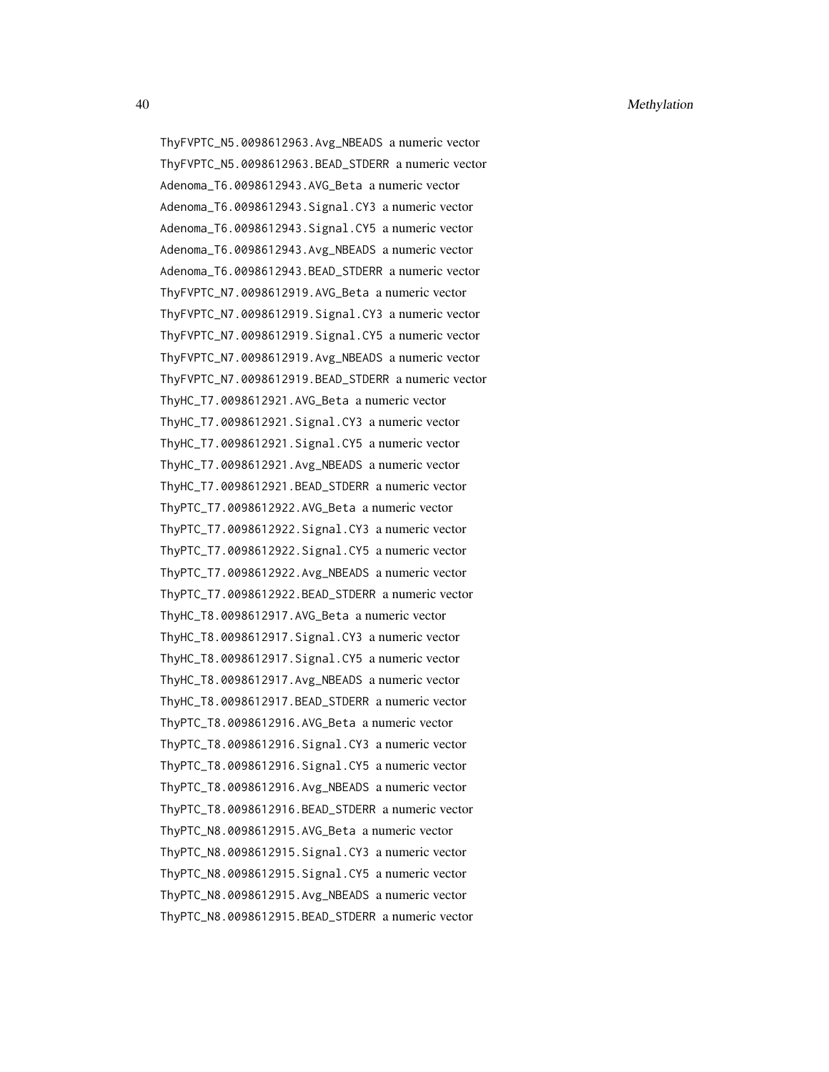ThyFVPTC_N5.0098612963.Avg_NBEADS a numeric vector
ThyFVPTC_N5.0098612963.BEAD_STDERR a numeric vector
Adenoma_T6.0098612943.AVG_Beta a numeric vector
Adenoma_T6.0098612943.Signal.CY3 a numeric vector
Adenoma_T6.0098612943.Signal.CY5 a numeric vector
Adenoma_T6.0098612943.Avg_NBEADS a numeric vector
Adenoma_T6.0098612943.BEAD_STDERR a numeric vector
ThyFVPTC_N7.0098612919.AVG_Beta a numeric vector
ThyFVPTC_N7.0098612919.Signal.CY3 a numeric vector
ThyFVPTC_N7.0098612919.Signal.CY5 a numeric vector
ThyFVPTC_N7.0098612919.Avg_NBEADS a numeric vector
ThyFVPTC_N7.0098612919.BEAD_STDERR a numeric vector
ThyHC_T7.0098612921.AVG_Beta a numeric vector
ThyHC_T7.0098612921.Signal.CY3 a numeric vector
ThyHC_T7.0098612921.Signal.CY5 a numeric vector
ThyHC_T7.0098612921.Avg_NBEADS a numeric vector
ThyHC_T7.0098612921.BEAD_STDERR a numeric vector
ThyPTC_T7.0098612922.AVG_Beta a numeric vector
ThyPTC_T7.0098612922.Signal.CY3 a numeric vector
ThyPTC_T7.0098612922.Signal.CY5 a numeric vector
ThyPTC_T7.0098612922.Avg_NBEADS a numeric vector
ThyPTC_T7.0098612922.BEAD_STDERR a numeric vector
ThyHC_T8.0098612917.AVG_Beta a numeric vector
ThyHC_T8.0098612917.Signal.CY3 a numeric vector
ThyHC_T8.0098612917.Signal.CY5 a numeric vector
ThyHC_T8.0098612917.Avg_NBEADS a numeric vector
ThyHC_T8.0098612917.BEAD_STDERR a numeric vector
ThyPTC_T8.0098612916.AVG_Beta a numeric vector
ThyPTC_T8.0098612916.Signal.CY3 a numeric vector
ThyPTC_T8.0098612916.Signal.CY5 a numeric vector
ThyPTC_T8.0098612916.Avg_NBEADS a numeric vector
ThyPTC_T8.0098612916.BEAD_STDERR a numeric vector
ThyPTC_N8.0098612915.AVG_Beta a numeric vector
ThyPTC_N8.0098612915.Signal.CY3 a numeric vector
ThyPTC_N8.0098612915.Signal.CY5 a numeric vector
ThyPTC_N8.0098612915.Avg_NBEADS a numeric vector
ThyPTC_N8.0098612915.BEAD_STDERR a numeric vector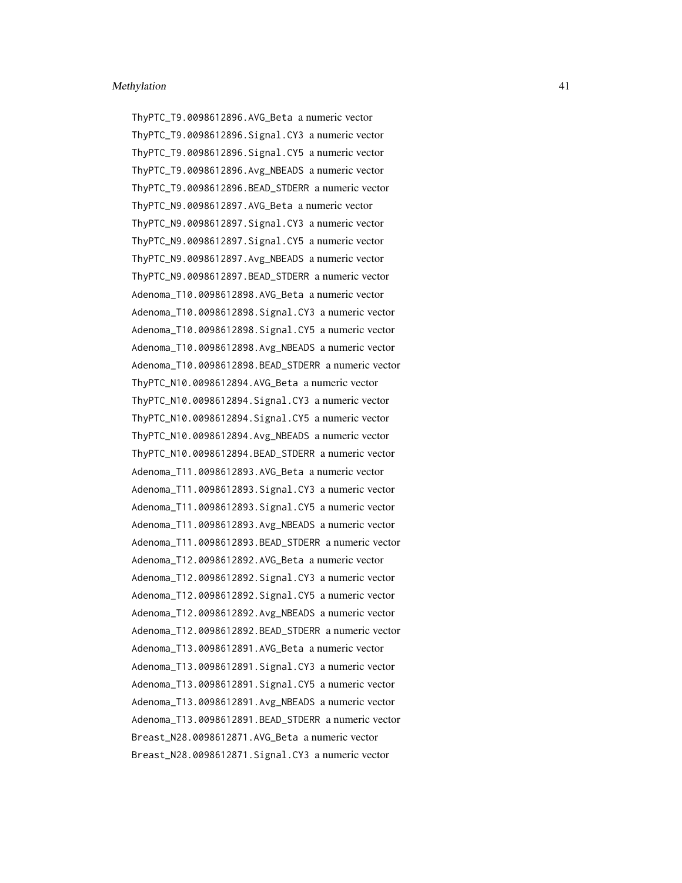ThyPTC_T9.0098612896.AVG_Beta a numeric vector

ThyPTC_T9.0098612896.Signal.CY3 a numeric vector

ThyPTC_T9.0098612896.Signal.CY5 a numeric vector

ThyPTC_T9.0098612896.Avg_NBEADS a numeric vector

ThyPTC_T9.0098612896.BEAD_STDERR a numeric vector

ThyPTC_N9.0098612897.AVG_Beta a numeric vector

ThyPTC_N9.0098612897.Signal.CY3 a numeric vector

ThyPTC_N9.0098612897.Signal.CY5 a numeric vector

ThyPTC_N9.0098612897.Avg_NBEADS a numeric vector

ThyPTC_N9.0098612897.BEAD_STDERR a numeric vector

Adenoma_T10.0098612898.AVG_Beta a numeric vector

Adenoma_T10.0098612898.Signal.CY3 a numeric vector

Adenoma_T10.0098612898.Signal.CY5 a numeric vector

Adenoma_T10.0098612898.Avg_NBEADS a numeric vector

Adenoma_T10.0098612898.BEAD_STDERR a numeric vector

ThyPTC_N10.0098612894.AVG_Beta a numeric vector

ThyPTC_N10.0098612894.Signal.CY3 a numeric vector

ThyPTC_N10.0098612894.Signal.CY5 a numeric vector

ThyPTC_N10.0098612894.Avg_NBEADS a numeric vector

ThyPTC_N10.0098612894.BEAD_STDERR a numeric vector

Adenoma_T11.0098612893.AVG_Beta a numeric vector

Adenoma_T11.0098612893.Signal.CY3 a numeric vector

Adenoma_T11.0098612893.Signal.CY5 a numeric vector

Adenoma_T11.0098612893.Avg_NBEADS a numeric vector

Adenoma_T11.0098612893.BEAD_STDERR a numeric vector

Adenoma_T12.0098612892.AVG_Beta a numeric vector

Adenoma_T12.0098612892.Signal.CY3 a numeric vector

Adenoma_T12.0098612892.Signal.CY5 a numeric vector

Adenoma_T12.0098612892.Avg_NBEADS a numeric vector

Adenoma_T12.0098612892.BEAD_STDERR a numeric vector

Adenoma_T13.0098612891.AVG_Beta a numeric vector

Adenoma_T13.0098612891.Signal.CY3 a numeric vector

Adenoma_T13.0098612891.Signal.CY5 a numeric vector

Adenoma_T13.0098612891.Avg_NBEADS a numeric vector

Adenoma_T13.0098612891.BEAD_STDERR a numeric vector

Breast_N28.0098612871.AVG_Beta a numeric vector

Breast_N28.0098612871.Signal.CY3 a numeric vector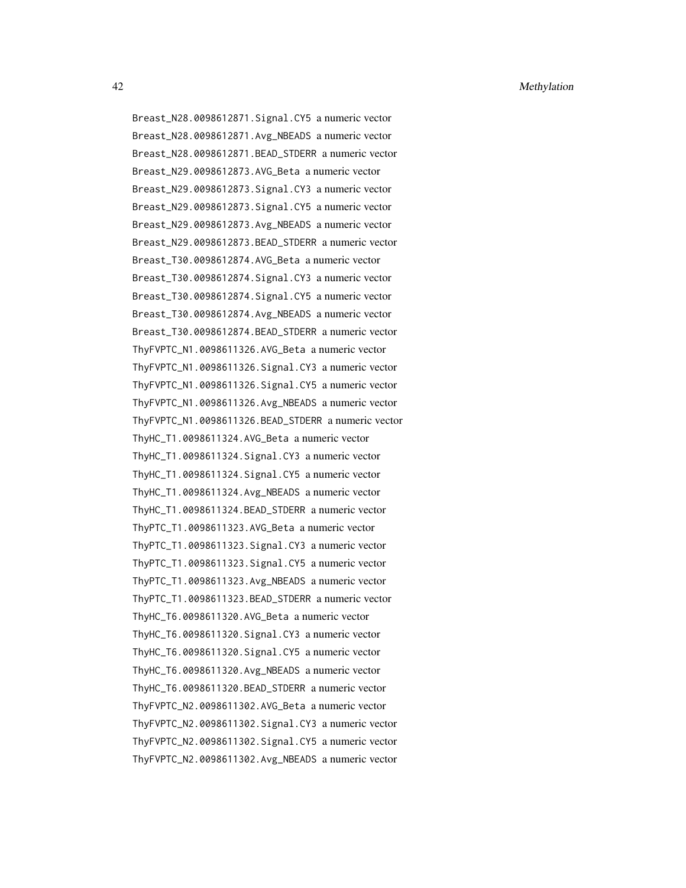Breast_N28.0098612871.Signal.CY5 a numeric vector
Breast_N28.0098612871.Avg_NBEADS a numeric vector
Breast_N28.0098612871.BEAD_STDERR a numeric vector
Breast_N29.0098612873.AVG_Beta a numeric vector
Breast_N29.0098612873.Signal.CY3 a numeric vector
Breast_N29.0098612873.Signal.CY5 a numeric vector
Breast_N29.0098612873.Avg_NBEADS a numeric vector
Breast_N29.0098612873.BEAD_STDERR a numeric vector
Breast_T30.0098612874.AVG_Beta a numeric vector
Breast_T30.0098612874.Signal.CY3 a numeric vector
Breast_T30.0098612874.Signal.CY5 a numeric vector
Breast_T30.0098612874.Avg_NBEADS a numeric vector
Breast_T30.0098612874.BEAD_STDERR a numeric vector
ThyFVPTC_N1.0098611326.AVG_Beta a numeric vector
ThyFVPTC_N1.0098611326.Signal.CY3 a numeric vector
ThyFVPTC_N1.0098611326.Signal.CY5 a numeric vector
ThyFVPTC_N1.0098611326.Avg_NBEADS a numeric vector
ThyFVPTC_N1.0098611326.BEAD_STDERR a numeric vector
ThyHC_T1.0098611324.AVG_Beta a numeric vector
ThyHC_T1.0098611324.Signal.CY3 a numeric vector
ThyHC_T1.0098611324.Signal.CY5 a numeric vector
ThyHC_T1.0098611324.Avg_NBEADS a numeric vector
ThyHC_T1.0098611324.BEAD_STDERR a numeric vector
ThyPTC_T1.0098611323.AVG_Beta a numeric vector
ThyPTC_T1.0098611323.Signal.CY3 a numeric vector
ThyPTC_T1.0098611323.Signal.CY5 a numeric vector
ThyPTC_T1.0098611323.Avg_NBEADS a numeric vector
ThyPTC_T1.0098611323.BEAD_STDERR a numeric vector
ThyHC_T6.0098611320.AVG_Beta a numeric vector
ThyHC_T6.0098611320.Signal.CY3 a numeric vector
ThyHC_T6.0098611320.Signal.CY5 a numeric vector
ThyHC_T6.0098611320.Avg_NBEADS a numeric vector
ThyHC_T6.0098611320.BEAD_STDERR a numeric vector
ThyFVPTC_N2.0098611302.AVG_Beta a numeric vector
ThyFVPTC_N2.0098611302.Signal.CY3 a numeric vector
ThyFVPTC_N2.0098611302.Signal.CY5 a numeric vector
ThyFVPTC_N2.0098611302.Avg_NBEADS a numeric vector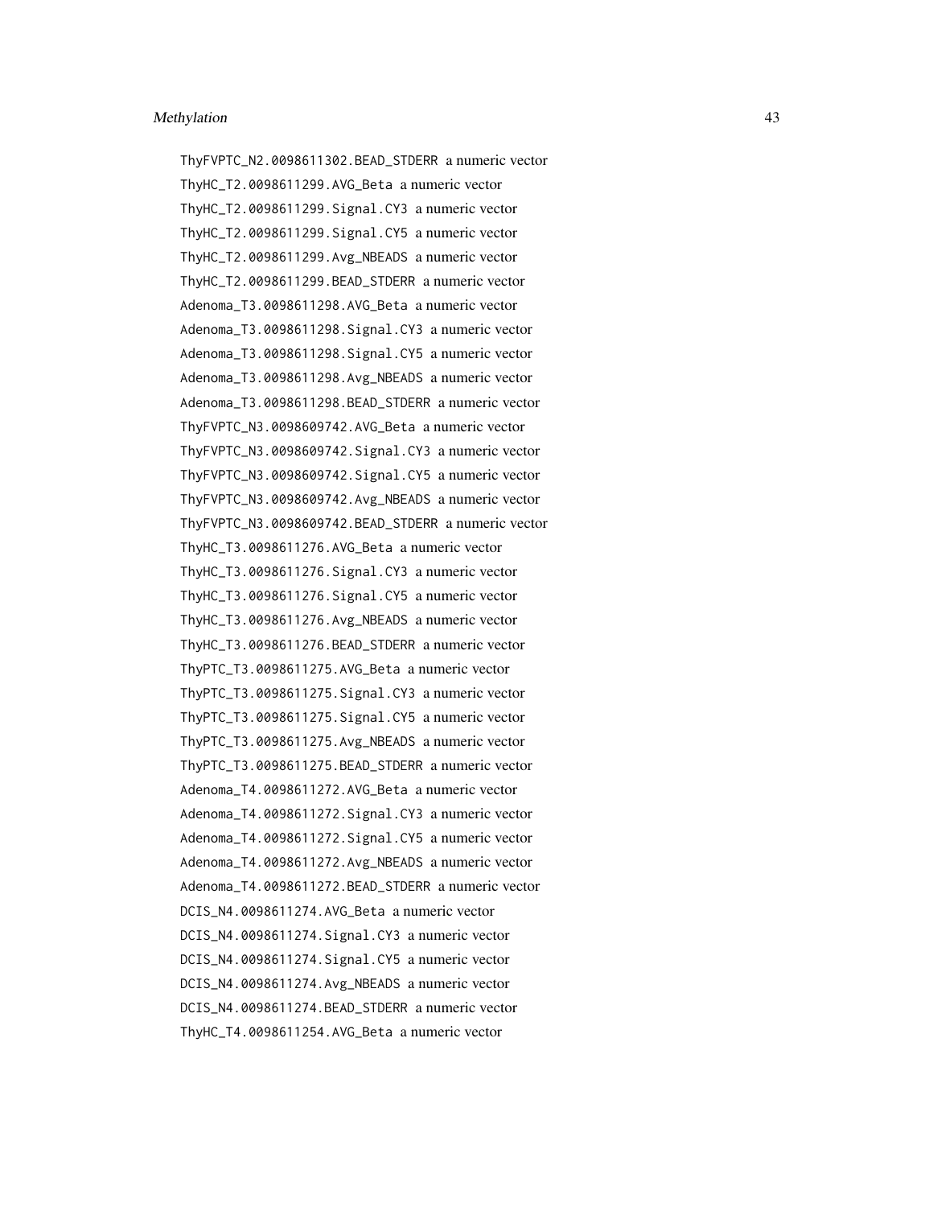ThyFVPTC_N2.0098611302.BEAD_STDERR a numeric vector
ThyHC_T2.0098611299.AVG_Beta a numeric vector
ThyHC_T2.0098611299.Signal.CY3 a numeric vector
ThyHC_T2.0098611299.Signal.CY5 a numeric vector
ThyHC_T2.0098611299.Avg_NBEADS a numeric vector
ThyHC_T2.0098611299.BEAD_STDERR a numeric vector
Adenoma_T3.0098611298.AVG_Beta a numeric vector
Adenoma_T3.0098611298.Signal.CY3 a numeric vector
Adenoma_T3.0098611298.Signal.CY5 a numeric vector
Adenoma_T3.0098611298.Avg_NBEADS a numeric vector
Adenoma_T3.0098611298.BEAD_STDERR a numeric vector
ThyFVPTC_N3.0098609742.AVG_Beta a numeric vector
ThyFVPTC_N3.0098609742.Signal.CY3 a numeric vector
ThyFVPTC_N3.0098609742.Signal.CY5 a numeric vector
ThyFVPTC_N3.0098609742.Avg_NBEADS a numeric vector
ThyFVPTC_N3.0098609742.BEAD_STDERR a numeric vector
ThyHC_T3.0098611276.AVG_Beta a numeric vector
ThyHC_T3.0098611276.Signal.CY3 a numeric vector
ThyHC_T3.0098611276.Signal.CY5 a numeric vector
ThyHC_T3.0098611276.Avg_NBEADS a numeric vector
ThyHC_T3.0098611276.BEAD_STDERR a numeric vector
ThyPTC_T3.0098611275.AVG_Beta a numeric vector
ThyPTC_T3.0098611275.Signal.CY3 a numeric vector
ThyPTC_T3.0098611275.Signal.CY5 a numeric vector
ThyPTC_T3.0098611275.Avg_NBEADS a numeric vector
ThyPTC_T3.0098611275.BEAD_STDERR a numeric vector
Adenoma_T4.0098611272.AVG_Beta a numeric vector
Adenoma_T4.0098611272.Signal.CY3 a numeric vector
Adenoma_T4.0098611272.Signal.CY5 a numeric vector
Adenoma_T4.0098611272.Avg_NBEADS a numeric vector
Adenoma_T4.0098611272.BEAD_STDERR a numeric vector
DCIS_N4.0098611274.AVG_Beta a numeric vector
DCIS_N4.0098611274.Signal.CY3 a numeric vector
DCIS_N4.0098611274.Signal.CY5 a numeric vector
DCIS_N4.0098611274.Avg_NBEADS a numeric vector
DCIS_N4.0098611274.BEAD_STDERR a numeric vector
ThyHC_T4.0098611254.AVG_Beta a numeric vector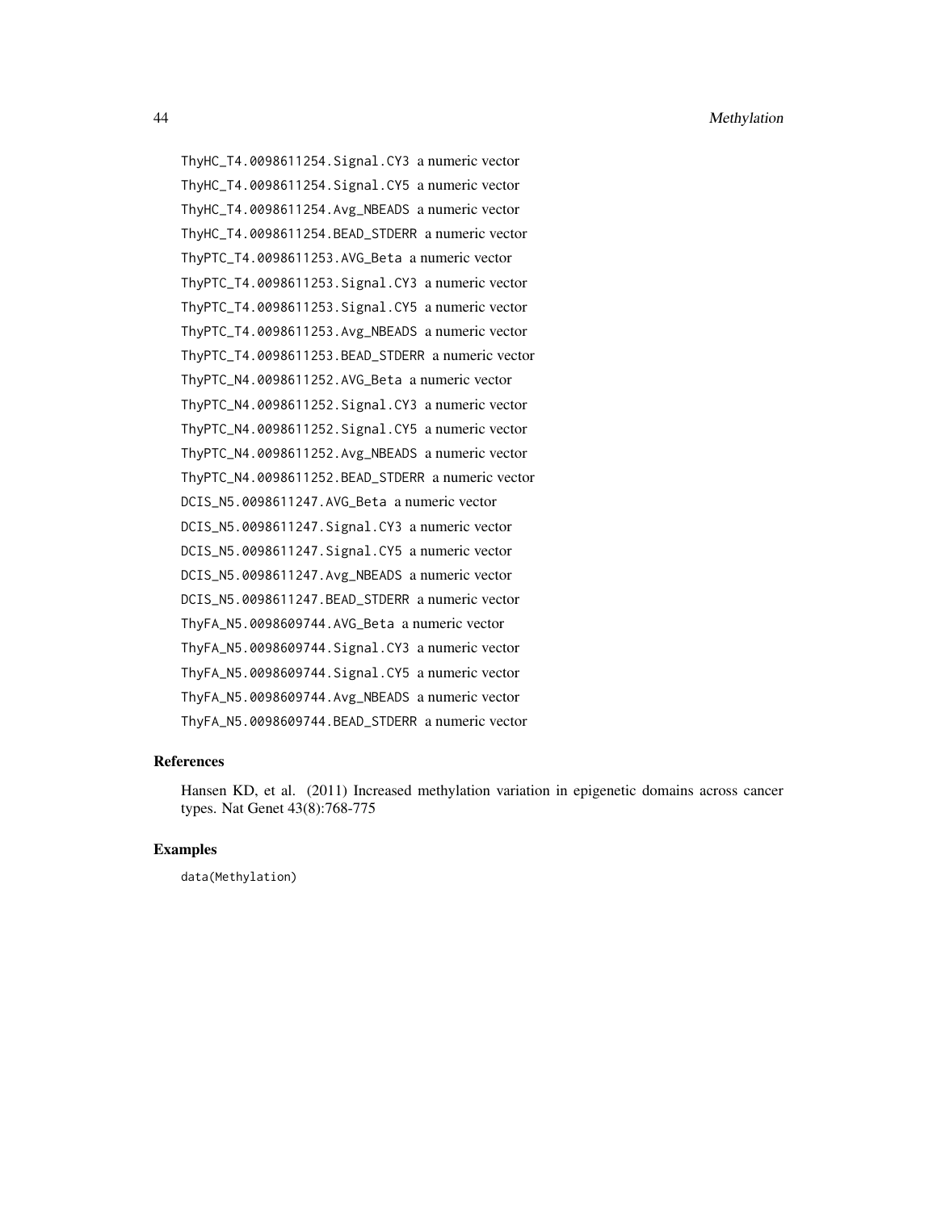ThyHC_T4.0098611254.Signal.CY3 a numeric vector

ThyHC_T4.0098611254.Signal.CY5 a numeric vector

ThyHC_T4.0098611254.Avg_NBEADS a numeric vector

ThyHC_T4.0098611254.BEAD_STDERR a numeric vector

ThyPTC_T4.0098611253.AVG_Beta a numeric vector

ThyPTC_T4.0098611253.Signal.CY3 a numeric vector

ThyPTC_T4.0098611253.Signal.CY5 a numeric vector

ThyPTC_T4.0098611253.Avg_NBEADS a numeric vector

ThyPTC_T4.0098611253.BEAD_STDERR a numeric vector

ThyPTC_N4.0098611252.AVG_Beta a numeric vector

ThyPTC_N4.0098611252.Signal.CY3 a numeric vector

ThyPTC_N4.0098611252.Signal.CY5 a numeric vector

ThyPTC_N4.0098611252.Avg_NBEADS a numeric vector

ThyPTC_N4.0098611252.BEAD_STDERR a numeric vector

DCIS_N5.0098611247.AVG_Beta a numeric vector

DCIS_N5.0098611247.Signal.CY3 a numeric vector

DCIS_N5.0098611247.Signal.CY5 a numeric vector

DCIS_N5.0098611247.Avg_NBEADS a numeric vector

DCIS_N5.0098611247.BEAD_STDERR a numeric vector

ThyFA_N5.0098609744.AVG_Beta a numeric vector

ThyFA_N5.0098609744.Signal.CY3 a numeric vector

ThyFA_N5.0098609744.Signal.CY5 a numeric vector

ThyFA_N5.0098609744.Avg_NBEADS a numeric vector

ThyFA_N5.0098609744.BEAD_STDERR a numeric vector

### References

Hansen KD, et al. (2011) Increased methylation variation in epigenetic domains across cancer types. Nat Genet 43(8):768-775

### Examples

```
data(Methylation)
```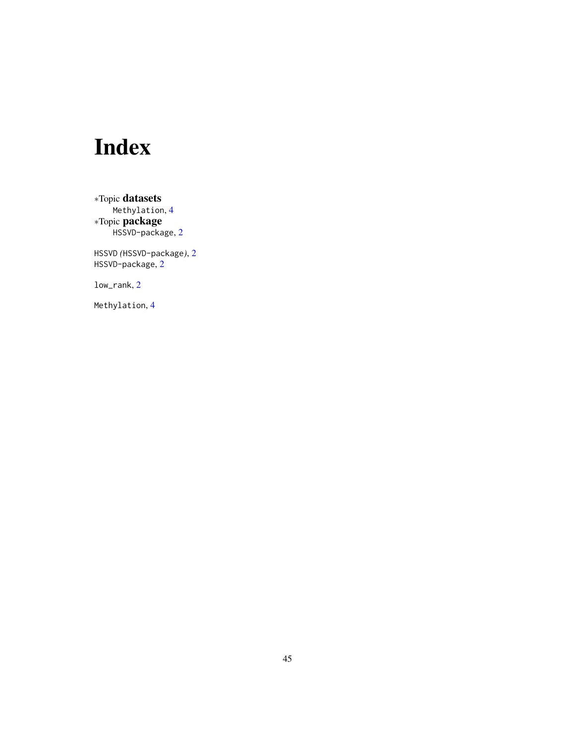# Index

*Topic **datasets**
    Methylation, 4
*Topic **package**
    HSSVD-package, 2

HSSVD (HSSVD-package), 2
HSSVD-package, 2

low_rank, 2

Methylation, 4